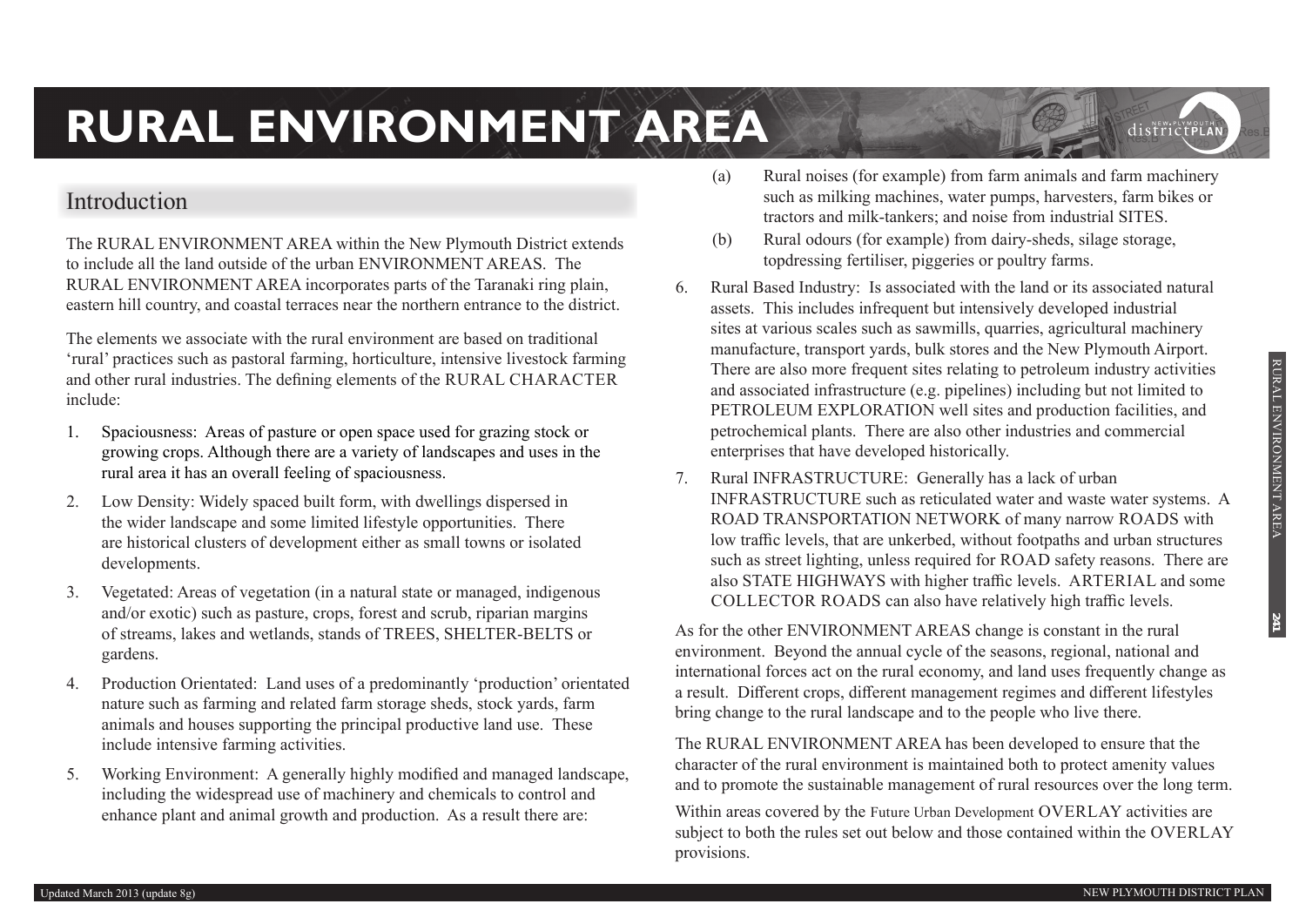# RURAL ENVIRONMENT AREA

## Introduction

The RURAL ENVIRONMENT AREA within the New Plymouth District extends to include all the land outside of the urban ENVIRONMENT AREAS. The RURAL ENVIRONMENT AREA incorporates parts of the Taranaki ring plain, eastern hill country, and coastal terraces near the northern entrance to the district.

The elements we associate with the rural environment are based on traditional 'rural' practices such as pastoral farming, horticulture, intensive livestock farming and other rural industries. The defining elements of the RURAL CHARACTER include:

1. Spaciousness: Areas of pasture or open space used for grazing stock or growing crops. Although there are a variety of landscapes and uses in the rural area it has an overall feeling of spaciousness.
2. Low Density: Widely spaced built form, with dwellings dispersed in the wider landscape and some limited lifestyle opportunities. There are historical clusters of development either as small towns or isolated developments.
3. Vegetated: Areas of vegetation (in a natural state or managed, indigenous and/or exotic) such as pasture, crops, forest and scrub, riparian margins of streams, lakes and wetlands, stands of TREES, SHELTER-BELTS or gardens.
4. Production Orientated: Land uses of a predominantly 'production' orientated nature such as farming and related farm storage sheds, stock yards, farm animals and houses supporting the principal productive land use. These include intensive farming activities.
5. Working Environment: A generally highly modified and managed landscape, including the widespread use of machinery and chemicals to control and enhance plant and animal growth and production. As a result there are:
   (a) Rural noises (for example) from farm animals and farm machinery such as milking machines, water pumps, harvesters, farm bikes or tractors and milk-tankers; and noise from industrial SITES.
   (b) Rural odours (for example) from dairy-sheds, silage storage, topdressing fertiliser, piggeries or poultry farms.
6. Rural Based Industry: Is associated with the land or its associated natural assets. This includes infrequent but intensively developed industrial sites at various scales such as sawmills, quarries, agricultural machinery manufacture, transport yards, bulk stores and the New Plymouth Airport. There are also more frequent sites relating to petroleum industry activities and associated infrastructure (e.g. pipelines) including but not limited to PETROLEUM EXPLORATION well sites and production facilities, and petrochemical plants. There are also other industries and commercial enterprises that have developed historically.
7. Rural INFRASTRUCTURE: Generally has a lack of urban INFRASTRUCTURE such as reticulated water and waste water systems. A ROAD TRANSPORTATION NETWORK of many narrow ROADS with low traffic levels, that are unkerbed, without footpaths and urban structures such as street lighting, unless required for ROAD safety reasons. There are also STATE HIGHWAYS with higher traffic levels. ARTERIAL and some COLLECTOR ROADS can also have relatively high traffic levels.

As for the other ENVIRONMENT AREAS change is constant in the rural environment. Beyond the annual cycle of the seasons, regional, national and international forces act on the rural economy, and land uses frequently change as a result. Different crops, different management regimes and different lifestyles bring change to the rural landscape and to the people who live there.

The RURAL ENVIRONMENT AREA has been developed to ensure that the character of the rural environment is maintained both to protect amenity values and to promote the sustainable management of rural resources over the long term.

Within areas covered by the Future Urban Development OVERLAY activities are subject to both the rules set out below and those contained within the OVERLAY provisions.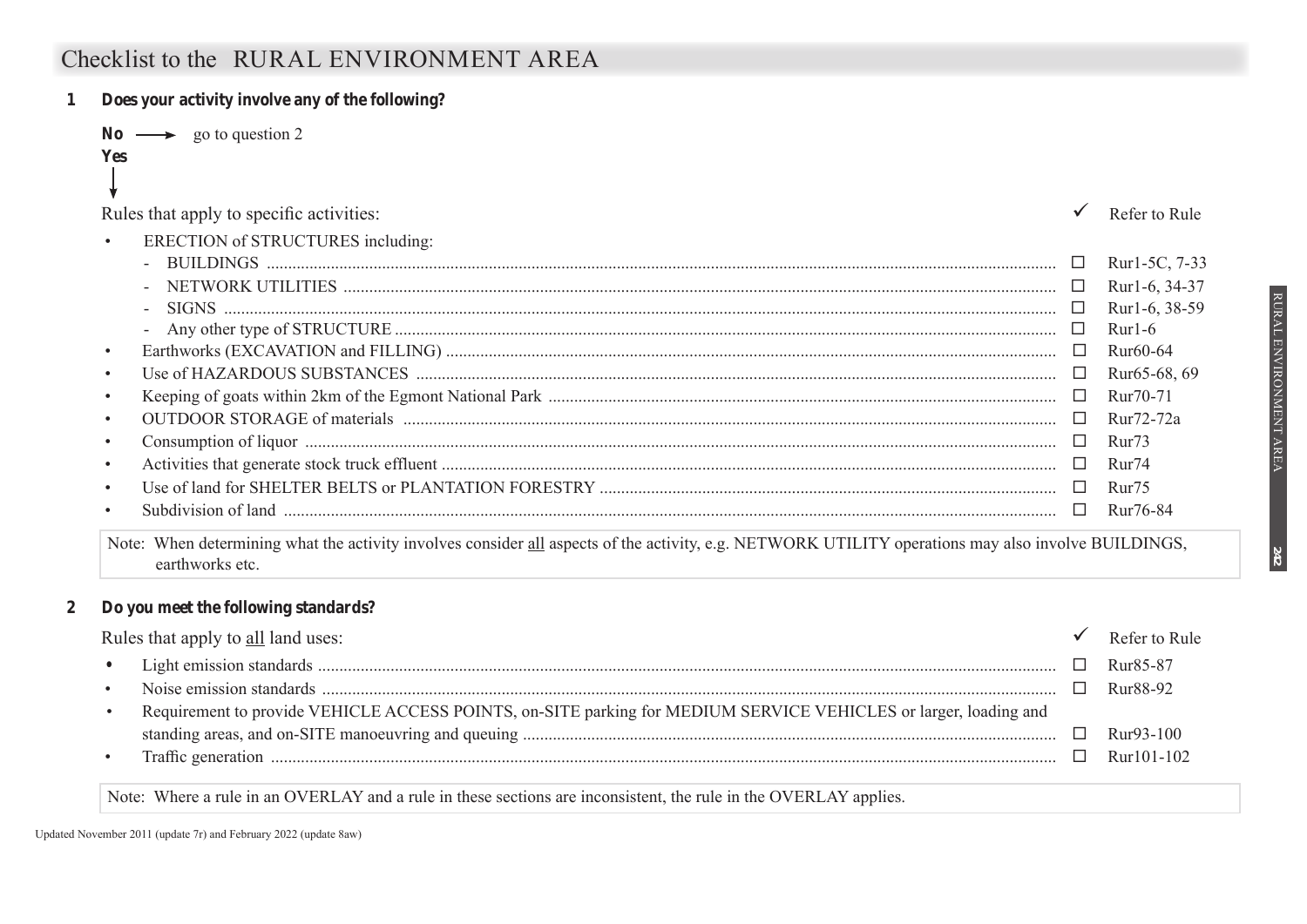# Checklist to the RURAL ENVIRONMENT AREA

**1 Does your activity involve any of the following?**

**No** ⟶ go to question 2

**Yes**

↓

| Rules that apply to specific activities: | ✓ | Refer to Rule |
|---|---|---|
| • ERECTION of STRUCTURES including: | | |
| - BUILDINGS | ☐ | Rur1-5C, 7-33 |
| - NETWORK UTILITIES | ☐ | Rur1-6, 34-37 |
| - SIGNS | ☐ | Rur1-6, 38-59 |
| - Any other type of STRUCTURE | ☐ | Rur1-6 |
| • Earthworks (EXCAVATION and FILLING) | ☐ | Rur60-64 |
| • Use of HAZARDOUS SUBSTANCES | ☐ | Rur65-68, 69 |
| • Keeping of goats within 2km of the Egmont National Park | ☐ | Rur70-71 |
| • OUTDOOR STORAGE of materials | ☐ | Rur72-72a |
| • Consumption of liquor | ☐ | Rur73 |
| • Activities that generate stock truck effluent | ☐ | Rur74 |
| • Use of land for SHELTER BELTS or PLANTATION FORESTRY | ☐ | Rur75 |
| • Subdivision of land | ☐ | Rur76-84 |

Note: When determining what the activity involves consider <u>all</u> aspects of the activity, e.g. NETWORK UTILITY operations may also involve BUILDINGS, earthworks etc.

**2 Do you meet the following standards?**

| Rules that apply to <u>all</u> land uses: | ✓ | Refer to Rule |
|---|---|---|
| • Light emission standards | ☐ | Rur85-87 |
| • Noise emission standards | ☐ | Rur88-92 |
| • Requirement to provide VEHICLE ACCESS POINTS, on-SITE parking for MEDIUM SERVICE VEHICLES or larger, loading and standing areas, and on-SITE manoeuvring and queuing | ☐ | Rur93-100 |
| • Traffic generation | ☐ | Rur101-102 |

Note: Where a rule in an OVERLAY and a rule in these sections are inconsistent, the rule in the OVERLAY applies.

Updated November 2011 (update 7r) and February 2022 (update 8aw)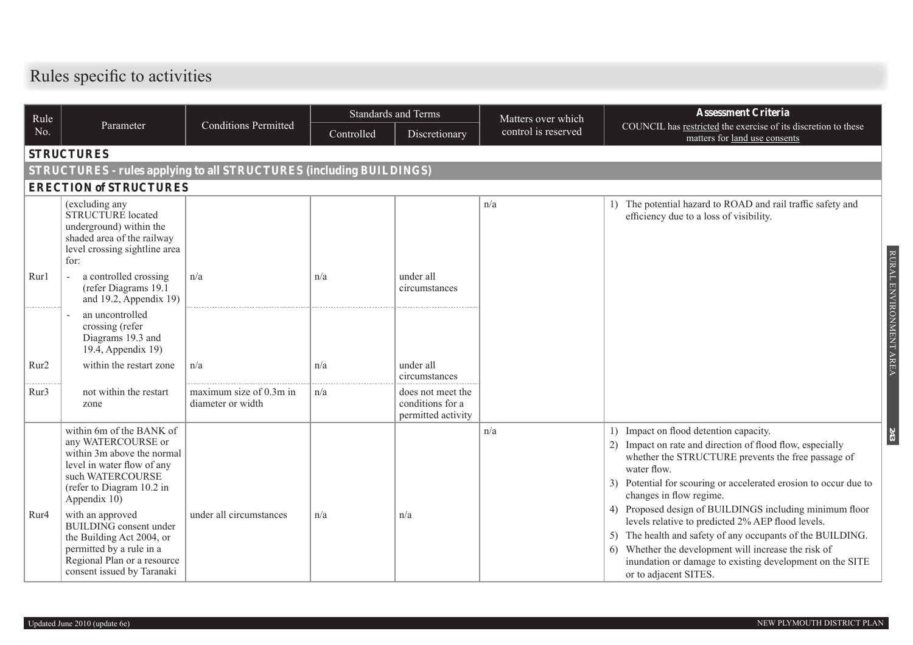# Rules specific to activities

| Rule No. | Parameter | Conditions Permitted | Standards and Terms | | Matters over which control is reserved | Assessment Criteria COUNCIL has restricted the exercise of its discretion to these matters for land use consents |
|---|---|---|---|---|---|---|
| | | | Controlled | Discretionary | | |
| **STRUCTURES** | | | | | | |
| **STRUCTURES - rules applying to all STRUCTURES (including BUILDINGS)** | | | | | | |
| **ERECTION of STRUCTURES** | | | | | | |
| | (excluding any STRUCTURE located underground) within the shaded area of the railway level crossing sightline area for: | | | | n/a | 1) The potential hazard to ROAD and rail traffic safety and efficiency due to a loss of visibility. |
| Rur1 | - a controlled crossing (refer Diagrams 19.1 and 19.2, Appendix 19) | n/a | n/a | under all circumstances | | |
| Rur2 | - an uncontrolled crossing (refer Diagrams 19.3 and 19.4, Appendix 19) within the restart zone | n/a | n/a | under all circumstances | | |
| Rur3 | not within the restart zone | maximum size of 0.3m in diameter or width | n/a | does not meet the conditions for a permitted activity | | |
| Rur4 | within 6m of the BANK of any WATERCOURSE or within 3m above the normal level in water flow of any such WATERCOURSE (refer to Diagram 10.2 in Appendix 10) with an approved BUILDING consent under the Building Act 2004, or permitted by a rule in a Regional Plan or a resource consent issued by Taranaki | under all circumstances | n/a | n/a | n/a | 1) Impact on flood detention capacity. 2) Impact on rate and direction of flood flow, especially whether the STRUCTURE prevents the free passage of water flow. 3) Potential for scouring or accelerated erosion to occur due to changes in flow regime. 4) Proposed design of BUILDINGS including minimum floor levels relative to predicted 2% AEP flood levels. 5) The health and safety of any occupants of the BUILDING. 6) Whether the development will increase the risk of inundation or damage to existing development on the SITE or to adjacent SITES. |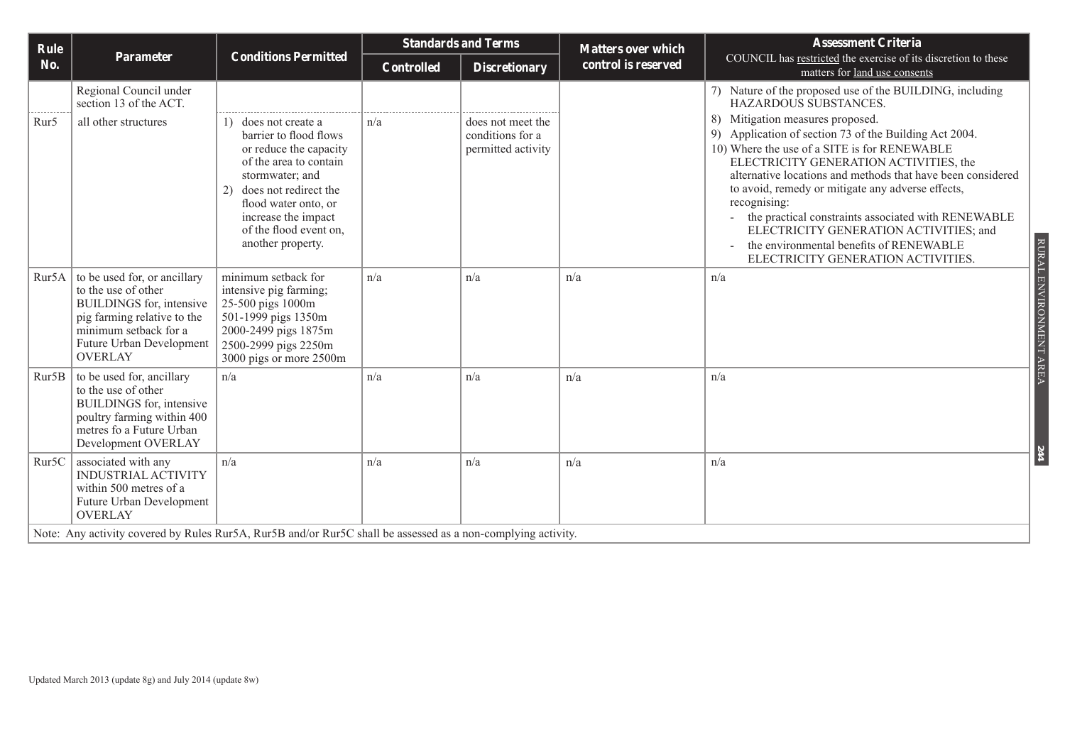| Rule No. | Parameter | Conditions Permitted | Standards and Terms | | Matters over which control is reserved | Assessment Criteria<br>COUNCIL has restricted the exercise of its discretion to these matters for land use consents |
|---|---|---|---|---|---|---|
| | | | Controlled | Discretionary | | |
| | Regional Council under section 13 of the ACT. | | | | | 7) Nature of the proposed use of the BUILDING, including HAZARDOUS SUBSTANCES. |
| Rur5 | all other structures | 1) does not create a barrier to flood flows or reduce the capacity of the area to contain stormwater; and<br>2) does not redirect the flood water onto, or increase the impact of the flood event on, another property. | n/a | does not meet the conditions for a permitted activity | | 8) Mitigation measures proposed.<br>9) Application of section 73 of the Building Act 2004.<br>10) Where the use of a SITE is for RENEWABLE ELECTRICITY GENERATION ACTIVITIES, the alternative locations and methods that have been considered to avoid, remedy or mitigate any adverse effects, recognising:<br>- the practical constraints associated with RENEWABLE ELECTRICITY GENERATION ACTIVITIES; and<br>- the environmental benefits of RENEWABLE ELECTRICITY GENERATION ACTIVITIES. |
| Rur5A | to be used for, or ancillary to the use of other BUILDINGS for, intensive pig farming relative to the minimum setback for a Future Urban Development OVERLAY | minimum setback for intensive pig farming;<br>25-500 pigs 1000m<br>501-1999 pigs 1350m<br>2000-2499 pigs 1875m<br>2500-2999 pigs 2250m<br>3000 pigs or more 2500m | n/a | n/a | n/a | n/a |
| Rur5B | to be used for, ancillary to the use of other BUILDINGS for, intensive poultry farming within 400 metres fo a Future Urban Development OVERLAY | n/a | n/a | n/a | n/a | n/a |
| Rur5C | associated with any INDUSTRIAL ACTIVITY within 500 metres of a Future Urban Development OVERLAY | n/a | n/a | n/a | n/a | n/a |

Note: Any activity covered by Rules Rur5A, Rur5B and/or Rur5C shall be assessed as a non-complying activity.

Updated March 2013 (update 8g) and July 2014 (update 8w)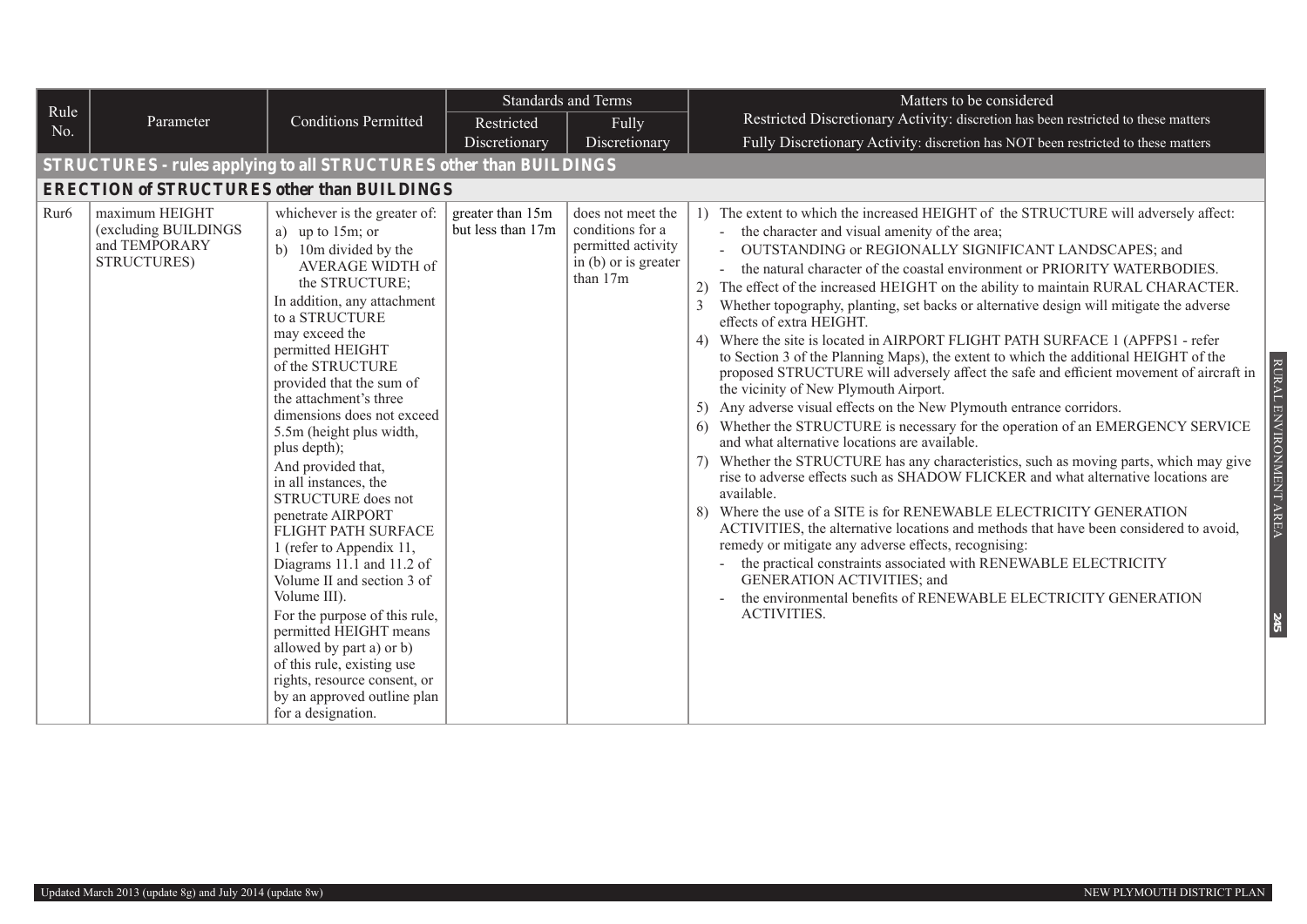| Rule No. | Parameter | Conditions Permitted | Standards and Terms | | Matters to be considered |
|---|---|---|---|---|---|
| | | | Restricted Discretionary | Fully Discretionary | Restricted Discretionary Activity: discretion has been restricted to these matters<br>Fully Discretionary Activity: discretion has NOT been restricted to these matters |
| **STRUCTURES - rules applying to all STRUCTURES other than BUILDINGS** | | | | | |
| **ERECTION of STRUCTURES other than BUILDINGS** | | | | | |
| Rur6 | maximum HEIGHT (excluding BUILDINGS and TEMPORARY STRUCTURES) | whichever is the greater of:<br>a) up to 15m; or<br>b) 10m divided by the AVERAGE WIDTH of the STRUCTURE;<br>In addition, any attachment to a STRUCTURE may exceed the permitted HEIGHT of the STRUCTURE provided that the sum of the attachment's three dimensions does not exceed 5.5m (height plus width, plus depth);<br>And provided that, in all instances, the STRUCTURE does not penetrate AIRPORT FLIGHT PATH SURFACE 1 (refer to Appendix 11, Diagrams 11.1 and 11.2 of Volume II and section 3 of Volume III).<br>For the purpose of this rule, permitted HEIGHT means allowed by part a) or b) of this rule, existing use rights, resource consent, or by an approved outline plan for a designation. | greater than 15m but less than 17m | does not meet the conditions for a permitted activity in (b) or is greater than 17m | 1) The extent to which the increased HEIGHT of the STRUCTURE will adversely affect:<br>- the character and visual amenity of the area;<br>- OUTSTANDING or REGIONALLY SIGNIFICANT LANDSCAPES; and<br>- the natural character of the coastal environment or PRIORITY WATERBODIES.<br>2) The effect of the increased HEIGHT on the ability to maintain RURAL CHARACTER.<br>3 Whether topography, planting, set backs or alternative design will mitigate the adverse effects of extra HEIGHT.<br>4) Where the site is located in AIRPORT FLIGHT PATH SURFACE 1 (APFPS1 - refer to Section 3 of the Planning Maps), the extent to which the additional HEIGHT of the proposed STRUCTURE will adversely affect the safe and efficient movement of aircraft in the vicinity of New Plymouth Airport.<br>5) Any adverse visual effects on the New Plymouth entrance corridors.<br>6) Whether the STRUCTURE is necessary for the operation of an EMERGENCY SERVICE and what alternative locations are available.<br>7) Whether the STRUCTURE has any characteristics, such as moving parts, which may give rise to adverse effects such as SHADOW FLICKER and what alternative locations are available.<br>8) Where the use of a SITE is for RENEWABLE ELECTRICITY GENERATION ACTIVITIES, the alternative locations and methods that have been considered to avoid, remedy or mitigate any adverse effects, recognising:<br>- the practical constraints associated with RENEWABLE ELECTRICITY GENERATION ACTIVITIES; and<br>- the environmental benefits of RENEWABLE ELECTRICITY GENERATION ACTIVITIES. |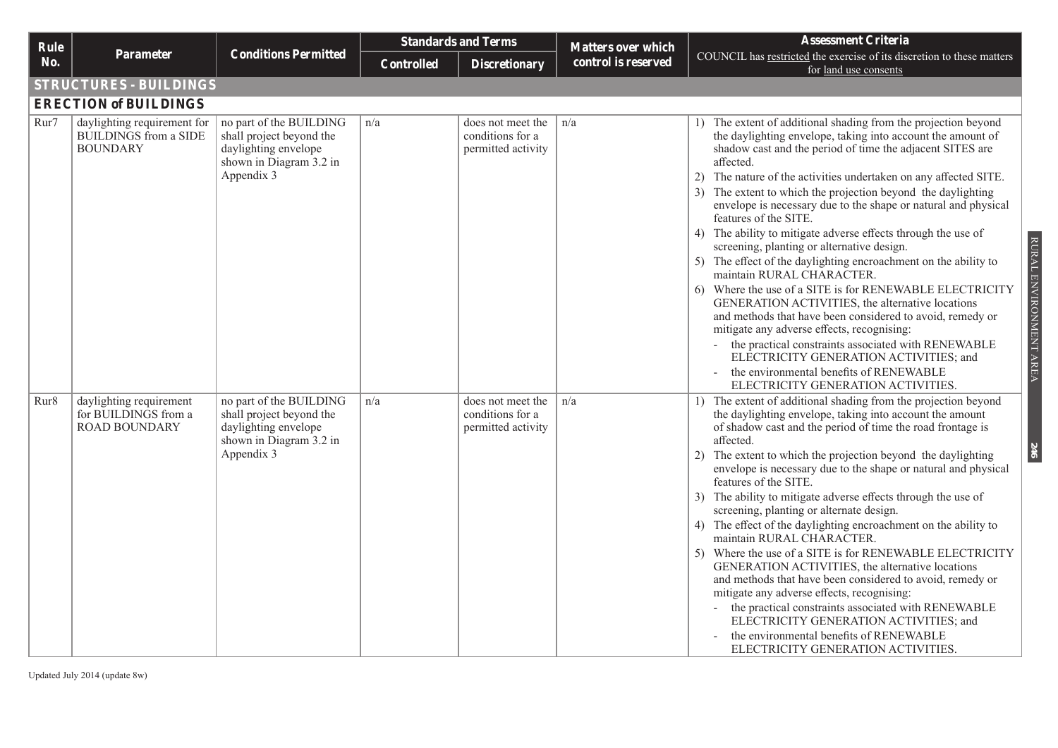| Rule No. | Parameter | Conditions Permitted | Standards and Terms | | Matters over which control is reserved | Assessment Criteria |
|---|---|---|---|---|---|---|
| | | | Controlled | Discretionary | | COUNCIL has restricted the exercise of its discretion to these matters for land use consents |
| **STRUCTURES - BUILDINGS** | | | | | | |
| **ERECTION of BUILDINGS** | | | | | | |
| Rur7 | daylighting requirement for BUILDINGS from a SIDE BOUNDARY | no part of the BUILDING shall project beyond the daylighting envelope shown in Diagram 3.2 in Appendix 3 | n/a | does not meet the conditions for a permitted activity | n/a | 1) The extent of additional shading from the projection beyond the daylighting envelope, taking into account the amount of shadow cast and the period of time the adjacent SITES are affected.<br>2) The nature of the activities undertaken on any affected SITE.<br>3) The extent to which the projection beyond the daylighting envelope is necessary due to the shape or natural and physical features of the SITE.<br>4) The ability to mitigate adverse effects through the use of screening, planting or alternative design.<br>5) The effect of the daylighting encroachment on the ability to maintain RURAL CHARACTER.<br>6) Where the use of a SITE is for RENEWABLE ELECTRICITY GENERATION ACTIVITIES, the alternative locations and methods that have been considered to avoid, remedy or mitigate any adverse effects, recognising:<br>- the practical constraints associated with RENEWABLE ELECTRICITY GENERATION ACTIVITIES; and<br>- the environmental benefits of RENEWABLE ELECTRICITY GENERATION ACTIVITIES. |
| Rur8 | daylighting requirement for BUILDINGS from a ROAD BOUNDARY | no part of the BUILDING shall project beyond the daylighting envelope shown in Diagram 3.2 in Appendix 3 | n/a | does not meet the conditions for a permitted activity | n/a | 1) The extent of additional shading from the projection beyond the daylighting envelope, taking into account the amount of shadow cast and the period of time the road frontage is affected.<br>2) The extent to which the projection beyond the daylighting envelope is necessary due to the shape or natural and physical features of the SITE.<br>3) The ability to mitigate adverse effects through the use of screening, planting or alternate design.<br>4) The effect of the daylighting encroachment on the ability to maintain RURAL CHARACTER.<br>5) Where the use of a SITE is for RENEWABLE ELECTRICITY GENERATION ACTIVITIES, the alternative locations and methods that have been considered to avoid, remedy or mitigate any adverse effects, recognising:<br>- the practical constraints associated with RENEWABLE ELECTRICITY GENERATION ACTIVITIES; and<br>- the environmental benefits of RENEWABLE ELECTRICITY GENERATION ACTIVITIES. |

Updated July 2014 (update 8w)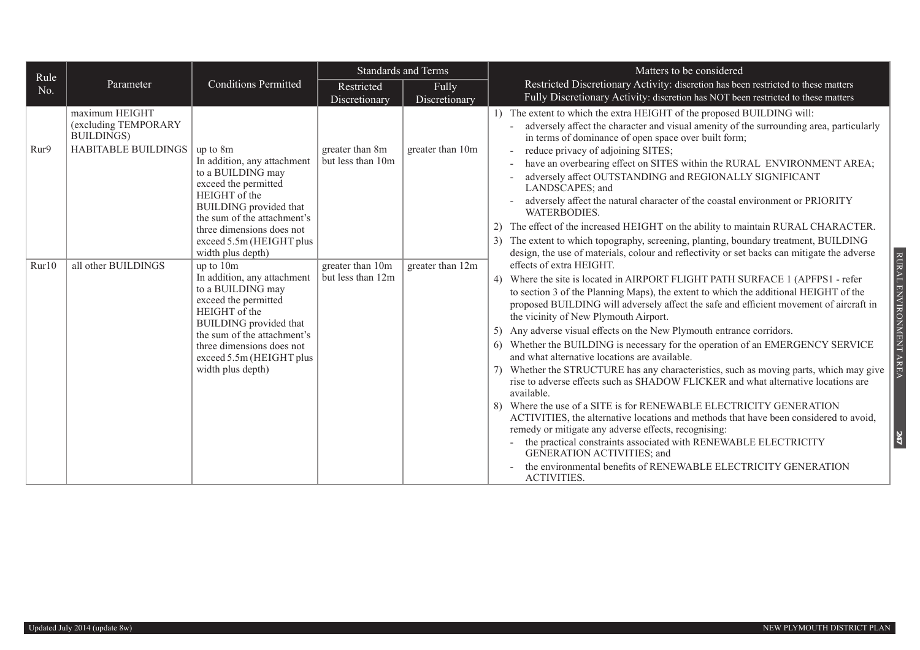| Rule No. | Parameter | Conditions Permitted | Standards and Terms | | Matters to be considered |
|---|---|---|---|---|---|
| | | | Restricted Discretionary | Fully Discretionary | Restricted Discretionary Activity: discretion has been restricted to these matters<br>Fully Discretionary Activity: discretion has NOT been restricted to these matters |
| | maximum HEIGHT (excluding TEMPORARY BUILDINGS) | | | | 1) The extent to which the extra HEIGHT of the proposed BUILDING will:<br>- adversely affect the character and visual amenity of the surrounding area, particularly in terms of dominance of open space over built form;<br>- reduce privacy of adjoining SITES;<br>- have an overbearing effect on SITES within the RURAL ENVIRONMENT AREA;<br>- adversely affect OUTSTANDING and REGIONALLY SIGNIFICANT LANDSCAPES; and<br>- adversely affect the natural character of the coastal environment or PRIORITY WATERBODIES.<br>2) The effect of the increased HEIGHT on the ability to maintain RURAL CHARACTER.<br>3) The extent to which topography, screening, planting, boundary treatment, BUILDING design, the use of materials, colour and reflectivity or set backs can mitigate the adverse effects of extra HEIGHT.<br>4) Where the site is located in AIRPORT FLIGHT PATH SURFACE 1 (APFPS1 - refer to section 3 of the Planning Maps), the extent to which the additional HEIGHT of the proposed BUILDING will adversely affect the safe and efficient movement of aircraft in the vicinity of New Plymouth Airport.<br>5) Any adverse visual effects on the New Plymouth entrance corridors.<br>6) Whether the BUILDING is necessary for the operation of an EMERGENCY SERVICE and what alternative locations are available.<br>7) Whether the STRUCTURE has any characteristics, such as moving parts, which may give rise to adverse effects such as SHADOW FLICKER and what alternative locations are available.<br>8) Where the use of a SITE is for RENEWABLE ELECTRICITY GENERATION ACTIVITIES, the alternative locations and methods that have been considered to avoid, remedy or mitigate any adverse effects, recognising:<br>- the practical constraints associated with RENEWABLE ELECTRICITY GENERATION ACTIVITIES; and<br>- the environmental benefits of RENEWABLE ELECTRICITY GENERATION ACTIVITIES. |
| Rur9 | HABITABLE BUILDINGS | up to 8m<br>In addition, any attachment to a BUILDING may exceed the permitted HEIGHT of the BUILDING provided that the sum of the attachment's three dimensions does not exceed 5.5m (HEIGHT plus width plus depth) | greater than 8m but less than 10m | greater than 10m | |
| Rur10 | all other BUILDINGS | up to 10m<br>In addition, any attachment to a BUILDING may exceed the permitted HEIGHT of the BUILDING provided that the sum of the attachment's three dimensions does not exceed 5.5m (HEIGHT plus width plus depth) | greater than 10m but less than 12m | greater than 12m | |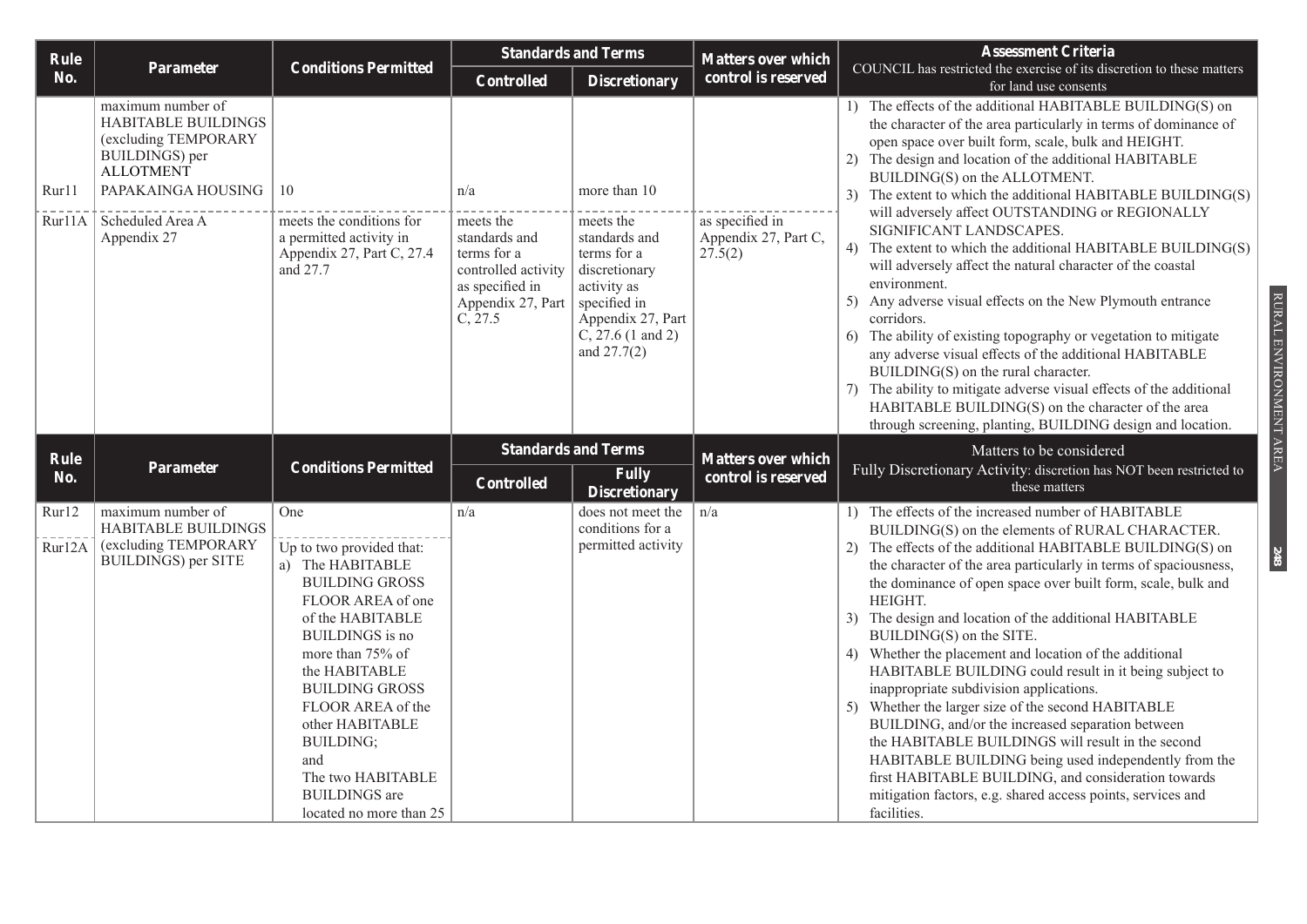| Rule No. | Parameter | Conditions Permitted | Standards and Terms | | Matters over which control is reserved | Assessment Criteria<br>COUNCIL has restricted the exercise of its discretion to these matters for land use consents |
|---|---|---|---|---|---|---|
| | | | Controlled | Discretionary | | |
| Rur11 | maximum number of HABITABLE BUILDINGS (excluding TEMPORARY BUILDINGS) per ALLOTMENT<br>PAPAKAINGA HOUSING | 10 | n/a | more than 10 | | 1) The effects of the additional HABITABLE BUILDING(S) on the character of the area particularly in terms of dominance of open space over built form, scale, bulk and HEIGHT.<br>2) The design and location of the additional HABITABLE BUILDING(S) on the ALLOTMENT.<br>3) The extent to which the additional HABITABLE BUILDING(S) will adversely affect OUTSTANDING or REGIONALLY SIGNIFICANT LANDSCAPES.<br>4) The extent to which the additional HABITABLE BUILDING(S) will adversely affect the natural character of the coastal environment.<br>5) Any adverse visual effects on the New Plymouth entrance corridors.<br>6) The ability of existing topography or vegetation to mitigate any adverse visual effects of the additional HABITABLE BUILDING(S) on the rural character.<br>7) The ability to mitigate adverse visual effects of the additional HABITABLE BUILDING(S) on the character of the area through screening, planting, BUILDING design and location. |
| Rur11A | Scheduled Area A Appendix 27 | meets the conditions for a permitted activity in Appendix 27, Part C, 27.4 and 27.7 | meets the standards and terms for a controlled activity as specified in Appendix 27, Part C, 27.5 | meets the standards and terms for a discretionary activity as specified in Appendix 27, Part C, 27.6 (1 and 2) and 27.7(2) | as specified in Appendix 27, Part C, 27.5(2) | |

| Rule No. | Parameter | Conditions Permitted | Standards and Terms | | Matters over which control is reserved | Matters to be considered<br>Fully Discretionary Activity: discretion has NOT been restricted to these matters |
|---|---|---|---|---|---|---|
| | | | Controlled | Fully Discretionary | | |
| Rur12 | maximum number of HABITABLE BUILDINGS (excluding TEMPORARY BUILDINGS) per SITE | One | n/a | does not meet the conditions for a permitted activity | n/a | 1) The effects of the increased number of HABITABLE BUILDING(S) on the elements of RURAL CHARACTER.<br>2) The effects of the additional HABITABLE BUILDING(S) on the character of the area particularly in terms of spaciousness, the dominance of open space over built form, scale, bulk and HEIGHT.<br>3) The design and location of the additional HABITABLE BUILDING(S) on the SITE.<br>4) Whether the placement and location of the additional HABITABLE BUILDING could result in it being subject to inappropriate subdivision applications.<br>5) Whether the larger size of the second HABITABLE BUILDING, and/or the increased separation between the HABITABLE BUILDINGS will result in the second HABITABLE BUILDING being used independently from the first HABITABLE BUILDING, and consideration towards mitigation factors, e.g. shared access points, services and facilities. |
| Rur12A | | Up to two provided that:<br>a) The HABITABLE BUILDING GROSS FLOOR AREA of one of the HABITABLE BUILDINGS is no more than 75% of the HABITABLE BUILDING GROSS FLOOR AREA of the other HABITABLE BUILDING;<br>and<br>The two HABITABLE BUILDINGS are located no more than 25 | | | | |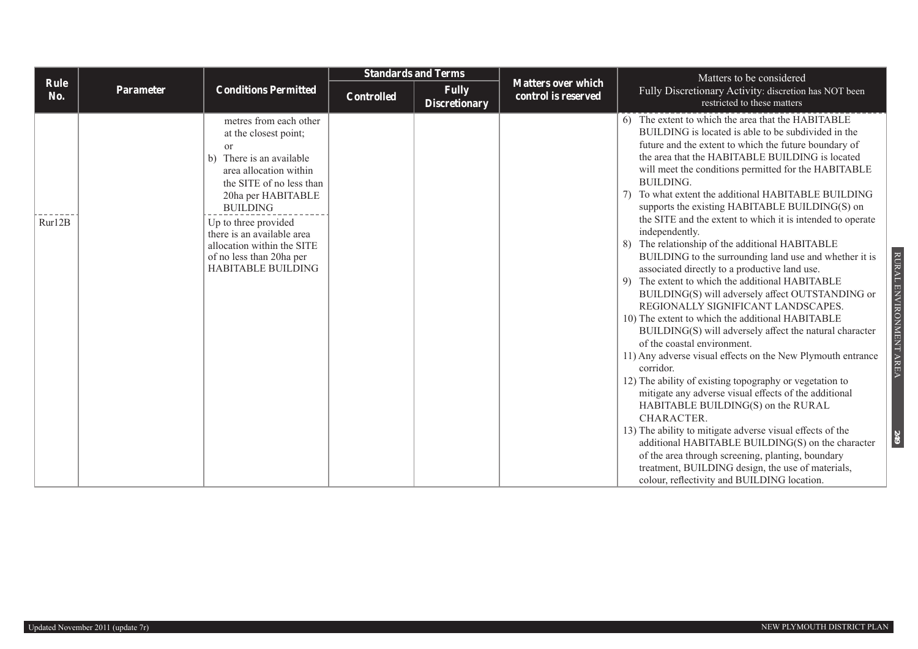| Rule No. | Parameter | Conditions Permitted | Standards and Terms | | Matters over which control is reserved | Matters to be considered Fully Discretionary Activity: discretion has NOT been restricted to these matters |
|---|---|---|---|---|---|---|
| | | | Controlled | Fully Discretionary | | |
| | | metres from each other at the closest point; or b) There is an available area allocation within the SITE of no less than 20ha per HABITABLE BUILDING | | | | 6) The extent to which the area that the HABITABLE BUILDING is located is able to be subdivided in the future and the extent to which the future boundary of the area that the HABITABLE BUILDING is located will meet the conditions permitted for the HABITABLE BUILDING. 7) To what extent the additional HABITABLE BUILDING supports the existing HABITABLE BUILDING(S) on the SITE and the extent to which it is intended to operate independently. 8) The relationship of the additional HABITABLE BUILDING to the surrounding land use and whether it is associated directly to a productive land use. 9) The extent to which the additional HABITABLE BUILDING(S) will adversely affect OUTSTANDING or REGIONALLY SIGNIFICANT LANDSCAPES. 10) The extent to which the additional HABITABLE BUILDING(S) will adversely affect the natural character of the coastal environment. 11) Any adverse visual effects on the New Plymouth entrance corridor. 12) The ability of existing topography or vegetation to mitigate any adverse visual effects of the additional HABITABLE BUILDING(S) on the RURAL CHARACTER. 13) The ability to mitigate adverse visual effects of the additional HABITABLE BUILDING(S) on the character of the area through screening, planting, boundary treatment, BUILDING design, the use of materials, colour, reflectivity and BUILDING location. |
| Rur12B | | Up to three provided there is an available area allocation within the SITE of no less than 20ha per HABITABLE BUILDING | | | | |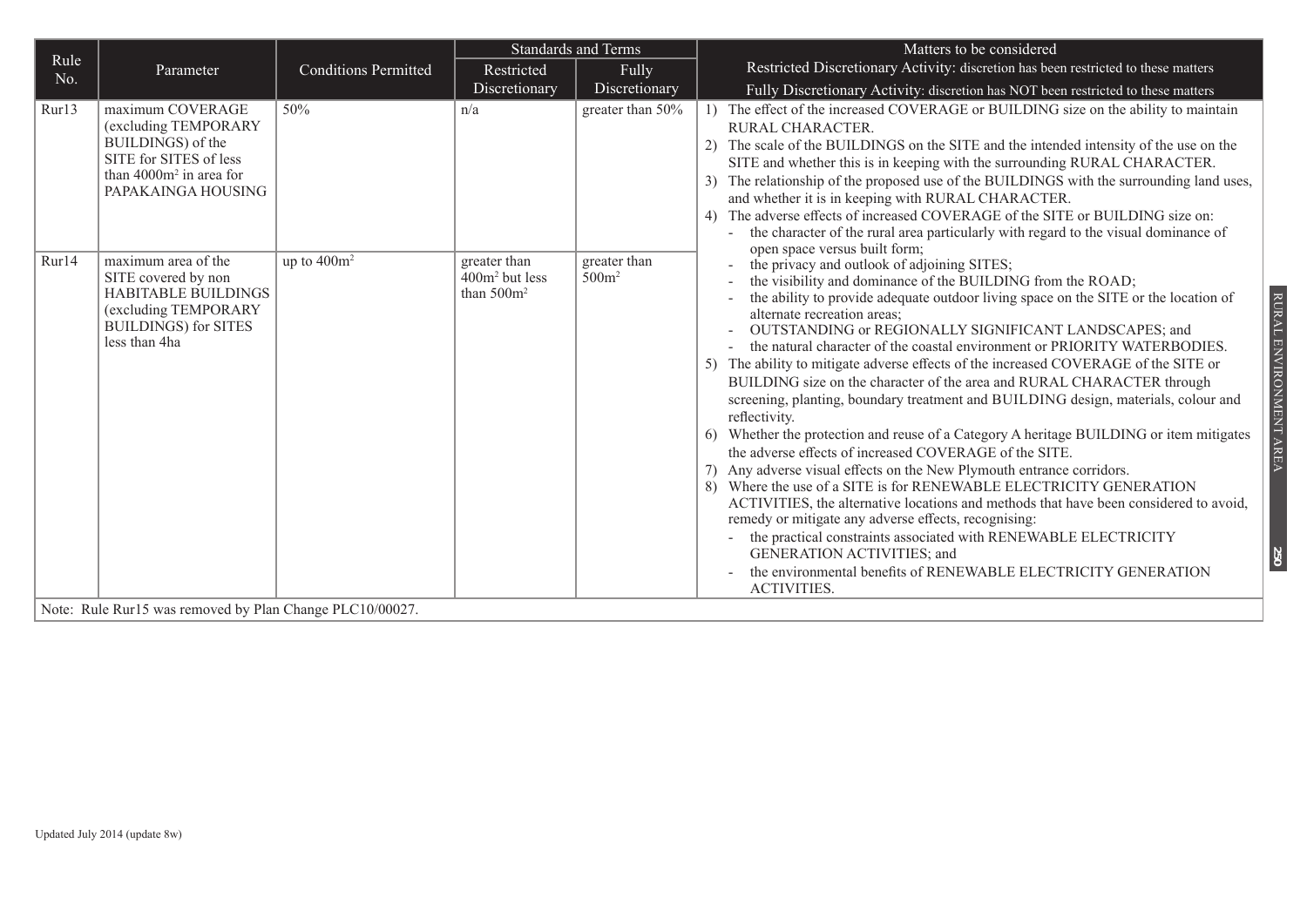| Rule No. | Parameter | Conditions Permitted | Standards and Terms | | Matters to be considered |
|---|---|---|---|---|---|
| | | | Restricted Discretionary | Fully Discretionary | Restricted Discretionary Activity: discretion has been restricted to these matters<br>Fully Discretionary Activity: discretion has NOT been restricted to these matters |
| Rur13 | maximum COVERAGE (excluding TEMPORARY BUILDINGS) of the SITE for SITES of less than 4000m² in area for PAPAKAINGA HOUSING | 50% | n/a | greater than 50% | 1) The effect of the increased COVERAGE or BUILDING size on the ability to maintain RURAL CHARACTER.<br>2) The scale of the BUILDINGS on the SITE and the intended intensity of the use on the SITE and whether this is in keeping with the surrounding RURAL CHARACTER.<br>3) The relationship of the proposed use of the BUILDINGS with the surrounding land uses, and whether it is in keeping with RURAL CHARACTER.<br>4) The adverse effects of increased COVERAGE of the SITE or BUILDING size on:<br>- the character of the rural area particularly with regard to the visual dominance of open space versus built form;<br>- the privacy and outlook of adjoining SITES;<br>- the visibility and dominance of the BUILDING from the ROAD;<br>- the ability to provide adequate outdoor living space on the SITE or the location of alternate recreation areas;<br>- OUTSTANDING or REGIONALLY SIGNIFICANT LANDSCAPES; and<br>- the natural character of the coastal environment or PRIORITY WATERBODIES.<br>5) The ability to mitigate adverse effects of the increased COVERAGE of the SITE or BUILDING size on the character of the area and RURAL CHARACTER through screening, planting, boundary treatment and BUILDING design, materials, colour and reflectivity.<br>6) Whether the protection and reuse of a Category A heritage BUILDING or item mitigates the adverse effects of increased COVERAGE of the SITE.<br>7) Any adverse visual effects on the New Plymouth entrance corridors.<br>8) Where the use of a SITE is for RENEWABLE ELECTRICITY GENERATION ACTIVITIES, the alternative locations and methods that have been considered to avoid, remedy or mitigate any adverse effects, recognising:<br>- the practical constraints associated with RENEWABLE ELECTRICITY GENERATION ACTIVITIES; and<br>- the environmental benefits of RENEWABLE ELECTRICITY GENERATION ACTIVITIES. |
| Rur14 | maximum area of the SITE covered by non HABITABLE BUILDINGS (excluding TEMPORARY BUILDINGS) for SITES less than 4ha | up to 400m² | greater than 400m² but less than 500m² | greater than 500m² | |

Note: Rule Rur15 was removed by Plan Change PLC10/00027.

Updated July 2014 (update 8w)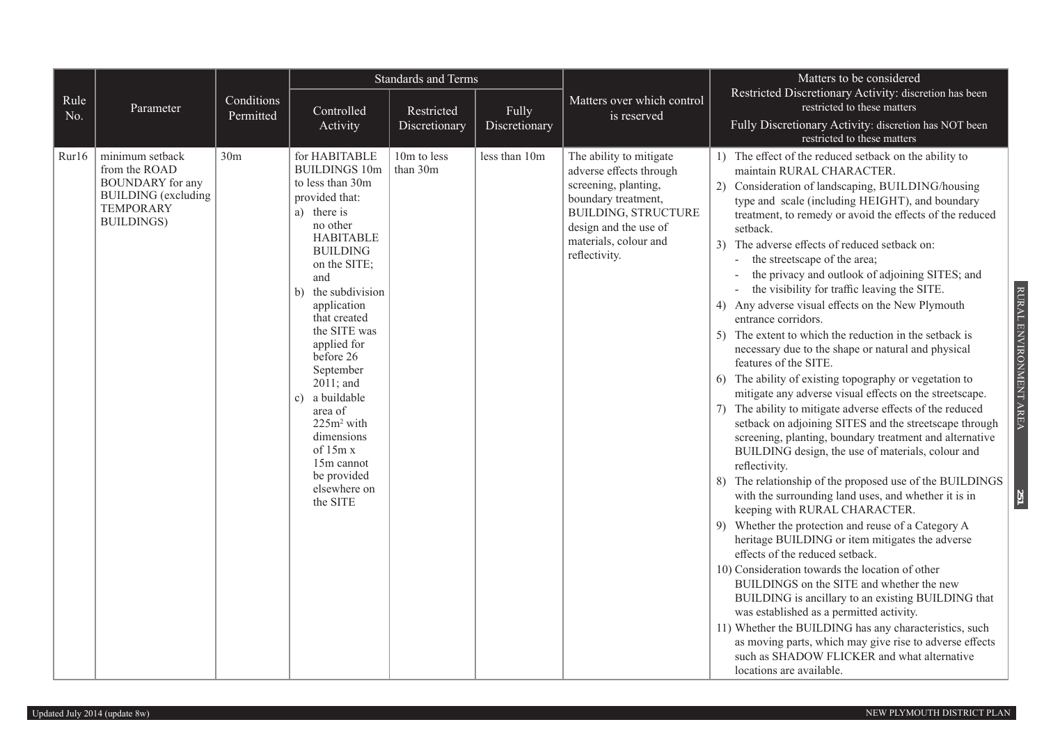| Rule No. | Parameter | Conditions Permitted | Standards and Terms | | | Matters over which control is reserved | Matters to be considered Restricted Discretionary Activity: discretion has been restricted to these matters Fully Discretionary Activity: discretion has NOT been restricted to these matters |
|---|---|---|---|---|---|---|---|
| | | | Controlled Activity | Restricted Discretionary | Fully Discretionary | | |
| Rur16 | minimum setback from the ROAD BOUNDARY for any BUILDING (excluding TEMPORARY BUILDINGS) | 30m | for HABITABLE BUILDINGS 10m to less than 30m provided that: a) there is no other HABITABLE BUILDING on the SITE; and b) the subdivision application that created the SITE was applied for before 26 September 2011; and c) a buildable area of $225m^2$ with dimensions of 15m x 15m cannot be provided elsewhere on the SITE | 10m to less than 30m | less than 10m | The ability to mitigate adverse effects through screening, planting, boundary treatment, BUILDING, STRUCTURE design and the use of materials, colour and reflectivity. | 1) The effect of the reduced setback on the ability to maintain RURAL CHARACTER. 2) Consideration of landscaping, BUILDING/housing type and scale (including HEIGHT), and boundary treatment, to remedy or avoid the effects of the reduced setback. 3) The adverse effects of reduced setback on: - the streetscape of the area; - the privacy and outlook of adjoining SITES; and - the visibility for traffic leaving the SITE. 4) Any adverse visual effects on the New Plymouth entrance corridors. 5) The extent to which the reduction in the setback is necessary due to the shape or natural and physical features of the SITE. 6) The ability of existing topography or vegetation to mitigate any adverse visual effects on the streetscape. 7) The ability to mitigate adverse effects of the reduced setback on adjoining SITES and the streetscape through screening, planting, boundary treatment and alternative BUILDING design, the use of materials, colour and reflectivity. 8) The relationship of the proposed use of the BUILDINGS with the surrounding land uses, and whether it is in keeping with RURAL CHARACTER. 9) Whether the protection and reuse of a Category A heritage BUILDING or item mitigates the adverse effects of the reduced setback. 10) Consideration towards the location of other BUILDINGS on the SITE and whether the new BUILDING is ancillary to an existing BUILDING that was established as a permitted activity. 11) Whether the BUILDING has any characteristics, such as moving parts, which may give rise to adverse effects such as SHADOW FLICKER and what alternative locations are available. |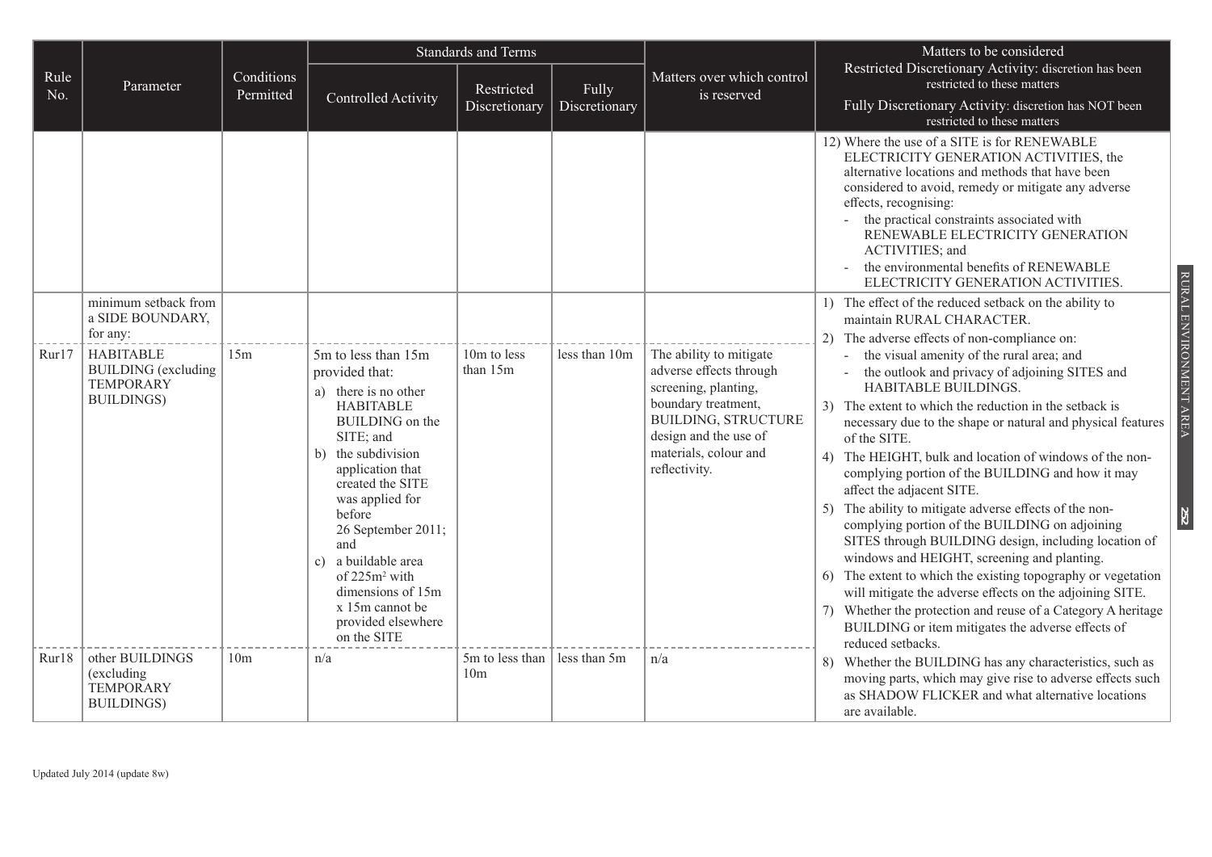| Rule No. | Parameter | Conditions Permitted | Standards and Terms | | | Matters over which control is reserved | Matters to be considered |
|---|---|---|---|---|---|---|---|
| | | | Controlled Activity | Restricted Discretionary | Fully Discretionary | | Restricted Discretionary Activity: discretion has been restricted to these matters<br>Fully Discretionary Activity: discretion has NOT been restricted to these matters |
| | | | | | | | 12) Where the use of a SITE is for RENEWABLE ELECTRICITY GENERATION ACTIVITIES, the alternative locations and methods that have been considered to avoid, remedy or mitigate any adverse effects, recognising:<br>- the practical constraints associated with RENEWABLE ELECTRICITY GENERATION ACTIVITIES; and<br>- the environmental benefits of RENEWABLE ELECTRICITY GENERATION ACTIVITIES. |
| | minimum setback from a SIDE BOUNDARY, for any: | | | | | | 1) The effect of the reduced setback on the ability to maintain RURAL CHARACTER.<br>2) The adverse effects of non-compliance on:<br>- the visual amenity of the rural area; and<br>- the outlook and privacy of adjoining SITES and HABITABLE BUILDINGS.<br>3) The extent to which the reduction in the setback is necessary due to the shape or natural and physical features of the SITE.<br>4) The HEIGHT, bulk and location of windows of the non-complying portion of the BUILDING and how it may affect the adjacent SITE.<br>5) The ability to mitigate adverse effects of the non-complying portion of the BUILDING on adjoining SITES through BUILDING design, including location of windows and HEIGHT, screening and planting.<br>6) The extent to which the existing topography or vegetation will mitigate the adverse effects on the adjoining SITE.<br>7) Whether the protection and reuse of a Category A heritage BUILDING or item mitigates the adverse effects of reduced setbacks.<br>8) Whether the BUILDING has any characteristics, such as moving parts, which may give rise to adverse effects such as SHADOW FLICKER and what alternative locations are available. |
| Rur17 | HABITABLE BUILDING (excluding TEMPORARY BUILDINGS) | 15m | 5m to less than 15m provided that:<br>a) there is no other HABITABLE BUILDING on the SITE; and<br>b) the subdivision application that created the SITE was applied for before 26 September 2011; and<br>c) a buildable area of 225m² with dimensions of 15m x 15m cannot be provided elsewhere on the SITE | 10m to less than 15m | less than 10m | The ability to mitigate adverse effects through screening, planting, boundary treatment, BUILDING, STRUCTURE design and the use of materials, colour and reflectivity. | |
| Rur18 | other BUILDINGS (excluding TEMPORARY BUILDINGS) | 10m | n/a | 5m to less than 10m | less than 5m | n/a | |

Updated July 2014 (update 8w)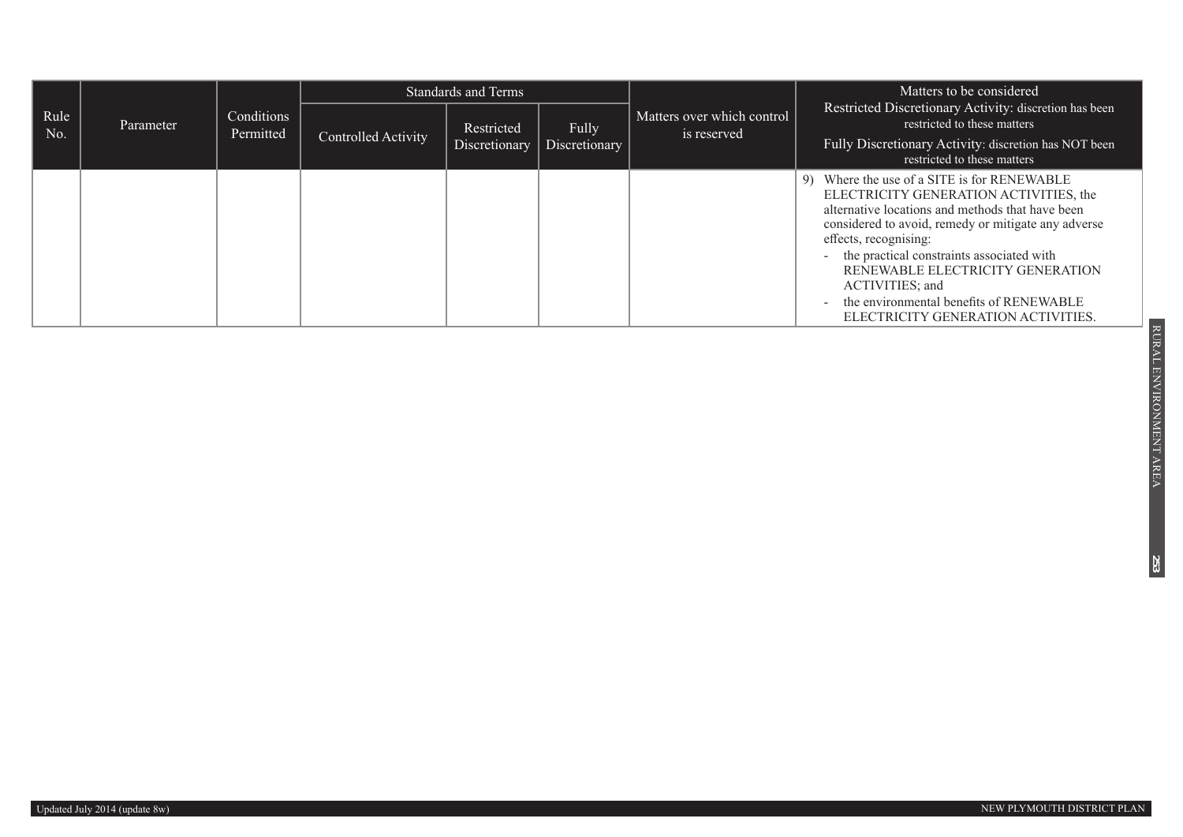| Rule No. | Parameter | Conditions Permitted | Standards and Terms | | | Matters over which control is reserved | Matters to be considered<br>Restricted Discretionary Activity: discretion has been restricted to these matters<br>Fully Discretionary Activity: discretion has NOT been restricted to these matters |
|---|---|---|---|---|---|---|---|
| | | | Controlled Activity | Restricted Discretionary | Fully Discretionary | | |
| | | | | | | | 9) Where the use of a SITE is for RENEWABLE ELECTRICITY GENERATION ACTIVITIES, the alternative locations and methods that have been considered to avoid, remedy or mitigate any adverse effects, recognising:<br>- the practical constraints associated with RENEWABLE ELECTRICITY GENERATION ACTIVITIES; and<br>- the environmental benefits of RENEWABLE ELECTRICITY GENERATION ACTIVITIES. |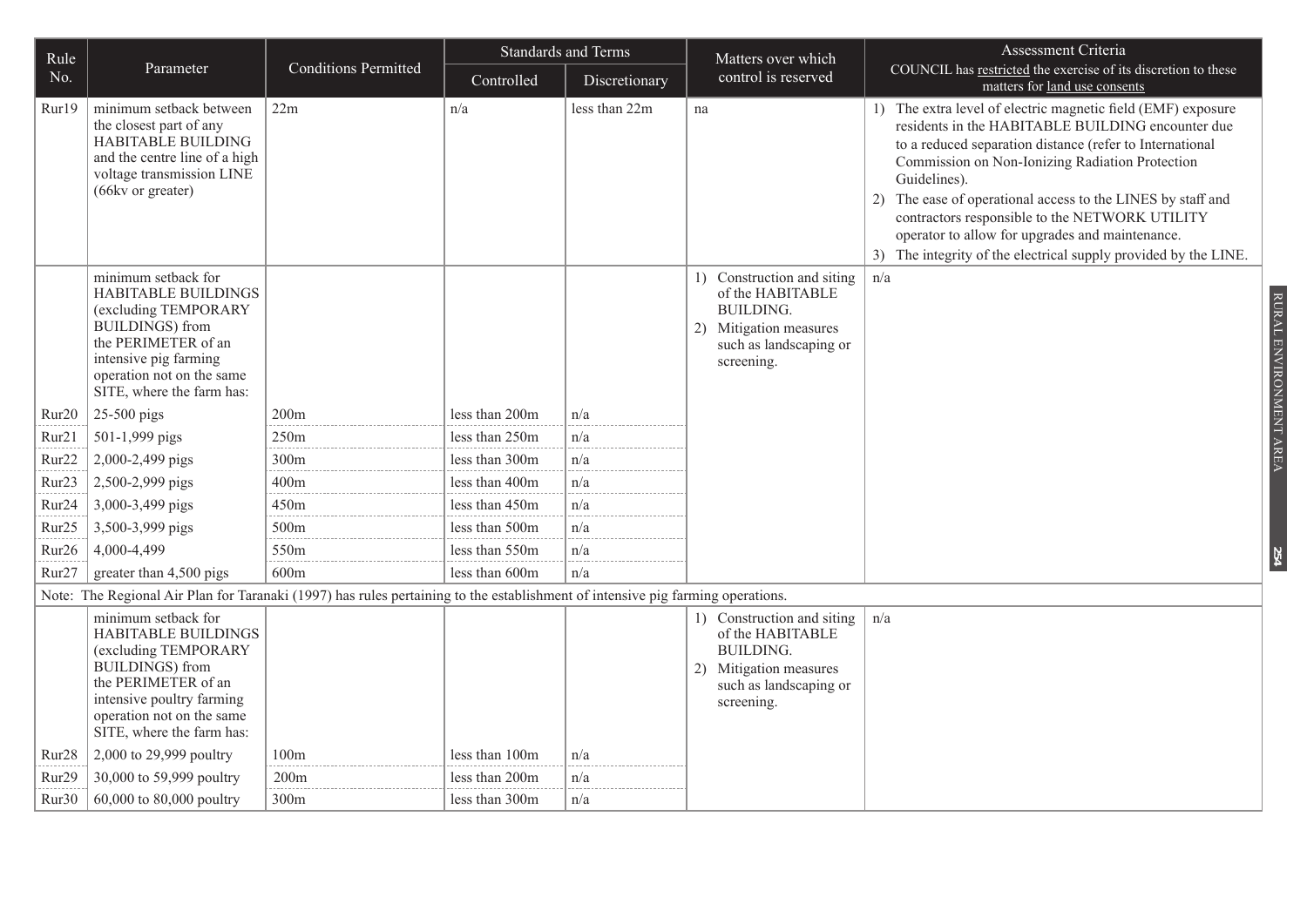| Rule No. | Parameter | Conditions Permitted | Standards and Terms | | Matters over which control is reserved | Assessment Criteria COUNCIL has restricted the exercise of its discretion to these matters for land use consents |
|---|---|---|---|---|---|---|
| | | | Controlled | Discretionary | | |
| Rur19 | minimum setback between the closest part of any HABITABLE BUILDING and the centre line of a high voltage transmission LINE (66kv or greater) | 22m | n/a | less than 22m | na | 1) The extra level of electric magnetic field (EMF) exposure residents in the HABITABLE BUILDING encounter due to a reduced separation distance (refer to International Commission on Non-Ionizing Radiation Protection Guidelines). 2) The ease of operational access to the LINES by staff and contractors responsible to the NETWORK UTILITY operator to allow for upgrades and maintenance. 3) The integrity of the electrical supply provided by the LINE. |
| | minimum setback for HABITABLE BUILDINGS (excluding TEMPORARY BUILDINGS) from the PERIMETER of an intensive pig farming operation not on the same SITE, where the farm has: | | | | 1) Construction and siting of the HABITABLE BUILDING. 2) Mitigation measures such as landscaping or screening. | n/a |
| Rur20 | 25-500 pigs | 200m | less than 200m | n/a | | |
| Rur21 | 501-1,999 pigs | 250m | less than 250m | n/a | | |
| Rur22 | 2,000-2,499 pigs | 300m | less than 300m | n/a | | |
| Rur23 | 2,500-2,999 pigs | 400m | less than 400m | n/a | | |
| Rur24 | 3,000-3,499 pigs | 450m | less than 450m | n/a | | |
| Rur25 | 3,500-3,999 pigs | 500m | less than 500m | n/a | | |
| Rur26 | 4,000-4,499 | 550m | less than 550m | n/a | | |
| Rur27 | greater than 4,500 pigs | 600m | less than 600m | n/a | | |
| Note: The Regional Air Plan for Taranaki (1997) has rules pertaining to the establishment of intensive pig farming operations. | | | | | | |
| | minimum setback for HABITABLE BUILDINGS (excluding TEMPORARY BUILDINGS) from the PERIMETER of an intensive poultry farming operation not on the same SITE, where the farm has: | | | | 1) Construction and siting of the HABITABLE BUILDING. 2) Mitigation measures such as landscaping or screening. | n/a |
| Rur28 | 2,000 to 29,999 poultry | 100m | less than 100m | n/a | | |
| Rur29 | 30,000 to 59,999 poultry | 200m | less than 200m | n/a | | |
| Rur30 | 60,000 to 80,000 poultry | 300m | less than 300m | n/a | | |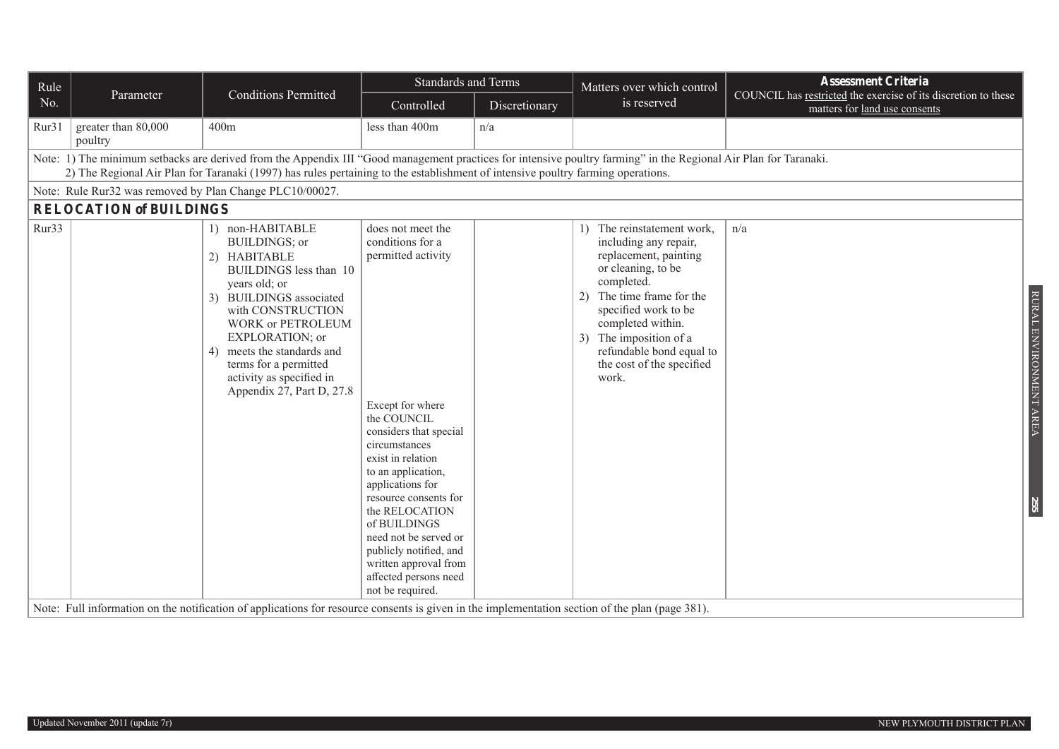| Rule No. | Parameter | Conditions Permitted | Standards and Terms | | Matters over which control is reserved | **Assessment Criteria** COUNCIL has restricted the exercise of its discretion to these matters for land use consents |
|---|---|---|---|---|---|---|
| | | | Controlled | Discretionary | | |
| Rur31 | greater than 80,000 poultry | 400m | less than 400m | n/a | | |
| Note: 1) The minimum setbacks are derived from the Appendix III "Good management practices for intensive poultry farming" in the Regional Air Plan for Taranaki. 2) The Regional Air Plan for Taranaki (1997) has rules pertaining to the establishment of intensive poultry farming operations. | | | | | | |
| Note: Rule Rur32 was removed by Plan Change PLC10/00027. | | | | | | |
| **RELOCATION of BUILDINGS** | | | | | | |
| Rur33 | | 1) non-HABITABLE BUILDINGS; or 2) HABITABLE BUILDINGS less than 10 years old; or 3) BUILDINGS associated with CONSTRUCTION WORK or PETROLEUM EXPLORATION; or 4) meets the standards and terms for a permitted activity as specified in Appendix 27, Part D, 27.8 | does not meet the conditions for a permitted activity<br><br>Except for where the COUNCIL considers that special circumstances exist in relation to an application, applications for resource consents for the RELOCATION of BUILDINGS need not be served or publicly notified, and written approval from affected persons need not be required. | | 1) The reinstatement work, including any repair, replacement, painting or cleaning, to be completed. 2) The time frame for the specified work to be completed within. 3) The imposition of a refundable bond equal to the cost of the specified work. | n/a |
| Note: Full information on the notification of applications for resource consents is given in the implementation section of the plan (page 381). | | | | | | |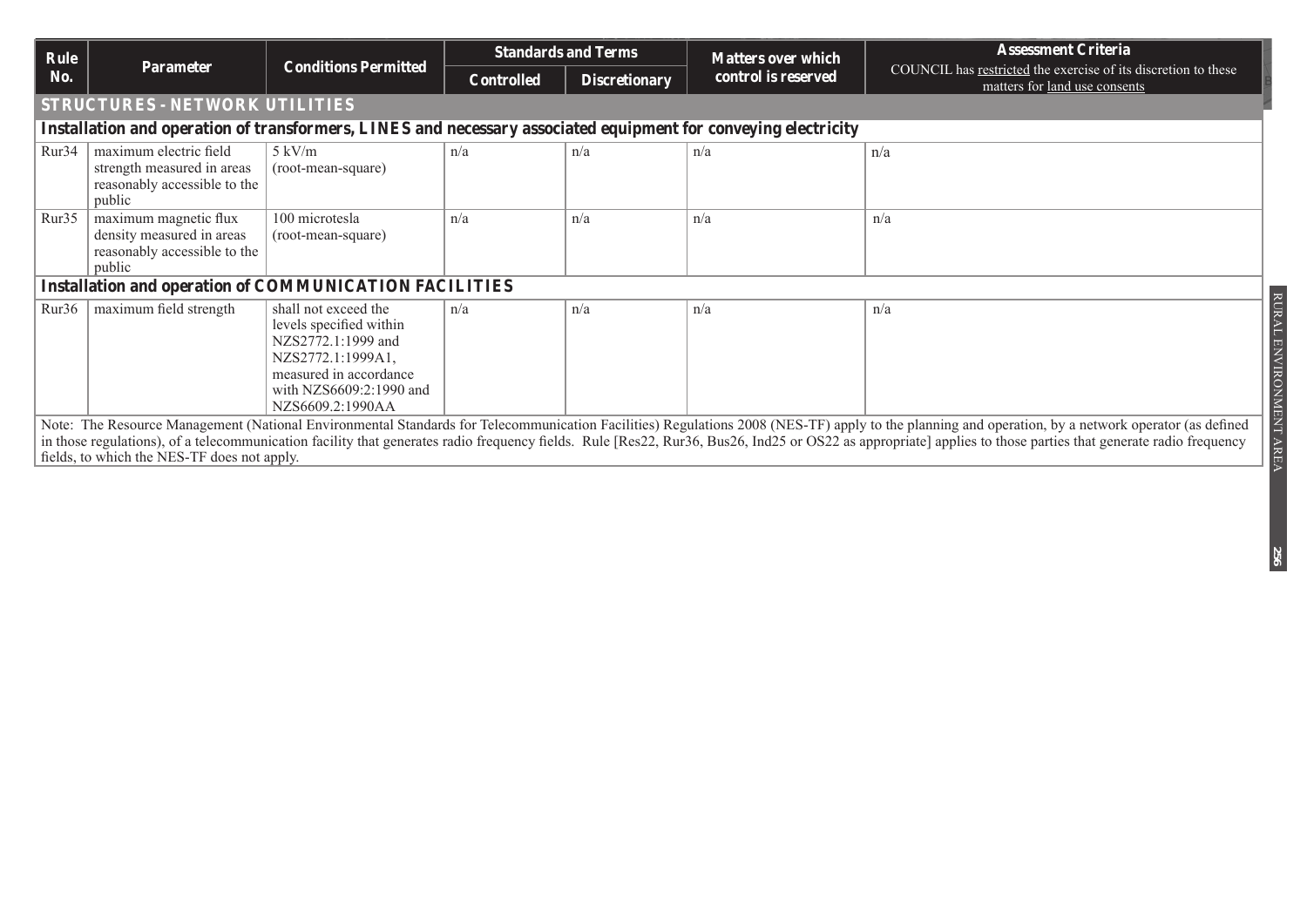| Rule No. | Parameter | Conditions Permitted | Standards and Terms | | Matters over which control is reserved | Assessment Criteria COUNCIL has restricted the exercise of its discretion to these matters for land use consents |
|---|---|---|---|---|---|---|
| | | | Controlled | Discretionary | | |
| **STRUCTURES - NETWORK UTILITIES** | | | | | | |
| **Installation and operation of transformers, LINES and necessary associated equipment for conveying electricity** | | | | | | |
| Rur34 | maximum electric field strength measured in areas reasonably accessible to the public | 5 kV/m (root-mean-square) | n/a | n/a | n/a | n/a |
| Rur35 | maximum magnetic flux density measured in areas reasonably accessible to the public | 100 microtesla (root-mean-square) | n/a | n/a | n/a | n/a |
| **Installation and operation of COMMUNICATION FACILITIES** | | | | | | |
| Rur36 | maximum field strength | shall not exceed the levels specified within NZS2772.1:1999 and NZS2772.1:1999A1, measured in accordance with NZS6609:2:1990 and NZS6609.2:1990AA | n/a | n/a | n/a | n/a |

Note: The Resource Management (National Environmental Standards for Telecommunication Facilities) Regulations 2008 (NES-TF) apply to the planning and operation, by a network operator (as defined in those regulations), of a telecommunication facility that generates radio frequency fields. Rule [Res22, Rur36, Bus26, Ind25 or OS22 as appropriate] applies to those parties that generate radio frequency fields, to which the NES-TF does not apply.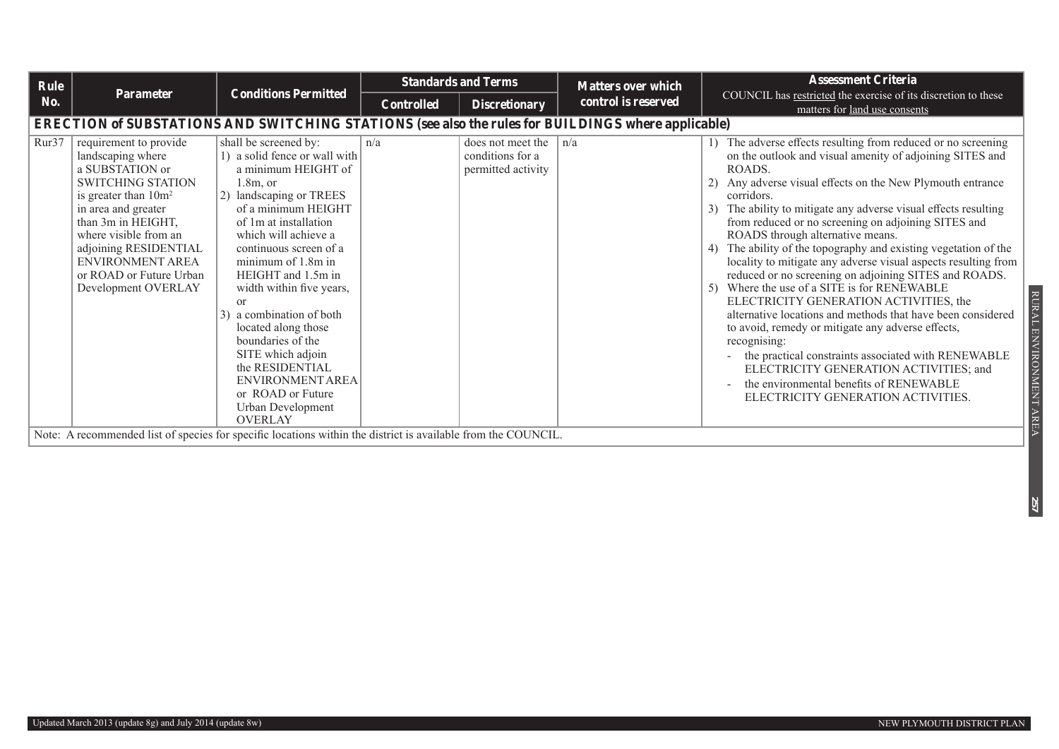| Rule No. | Parameter | Conditions Permitted | Standards and Terms | | Matters over which control is reserved | Assessment Criteria COUNCIL has restricted the exercise of its discretion to these matters for land use consents |
|---|---|---|---|---|---|---|
| | | | Controlled | Discretionary | | |
| **ERECTION of SUBSTATIONS AND SWITCHING STATIONS (see also the rules for BUILDINGS where applicable)** | | | | | | |
| Rur37 | requirement to provide landscaping where a SUBSTATION or SWITCHING STATION is greater than 10m² in area and greater than 3m in HEIGHT, where visible from an adjoining RESIDENTIAL ENVIRONMENT AREA or ROAD or Future Urban Development OVERLAY | shall be screened by: 1) a solid fence or wall with a minimum HEIGHT of 1.8m, or 2) landscaping or TREES of a minimum HEIGHT of 1m at installation which will achieve a continuous screen of a minimum of 1.8m in HEIGHT and 1.5m in width within five years, or 3) a combination of both located along those boundaries of the SITE which adjoin the RESIDENTIAL ENVIRONMENT AREA or ROAD or Future Urban Development OVERLAY | n/a | does not meet the conditions for a permitted activity | n/a | 1) The adverse effects resulting from reduced or no screening on the outlook and visual amenity of adjoining SITES and ROADS. 2) Any adverse visual effects on the New Plymouth entrance corridors. 3) The ability to mitigate any adverse visual effects resulting from reduced or no screening on adjoining SITES and ROADS through alternative means. 4) The ability of the topography and existing vegetation of the locality to mitigate any adverse visual aspects resulting from reduced or no screening on adjoining SITES and ROADS. 5) Where the use of a SITE is for RENEWABLE ELECTRICITY GENERATION ACTIVITIES, the alternative locations and methods that have been considered to avoid, remedy or mitigate any adverse effects, recognising: - the practical constraints associated with RENEWABLE ELECTRICITY GENERATION ACTIVITIES; and - the environmental benefits of RENEWABLE ELECTRICITY GENERATION ACTIVITIES. |
| Note: A recommended list of species for specific locations within the district is available from the COUNCIL. | | | | | | |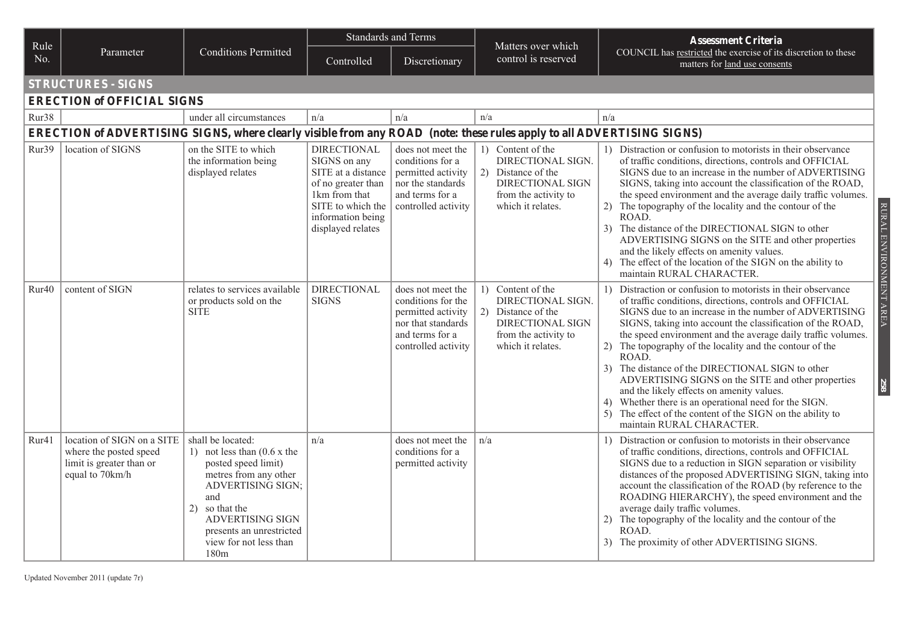| Rule No. | Parameter | Conditions Permitted | Standards and Terms | | Matters over which control is reserved | **Assessment Criteria** COUNCIL has restricted the exercise of its discretion to these matters for land use consents |
|---|---|---|---|---|---|---|
| | | | Controlled | Discretionary | | |
| **STRUCTURES - SIGNS** | | | | | | |
| **ERECTION of OFFICIAL SIGNS** | | | | | | |
| Rur38 | | under all circumstances | n/a | n/a | n/a | n/a |
| **ERECTION of ADVERTISING SIGNS, where clearly visible from any ROAD (note: these rules apply to all ADVERTISING SIGNS)** | | | | | | |
| Rur39 | location of SIGNS | on the SITE to which the information being displayed relates | DIRECTIONAL SIGNS on any SITE at a distance of no greater than 1km from that SITE to which the information being displayed relates | does not meet the conditions for a permitted activity nor the standards and terms for a controlled activity | 1) Content of the DIRECTIONAL SIGN. 2) Distance of the DIRECTIONAL SIGN from the activity to which it relates. | 1) Distraction or confusion to motorists in their observance of traffic conditions, directions, controls and OFFICIAL SIGNS due to an increase in the number of ADVERTISING SIGNS, taking into account the classification of the ROAD, the speed environment and the average daily traffic volumes. 2) The topography of the locality and the contour of the ROAD. 3) The distance of the DIRECTIONAL SIGN to other ADVERTISING SIGNS on the SITE and other properties and the likely effects on amenity values. 4) The effect of the location of the SIGN on the ability to maintain RURAL CHARACTER. |
| Rur40 | content of SIGN | relates to services available or products sold on the SITE | DIRECTIONAL SIGNS | does not meet the conditions for the permitted activity nor that standards and terms for a controlled activity | 1) Content of the DIRECTIONAL SIGN. 2) Distance of the DIRECTIONAL SIGN from the activity to which it relates. | 1) Distraction or confusion to motorists in their observance of traffic conditions, directions, controls and OFFICIAL SIGNS due to an increase in the number of ADVERTISING SIGNS, taking into account the classification of the ROAD, the speed environment and the average daily traffic volumes. 2) The topography of the locality and the contour of the ROAD. 3) The distance of the DIRECTIONAL SIGN to other ADVERTISING SIGNS on the SITE and other properties and the likely effects on amenity values. 4) Whether there is an operational need for the SIGN. 5) The effect of the content of the SIGN on the ability to maintain RURAL CHARACTER. |
| Rur41 | location of SIGN on a SITE where the posted speed limit is greater than or equal to 70km/h | shall be located: 1) not less than (0.6 x the posted speed limit) metres from any other ADVERTISING SIGN; and 2) so that the ADVERTISING SIGN presents an unrestricted view for not less than 180m | n/a | does not meet the conditions for a permitted activity | n/a | 1) Distraction or confusion to motorists in their observance of traffic conditions, directions, controls and OFFICIAL SIGNS due to a reduction in SIGN separation or visibility distances of the proposed ADVERTISING SIGN, taking into account the classification of the ROAD (by reference to the ROADING HIERARCHY), the speed environment and the average daily traffic volumes. 2) The topography of the locality and the contour of the ROAD. 3) The proximity of other ADVERTISING SIGNS. |

Updated November 2011 (update 7r)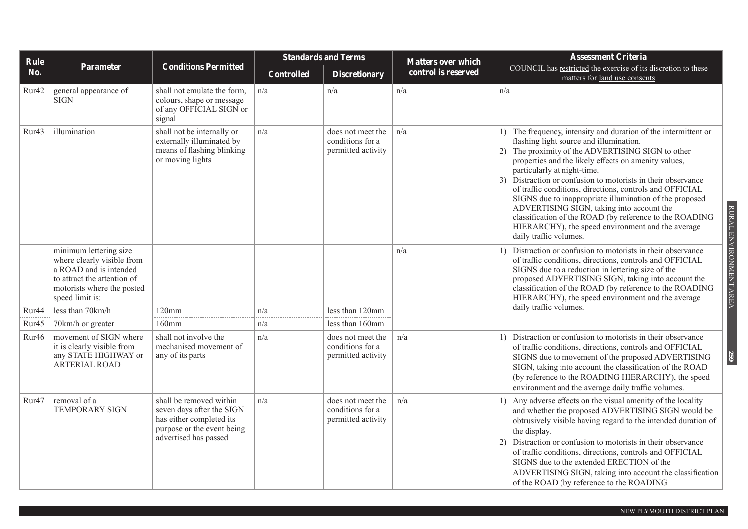| Rule No. | Parameter | Conditions Permitted | Standards and Terms | | Matters over which control is reserved | Assessment Criteria COUNCIL has restricted the exercise of its discretion to these matters for land use consents |
|---|---|---|---|---|---|---|
| | | | Controlled | Discretionary | | |
| Rur42 | general appearance of SIGN | shall not emulate the form, colours, shape or message of any OFFICIAL SIGN or signal | n/a | n/a | n/a | n/a |
| Rur43 | illumination | shall not be internally or externally illuminated by means of flashing blinking or moving lights | n/a | does not meet the conditions for a permitted activity | n/a | 1) The frequency, intensity and duration of the intermittent or flashing light source and illumination. 2) The proximity of the ADVERTISING SIGN to other properties and the likely effects on amenity values, particularly at night-time. 3) Distraction or confusion to motorists in their observance of traffic conditions, directions, controls and OFFICIAL SIGNS due to inappropriate illumination of the proposed ADVERTISING SIGN, taking into account the classification of the ROAD (by reference to the ROADING HIERARCHY), the speed environment and the average daily traffic volumes. |
| | minimum lettering size where clearly visible from a ROAD and is intended to attract the attention of motorists where the posted speed limit is: | | | | n/a | 1) Distraction or confusion to motorists in their observance of traffic conditions, directions, controls and OFFICIAL SIGNS due to a reduction in lettering size of the proposed ADVERTISING SIGN, taking into account the classification of the ROAD (by reference to the ROADING HIERARCHY), the speed environment and the average daily traffic volumes. |
| Rur44 | less than 70km/h | 120mm | n/a | less than 120mm | | |
| Rur45 | 70km/h or greater | 160mm | n/a | less than 160mm | | |
| Rur46 | movement of SIGN where it is clearly visible from any STATE HIGHWAY or ARTERIAL ROAD | shall not involve the mechanised movement of any of its parts | n/a | does not meet the conditions for a permitted activity | n/a | 1) Distraction or confusion to motorists in their observance of traffic conditions, directions, controls and OFFICIAL SIGNS due to movement of the proposed ADVERTISING SIGN, taking into account the classification of the ROAD (by reference to the ROADING HIERARCHY), the speed environment and the average daily traffic volumes. |
| Rur47 | removal of a TEMPORARY SIGN | shall be removed within seven days after the SIGN has either completed its purpose or the event being advertised has passed | n/a | does not meet the conditions for a permitted activity | n/a | 1) Any adverse effects on the visual amenity of the locality and whether the proposed ADVERTISING SIGN would be obtrusively visible having regard to the intended duration of the display. 2) Distraction or confusion to motorists in their observance of traffic conditions, directions, controls and OFFICIAL SIGNS due to the extended ERECTION of the ADVERTISING SIGN, taking into account the classification of the ROAD (by reference to the ROADING |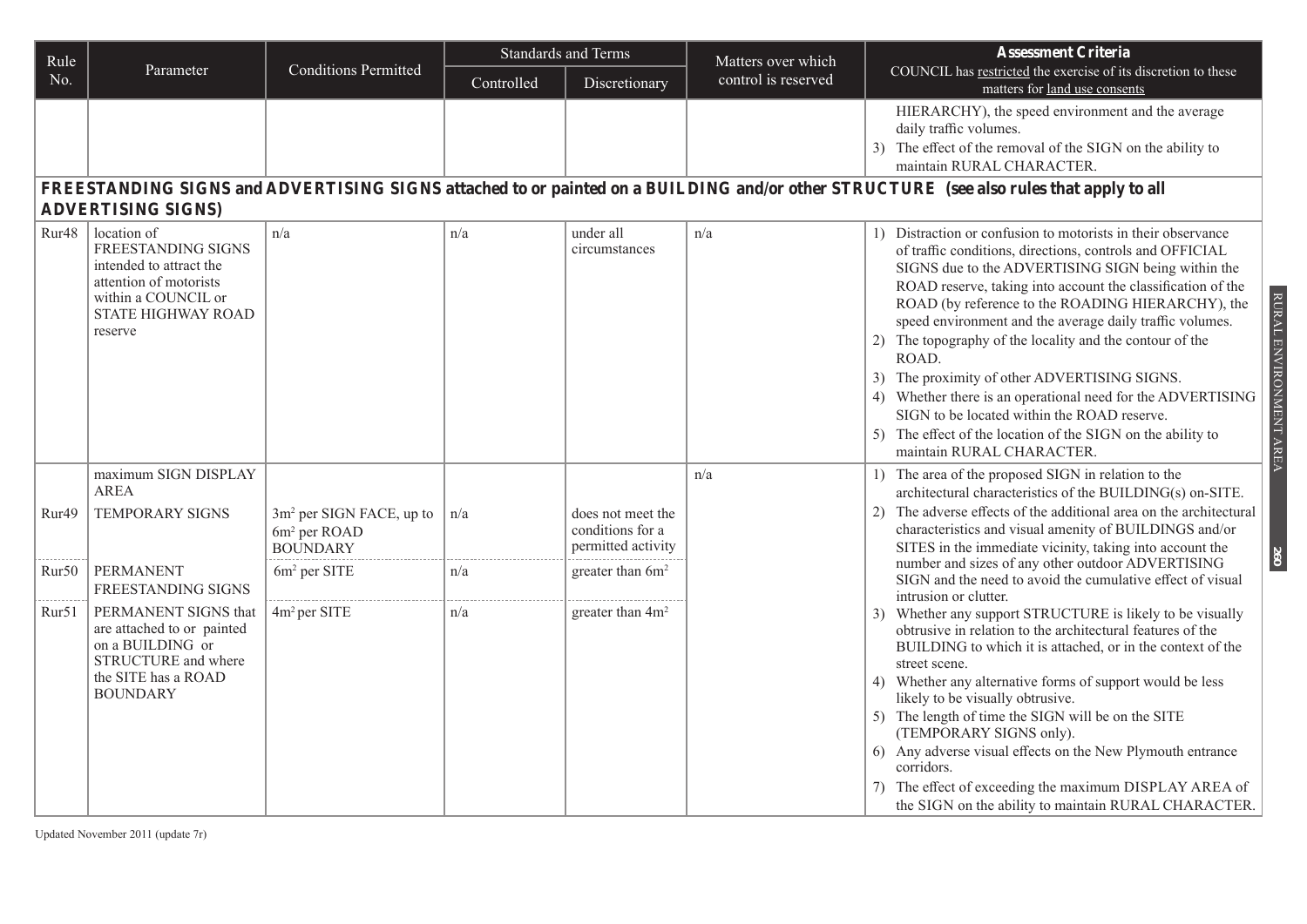| Rule No. | Parameter | Conditions Permitted | Standards and Terms | | Matters over which control is reserved | Assessment Criteria COUNCIL has restricted the exercise of its discretion to these matters for land use consents |
|---|---|---|---|---|---|---|
| | | | Controlled | Discretionary | | |
| | | | | | | HIERARCHY), the speed environment and the average daily traffic volumes. 3) The effect of the removal of the SIGN on the ability to maintain RURAL CHARACTER. |
| **FREESTANDING SIGNS and ADVERTISING SIGNS attached to or painted on a BUILDING and/or other STRUCTURE (see also rules that apply to all ADVERTISING SIGNS)** | | | | | | |
| Rur48 | location of FREESTANDING SIGNS intended to attract the attention of motorists within a COUNCIL or STATE HIGHWAY ROAD reserve | n/a | n/a | under all circumstances | n/a | 1) Distraction or confusion to motorists in their observance of traffic conditions, directions, controls and OFFICIAL SIGNS due to the ADVERTISING SIGN being within the ROAD reserve, taking into account the classification of the ROAD (by reference to the ROADING HIERARCHY), the speed environment and the average daily traffic volumes. 2) The topography of the locality and the contour of the ROAD. 3) The proximity of other ADVERTISING SIGNS. 4) Whether there is an operational need for the ADVERTISING SIGN to be located within the ROAD reserve. 5) The effect of the location of the SIGN on the ability to maintain RURAL CHARACTER. |
| | maximum SIGN DISPLAY AREA | | | | n/a | 1) The area of the proposed SIGN in relation to the architectural characteristics of the BUILDING(s) on-SITE. 2) The adverse effects of the additional area on the architectural characteristics and visual amenity of BUILDINGS and/or SITES in the immediate vicinity, taking into account the number and sizes of any other outdoor ADVERTISING SIGN and the need to avoid the cumulative effect of visual intrusion or clutter. 3) Whether any support STRUCTURE is likely to be visually obtrusive in relation to the architectural features of the BUILDING to which it is attached, or in the context of the street scene. 4) Whether any alternative forms of support would be less likely to be visually obtrusive. 5) The length of time the SIGN will be on the SITE (TEMPORARY SIGNS only). 6) Any adverse visual effects on the New Plymouth entrance corridors. 7) The effect of exceeding the maximum DISPLAY AREA of the SIGN on the ability to maintain RURAL CHARACTER. |
| Rur49 | TEMPORARY SIGNS | $3m^2$ per SIGN FACE, up to $6m^2$ per ROAD BOUNDARY | n/a | does not meet the conditions for a permitted activity | | |
| Rur50 | PERMANENT FREESTANDING SIGNS | $6m^2$ per SITE | n/a | greater than $6m^2$ | | |
| Rur51 | PERMANENT SIGNS that are attached to or painted on a BUILDING or STRUCTURE and where the SITE has a ROAD BOUNDARY | $4m^2$ per SITE | n/a | greater than $4m^2$ | | |

Updated November 2011 (update 7r)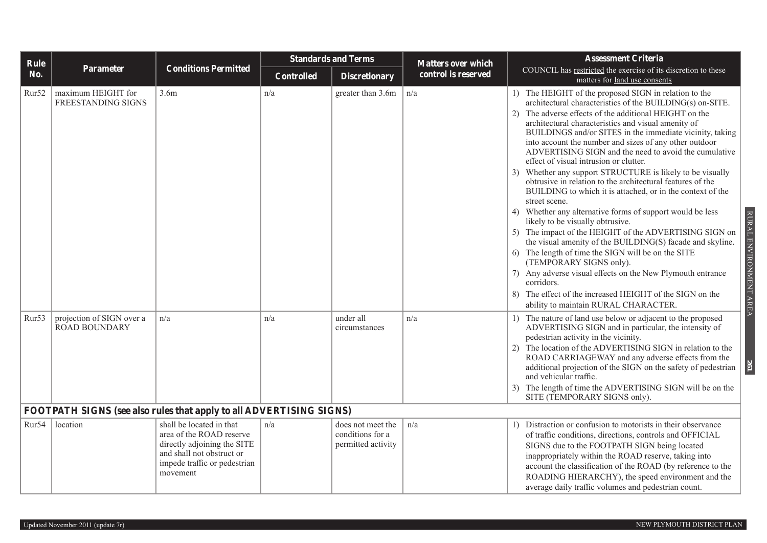| Rule No. | Parameter | Conditions Permitted | Standards and Terms | | Matters over which control is reserved | Assessment Criteria<br>COUNCIL has restricted the exercise of its discretion to these matters for land use consents |
|---|---|---|---|---|---|---|
| | | | Controlled | Discretionary | | |
| Rur52 | maximum HEIGHT for FREESTANDING SIGNS | 3.6m | n/a | greater than 3.6m | n/a | 1) The HEIGHT of the proposed SIGN in relation to the architectural characteristics of the BUILDING(s) on-SITE.<br>2) The adverse effects of the additional HEIGHT on the architectural characteristics and visual amenity of BUILDINGS and/or SITES in the immediate vicinity, taking into account the number and sizes of any other outdoor ADVERTISING SIGN and the need to avoid the cumulative effect of visual intrusion or clutter.<br>3) Whether any support STRUCTURE is likely to be visually obtrusive in relation to the architectural features of the BUILDING to which it is attached, or in the context of the street scene.<br>4) Whether any alternative forms of support would be less likely to be visually obtrusive.<br>5) The impact of the HEIGHT of the ADVERTISING SIGN on the visual amenity of the BUILDING(S) facade and skyline.<br>6) The length of time the SIGN will be on the SITE (TEMPORARY SIGNS only).<br>7) Any adverse visual effects on the New Plymouth entrance corridors.<br>8) The effect of the increased HEIGHT of the SIGN on the ability to maintain RURAL CHARACTER. |
| Rur53 | projection of SIGN over a ROAD BOUNDARY | n/a | n/a | under all circumstances | n/a | 1) The nature of land use below or adjacent to the proposed ADVERTISING SIGN and in particular, the intensity of pedestrian activity in the vicinity.<br>2) The location of the ADVERTISING SIGN in relation to the ROAD CARRIAGEWAY and any adverse effects from the additional projection of the SIGN on the safety of pedestrian and vehicular traffic.<br>3) The length of time the ADVERTISING SIGN will be on the SITE (TEMPORARY SIGNS only). |
| **FOOTPATH SIGNS (see also rules that apply to all ADVERTISING SIGNS)** | | | | | | |
| Rur54 | location | shall be located in that area of the ROAD reserve directly adjoining the SITE and shall not obstruct or impede traffic or pedestrian movement | n/a | does not meet the conditions for a permitted activity | n/a | 1) Distraction or confusion to motorists in their observance of traffic conditions, directions, controls and OFFICIAL SIGNS due to the FOOTPATH SIGN being located inappropriately within the ROAD reserve, taking into account the classification of the ROAD (by reference to the ROADING HIERARCHY), the speed environment and the average daily traffic volumes and pedestrian count. |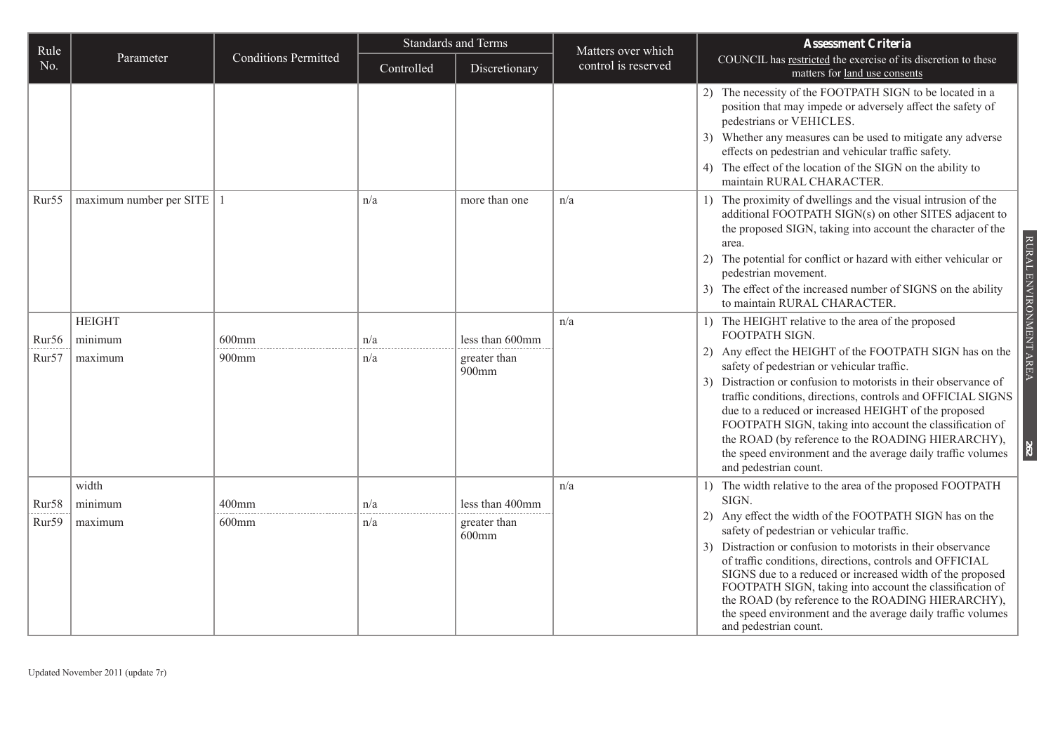| Rule No. | Parameter | Conditions Permitted | Standards and Terms | | Matters over which control is reserved | **Assessment Criteria** COUNCIL has restricted the exercise of its discretion to these matters for land use consents |
|---|---|---|---|---|---|---|
| | | | Controlled | Discretionary | | |
| | | | | | | 2) The necessity of the FOOTPATH SIGN to be located in a position that may impede or adversely affect the safety of pedestrians or VEHICLES. 3) Whether any measures can be used to mitigate any adverse effects on pedestrian and vehicular traffic safety. 4) The effect of the location of the SIGN on the ability to maintain RURAL CHARACTER. |
| Rur55 | maximum number per SITE | 1 | n/a | more than one | n/a | 1) The proximity of dwellings and the visual intrusion of the additional FOOTPATH SIGN(s) on other SITES adjacent to the proposed SIGN, taking into account the character of the area. 2) The potential for conflict or hazard with either vehicular or pedestrian movement. 3) The effect of the increased number of SIGNS on the ability to maintain RURAL CHARACTER. |
| | HEIGHT | | | | n/a | 1) The HEIGHT relative to the area of the proposed FOOTPATH SIGN. 2) Any effect the HEIGHT of the FOOTPATH SIGN has on the safety of pedestrian or vehicular traffic. 3) Distraction or confusion to motorists in their observance of traffic conditions, directions, controls and OFFICIAL SIGNS due to a reduced or increased HEIGHT of the proposed FOOTPATH SIGN, taking into account the classification of the ROAD (by reference to the ROADING HIERARCHY), the speed environment and the average daily traffic volumes and pedestrian count. |
| Rur56 | minimum | 600mm | n/a | less than 600mm | | |
| Rur57 | maximum | 900mm | n/a | greater than 900mm | | |
| | width | | | | n/a | 1) The width relative to the area of the proposed FOOTPATH SIGN. 2) Any effect the width of the FOOTPATH SIGN has on the safety of pedestrian or vehicular traffic. 3) Distraction or confusion to motorists in their observance of traffic conditions, directions, controls and OFFICIAL SIGNS due to a reduced or increased width of the proposed FOOTPATH SIGN, taking into account the classification of the ROAD (by reference to the ROADING HIERARCHY), the speed environment and the average daily traffic volumes and pedestrian count. |
| Rur58 | minimum | 400mm | n/a | less than 400mm | | |
| Rur59 | maximum | 600mm | n/a | greater than 600mm | | |

Updated November 2011 (update 7r)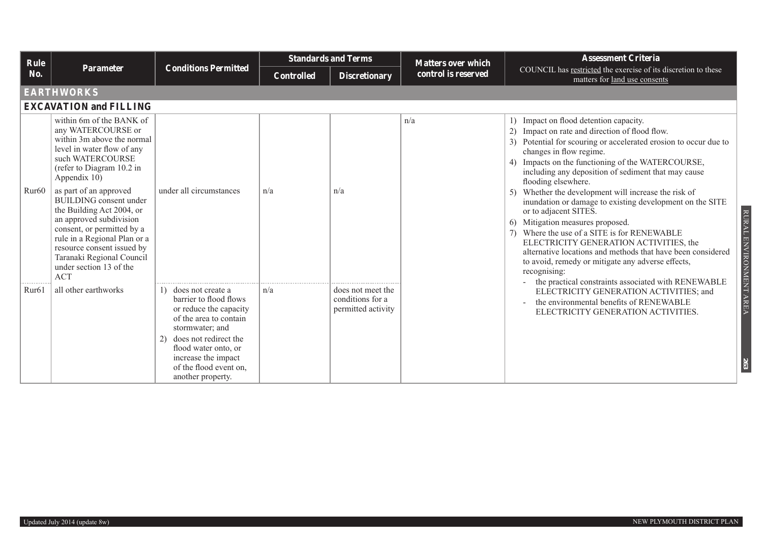| Rule No. | Parameter | Conditions Permitted | Standards and Terms | | Matters over which control is reserved | Assessment Criteria |
|---|---|---|---|---|---|---|
| | | | Controlled | Discretionary | | COUNCIL has restricted the exercise of its discretion to these matters for land use consents |
| **EARTHWORKS** | | | | | | |
| **EXCAVATION and FILLING** | | | | | | |
| Rur60 | within 6m of the BANK of any WATERCOURSE or within 3m above the normal level in water flow of any such WATERCOURSE (refer to Diagram 10.2 in Appendix 10)<br><br>as part of an approved BUILDING consent under the Building Act 2004, or an approved subdivision consent, or permitted by a rule in a Regional Plan or a resource consent issued by Taranaki Regional Council under section 13 of the ACT | under all circumstances | n/a | n/a | n/a | 1) Impact on flood detention capacity.<br>2) Impact on rate and direction of flood flow.<br>3) Potential for scouring or accelerated erosion to occur due to changes in flow regime.<br>4) Impacts on the functioning of the WATERCOURSE, including any deposition of sediment that may cause flooding elsewhere.<br>5) Whether the development will increase the risk of inundation or damage to existing development on the SITE or to adjacent SITES.<br>6) Mitigation measures proposed.<br>7) Where the use of a SITE is for RENEWABLE ELECTRICITY GENERATION ACTIVITIES, the alternative locations and methods that have been considered to avoid, remedy or mitigate any adverse effects, recognising:<br>- the practical constraints associated with RENEWABLE ELECTRICITY GENERATION ACTIVITIES; and<br>- the environmental benefits of RENEWABLE ELECTRICITY GENERATION ACTIVITIES. |
| Rur61 | all other earthworks | 1) does not create a barrier to flood flows or reduce the capacity of the area to contain stormwater; and<br>2) does not redirect the flood water onto, or increase the impact of the flood event on, another property. | n/a | does not meet the conditions for a permitted activity | | |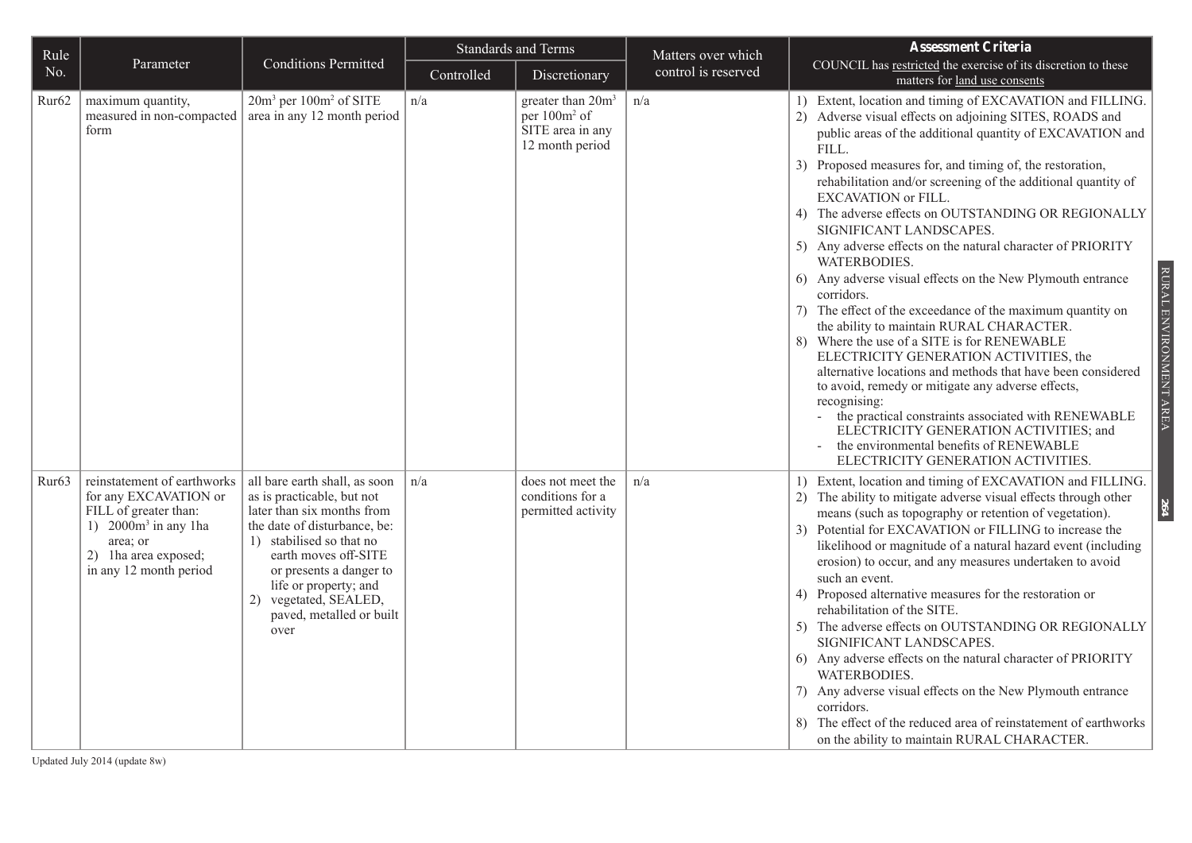| Rule No. | Parameter | Conditions Permitted | Standards and Terms | | Matters over which control is reserved | Assessment Criteria COUNCIL has restricted the exercise of its discretion to these matters for land use consents |
|---|---|---|---|---|---|---|
| | | | Controlled | Discretionary | | |
| Rur62 | maximum quantity, measured in non-compacted form | $20m^3$ per $100m^2$ of SITE area in any 12 month period | n/a | greater than $20m^3$ per $100m^2$ of SITE area in any 12 month period | n/a | 1) Extent, location and timing of EXCAVATION and FILLING.<br>2) Adverse visual effects on adjoining SITES, ROADS and public areas of the additional quantity of EXCAVATION and FILL.<br>3) Proposed measures for, and timing of, the restoration, rehabilitation and/or screening of the additional quantity of EXCAVATION or FILL.<br>4) The adverse effects on OUTSTANDING OR REGIONALLY SIGNIFICANT LANDSCAPES.<br>5) Any adverse effects on the natural character of PRIORITY WATERBODIES.<br>6) Any adverse visual effects on the New Plymouth entrance corridors.<br>7) The effect of the exceedance of the maximum quantity on the ability to maintain RURAL CHARACTER.<br>8) Where the use of a SITE is for RENEWABLE ELECTRICITY GENERATION ACTIVITIES, the alternative locations and methods that have been considered to avoid, remedy or mitigate any adverse effects, recognising:<br>- the practical constraints associated with RENEWABLE ELECTRICITY GENERATION ACTIVITIES; and<br>- the environmental benefits of RENEWABLE ELECTRICITY GENERATION ACTIVITIES. |
| Rur63 | reinstatement of earthworks for any EXCAVATION or FILL of greater than:<br>1) $2000m^3$ in any 1ha area; or<br>2) 1ha area exposed;<br>in any 12 month period | all bare earth shall, as soon as is practicable, but not later than six months from the date of disturbance, be:<br>1) stabilised so that no earth moves off-SITE or presents a danger to life or property; and<br>2) vegetated, SEALED, paved, metalled or built over | n/a | does not meet the conditions for a permitted activity | n/a | 1) Extent, location and timing of EXCAVATION and FILLING.<br>2) The ability to mitigate adverse visual effects through other means (such as topography or retention of vegetation).<br>3) Potential for EXCAVATION or FILLING to increase the likelihood or magnitude of a natural hazard event (including erosion) to occur, and any measures undertaken to avoid such an event.<br>4) Proposed alternative measures for the restoration or rehabilitation of the SITE.<br>5) The adverse effects on OUTSTANDING OR REGIONALLY SIGNIFICANT LANDSCAPES.<br>6) Any adverse effects on the natural character of PRIORITY WATERBODIES.<br>7) Any adverse visual effects on the New Plymouth entrance corridors.<br>8) The effect of the reduced area of reinstatement of earthworks on the ability to maintain RURAL CHARACTER. |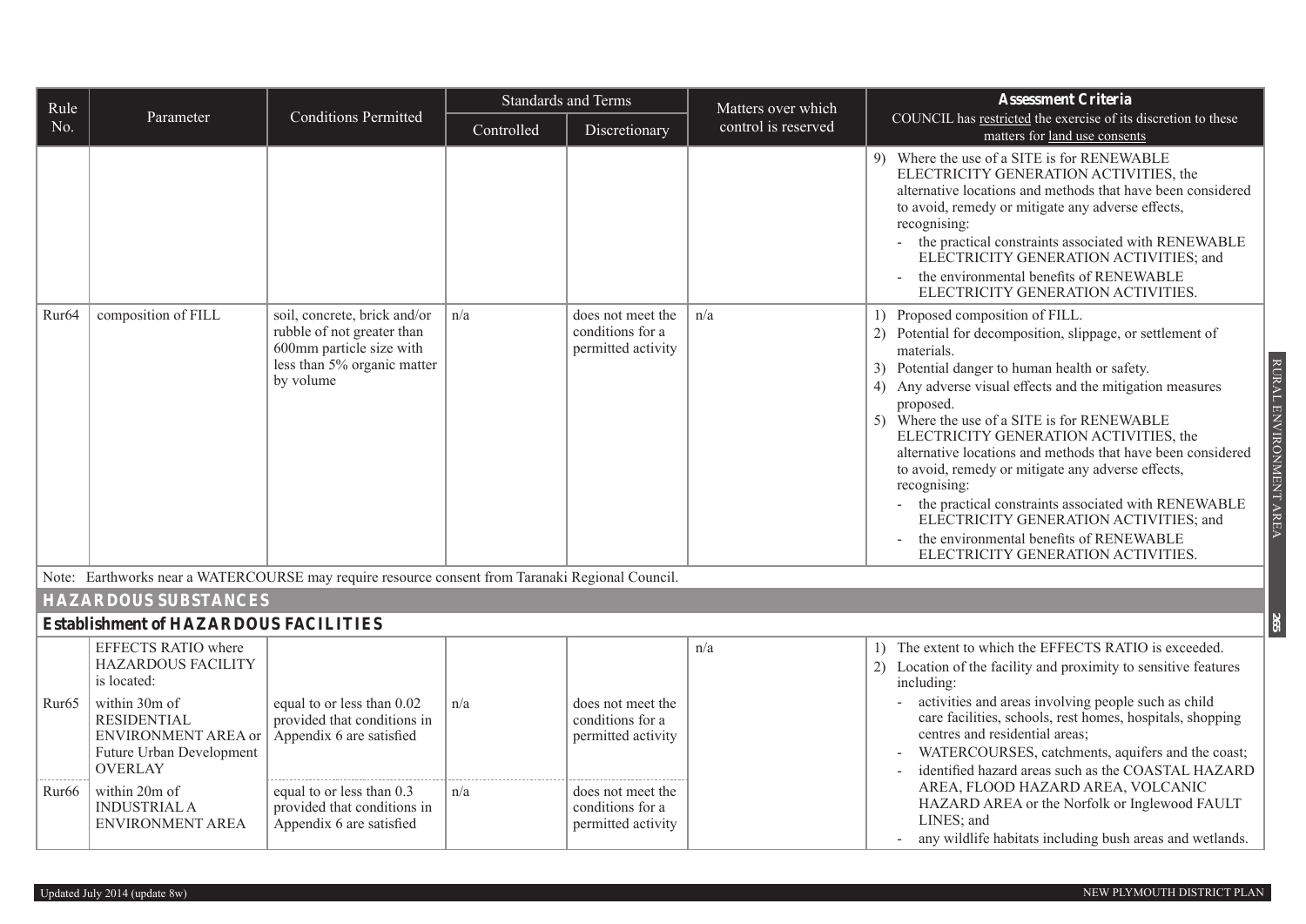| Rule No. | Parameter | Conditions Permitted | Standards and Terms | | Matters over which control is reserved | Assessment Criteria<br>COUNCIL has restricted the exercise of its discretion to these matters for land use consents |
|---|---|---|---|---|---|---|
| | | | Controlled | Discretionary | | |
| | | | | | | 9) Where the use of a SITE is for RENEWABLE ELECTRICITY GENERATION ACTIVITIES, the alternative locations and methods that have been considered to avoid, remedy or mitigate any adverse effects, recognising:<br>- the practical constraints associated with RENEWABLE ELECTRICITY GENERATION ACTIVITIES; and<br>- the environmental benefits of RENEWABLE ELECTRICITY GENERATION ACTIVITIES. |
| Rur64 | composition of FILL | soil, concrete, brick and/or rubble of not greater than 600mm particle size with less than 5% organic matter by volume | n/a | does not meet the conditions for a permitted activity | n/a | 1) Proposed composition of FILL.<br>2) Potential for decomposition, slippage, or settlement of materials.<br>3) Potential danger to human health or safety.<br>4) Any adverse visual effects and the mitigation measures proposed.<br>5) Where the use of a SITE is for RENEWABLE ELECTRICITY GENERATION ACTIVITIES, the alternative locations and methods that have been considered to avoid, remedy or mitigate any adverse effects, recognising:<br>- the practical constraints associated with RENEWABLE ELECTRICITY GENERATION ACTIVITIES; and<br>- the environmental benefits of RENEWABLE ELECTRICITY GENERATION ACTIVITIES. |
| Note: Earthworks near a WATERCOURSE may require resource consent from Taranaki Regional Council. | | | | | | |
| **HAZARDOUS SUBSTANCES** | | | | | | |
| **Establishment of HAZARDOUS FACILITIES** | | | | | | |
| | EFFECTS RATIO where HAZARDOUS FACILITY is located: | | | | n/a | 1) The extent to which the EFFECTS RATIO is exceeded.<br>2) Location of the facility and proximity to sensitive features including:<br>- activities and areas involving people such as child care facilities, schools, rest homes, hospitals, shopping centres and residential areas;<br>- WATERCOURSES, catchments, aquifers and the coast;<br>- identified hazard areas such as the COASTAL HAZARD AREA, FLOOD HAZARD AREA, VOLCANIC HAZARD AREA or the Norfolk or Inglewood FAULT LINES; and<br>- any wildlife habitats including bush areas and wetlands. |
| Rur65 | within 30m of RESIDENTIAL ENVIRONMENT AREA or Future Urban Development OVERLAY | equal to or less than 0.02 provided that conditions in Appendix 6 are satisfied | n/a | does not meet the conditions for a permitted activity | | |
| Rur66 | within 20m of INDUSTRIAL A ENVIRONMENT AREA | equal to or less than 0.3 provided that conditions in Appendix 6 are satisfied | n/a | does not meet the conditions for a permitted activity | | |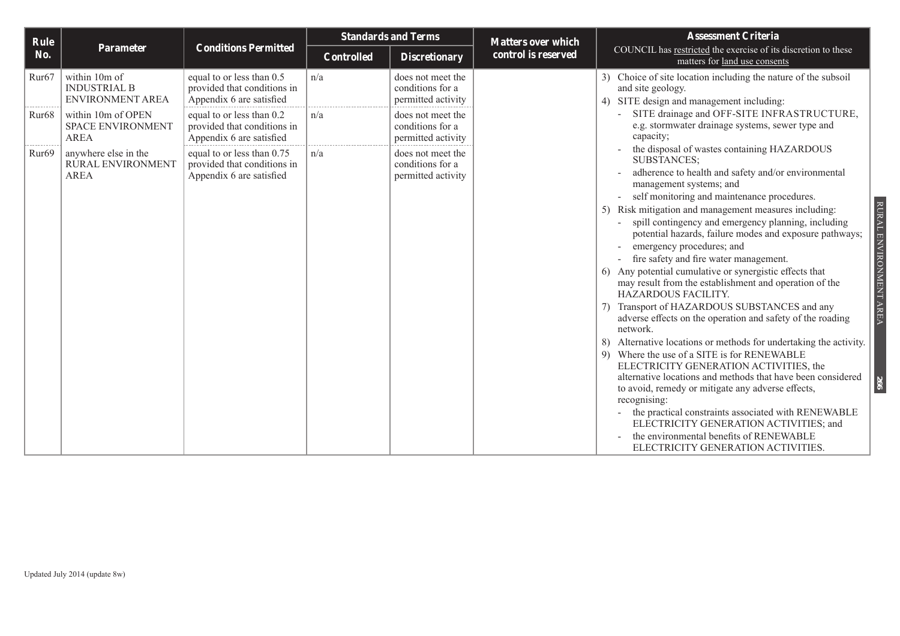| Rule No. | Parameter | Conditions Permitted | Standards and Terms | | Matters over which control is reserved | Assessment Criteria<br>COUNCIL has restricted the exercise of its discretion to these matters for land use consents |
|---|---|---|---|---|---|---|
| | | | Controlled | Discretionary | | |
| Rur67 | within 10m of INDUSTRIAL B ENVIRONMENT AREA | equal to or less than 0.5 provided that conditions in Appendix 6 are satisfied | n/a | does not meet the conditions for a permitted activity | | 3) Choice of site location including the nature of the subsoil and site geology.<br>4) SITE design and management including:<br>- SITE drainage and OFF-SITE INFRASTRUCTURE, e.g. stormwater drainage systems, sewer type and capacity;<br>- the disposal of wastes containing HAZARDOUS SUBSTANCES;<br>- adherence to health and safety and/or environmental management systems; and<br>- self monitoring and maintenance procedures.<br>5) Risk mitigation and management measures including:<br>- spill contingency and emergency planning, including potential hazards, failure modes and exposure pathways;<br>- emergency procedures; and<br>- fire safety and fire water management.<br>6) Any potential cumulative or synergistic effects that may result from the establishment and operation of the HAZARDOUS FACILITY.<br>7) Transport of HAZARDOUS SUBSTANCES and any adverse effects on the operation and safety of the roading network.<br>8) Alternative locations or methods for undertaking the activity.<br>9) Where the use of a SITE is for RENEWABLE ELECTRICITY GENERATION ACTIVITIES, the alternative locations and methods that have been considered to avoid, remedy or mitigate any adverse effects, recognising:<br>- the practical constraints associated with RENEWABLE ELECTRICITY GENERATION ACTIVITIES; and<br>- the environmental benefits of RENEWABLE ELECTRICITY GENERATION ACTIVITIES. |
| Rur68 | within 10m of OPEN SPACE ENVIRONMENT AREA | equal to or less than 0.2 provided that conditions in Appendix 6 are satisfied | n/a | does not meet the conditions for a permitted activity | | |
| Rur69 | anywhere else in the RURAL ENVIRONMENT AREA | equal to or less than 0.75 provided that conditions in Appendix 6 are satisfied | n/a | does not meet the conditions for a permitted activity | | |

Updated July 2014 (update 8w)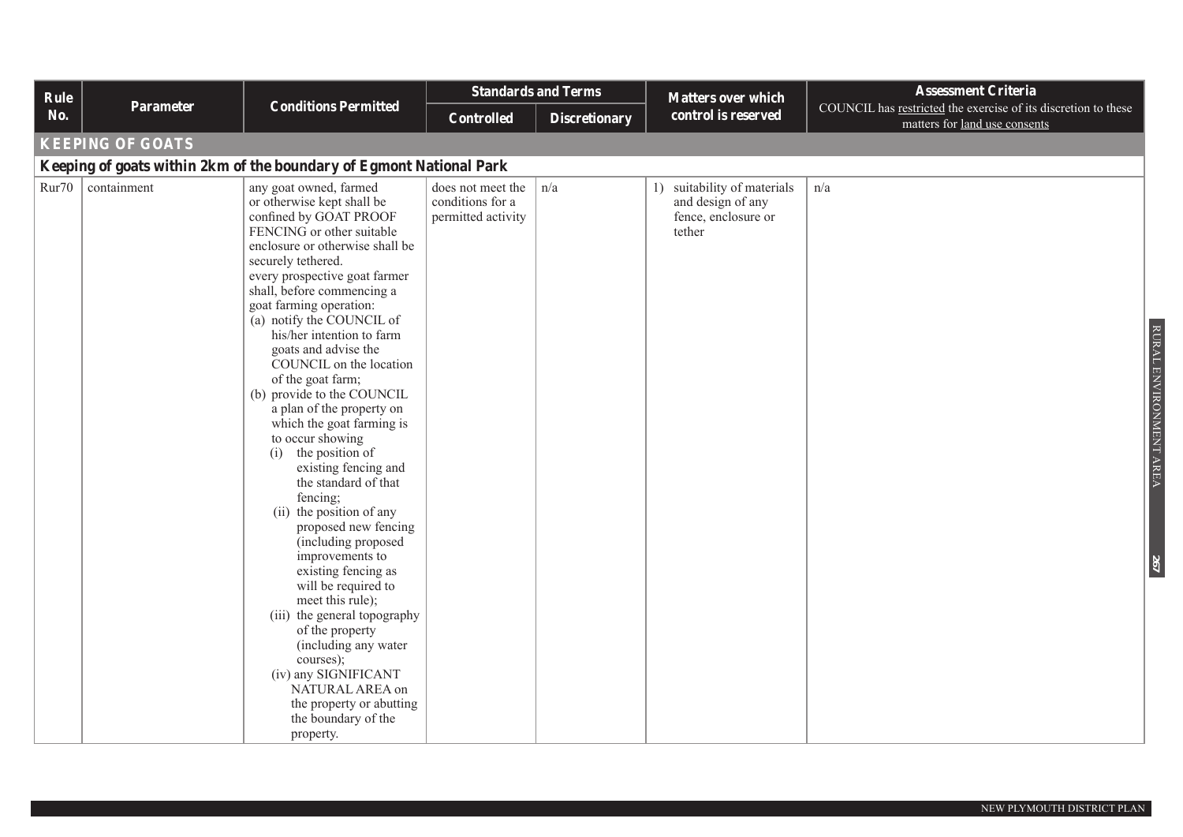| Rule No. | Parameter | Conditions Permitted | Standards and Terms | | Matters over which control is reserved | Assessment Criteria COUNCIL has restricted the exercise of its discretion to these matters for land use consents |
|---|---|---|---|---|---|---|
| | | | Controlled | Discretionary | | |
| **KEEPING OF GOATS** | | | | | | |
| **Keeping of goats within 2km of the boundary of Egmont National Park** | | | | | | |
| Rur70 | containment | any goat owned, farmed or otherwise kept shall be confined by GOAT PROOF FENCING or other suitable enclosure or otherwise shall be securely tethered. every prospective goat farmer shall, before commencing a goat farming operation: (a) notify the COUNCIL of his/her intention to farm goats and advise the COUNCIL on the location of the goat farm; (b) provide to the COUNCIL a plan of the property on which the goat farming is to occur showing (i) the position of existing fencing and the standard of that fencing; (ii) the position of any proposed new fencing (including proposed improvements to existing fencing as will be required to meet this rule); (iii) the general topography of the property (including any water courses); (iv) any SIGNIFICANT NATURAL AREA on the property or abutting the boundary of the property. | does not meet the conditions for a permitted activity | n/a | 1) suitability of materials and design of any fence, enclosure or tether | n/a |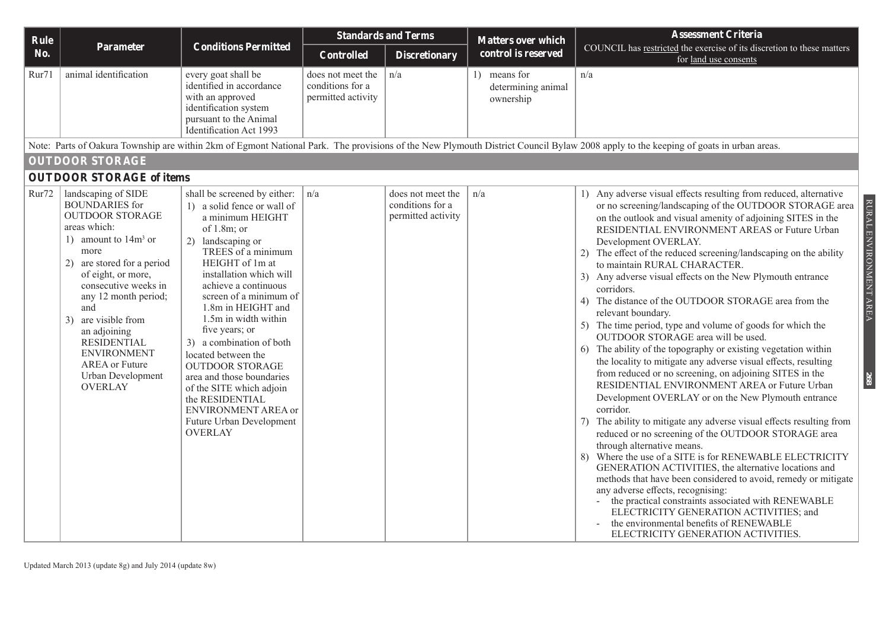| Rule No. | Parameter | Conditions Permitted | Standards and Terms | | Matters over which control is reserved | Assessment Criteria COUNCIL has restricted the exercise of its discretion to these matters for land use consents |
|---|---|---|---|---|---|---|
| | | | Controlled | Discretionary | | |
| Rur71 | animal identification | every goat shall be identified in accordance with an approved identification system pursuant to the Animal Identification Act 1993 | does not meet the conditions for a permitted activity | n/a | 1) means for determining animal ownership | n/a |

Note: Parts of Oakura Township are within 2km of Egmont National Park. The provisions of the New Plymouth District Council Bylaw 2008 apply to the keeping of goats in urban areas.

## OUTDOOR STORAGE

### OUTDOOR STORAGE of items

| Rule No. | Parameter | Conditions Permitted | Controlled | Discretionary | Matters over which control is reserved | Assessment Criteria |
|---|---|---|---|---|---|---|
| Rur72 | landscaping of SIDE BOUNDARIES for OUTDOOR STORAGE areas which: 1) amount to 14m³ or more 2) are stored for a period of eight, or more, consecutive weeks in any 12 month period; and 3) are visible from an adjoining RESIDENTIAL ENVIRONMENT AREA or Future Urban Development OVERLAY | shall be screened by either: 1) a solid fence or wall of a minimum HEIGHT of 1.8m; or 2) landscaping or TREES of a minimum HEIGHT of 1m at installation which will achieve a continuous screen of a minimum of 1.8m in HEIGHT and 1.5m in width within five years; or 3) a combination of both located between the OUTDOOR STORAGE area and those boundaries of the SITE which adjoin the RESIDENTIAL ENVIRONMENT AREA or Future Urban Development OVERLAY | n/a | does not meet the conditions for a permitted activity | n/a | 1) Any adverse visual effects resulting from reduced, alternative or no screening/landscaping of the OUTDOOR STORAGE area on the outlook and visual amenity of adjoining SITES in the RESIDENTIAL ENVIRONMENT AREAS or Future Urban Development OVERLAY. 2) The effect of the reduced screening/landscaping on the ability to maintain RURAL CHARACTER. 3) Any adverse visual effects on the New Plymouth entrance corridors. 4) The distance of the OUTDOOR STORAGE area from the relevant boundary. 5) The time period, type and volume of goods for which the OUTDOOR STORAGE area will be used. 6) The ability of the topography or existing vegetation within the locality to mitigate any adverse visual effects, resulting from reduced or no screening, on adjoining SITES in the RESIDENTIAL ENVIRONMENT AREA or Future Urban Development OVERLAY or on the New Plymouth entrance corridor. 7) The ability to mitigate any adverse visual effects resulting from reduced or no screening of the OUTDOOR STORAGE area through alternative means. 8) Where the use of a SITE is for RENEWABLE ELECTRICITY GENERATION ACTIVITIES, the alternative locations and methods that have been considered to avoid, remedy or mitigate any adverse effects, recognising: - the practical constraints associated with RENEWABLE ELECTRICITY GENERATION ACTIVITIES; and - the environmental benefits of RENEWABLE ELECTRICITY GENERATION ACTIVITIES. |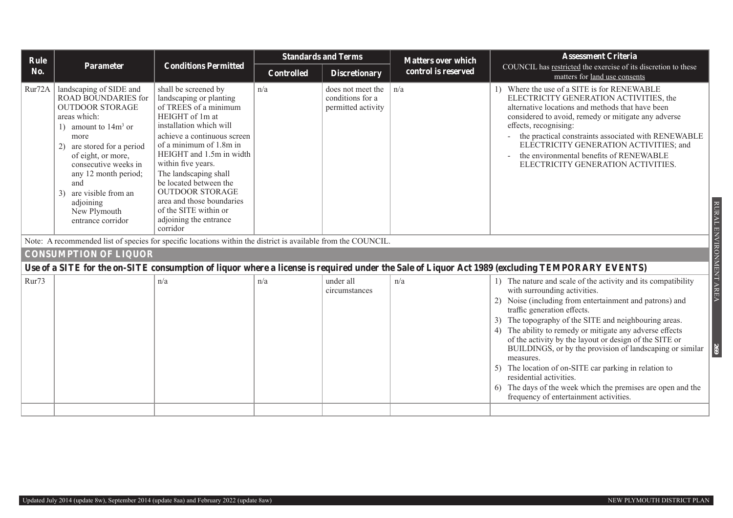| Rule No. | Parameter | Conditions Permitted | Standards and Terms | | Matters over which control is reserved | Assessment Criteria<br>COUNCIL has restricted the exercise of its discretion to these matters for land use consents |
|---|---|---|---|---|---|---|
| | | | Controlled | Discretionary | | |
| Rur72A | landscaping of SIDE and ROAD BOUNDARIES for OUTDOOR STORAGE areas which:<br>1) amount to $14m^3$ or more<br>2) are stored for a period of eight, or more, consecutive weeks in any 12 month period; and<br>3) are visible from an adjoining New Plymouth entrance corridor | shall be screened by landscaping or planting of TREES of a minimum HEIGHT of 1m at installation which will achieve a continuous screen of a minimum of 1.8m in HEIGHT and 1.5m in width within five years. The landscaping shall be located between the OUTDOOR STORAGE area and those boundaries of the SITE within or adjoining the entrance corridor | n/a | does not meet the conditions for a permitted activity | n/a | 1) Where the use of a SITE is for RENEWABLE ELECTRICITY GENERATION ACTIVITIES, the alternative locations and methods that have been considered to avoid, remedy or mitigate any adverse effects, recognising:<br>- the practical constraints associated with RENEWABLE ELECTRICITY GENERATION ACTIVITIES; and<br>- the environmental benefits of RENEWABLE ELECTRICITY GENERATION ACTIVITIES. |
| Note: A recommended list of species for specific locations within the district is available from the COUNCIL. | | | | | | |
| **CONSUMPTION OF LIQUOR** | | | | | | |
| **Use of a SITE for the on-SITE consumption of liquor where a license is required under the Sale of Liquor Act 1989 (excluding TEMPORARY EVENTS)** | | | | | | |
| Rur73 | | n/a | n/a | under all circumstances | n/a | 1) The nature and scale of the activity and its compatibility with surrounding activities.<br>2) Noise (including from entertainment and patrons) and traffic generation effects.<br>3) The topography of the SITE and neighbouring areas.<br>4) The ability to remedy or mitigate any adverse effects of the activity by the layout or design of the SITE or BUILDINGS, or by the provision of landscaping or similar measures.<br>5) The location of on-SITE car parking in relation to residential activities.<br>6) The days of the week which the premises are open and the frequency of entertainment activities. |
| | | | | | | |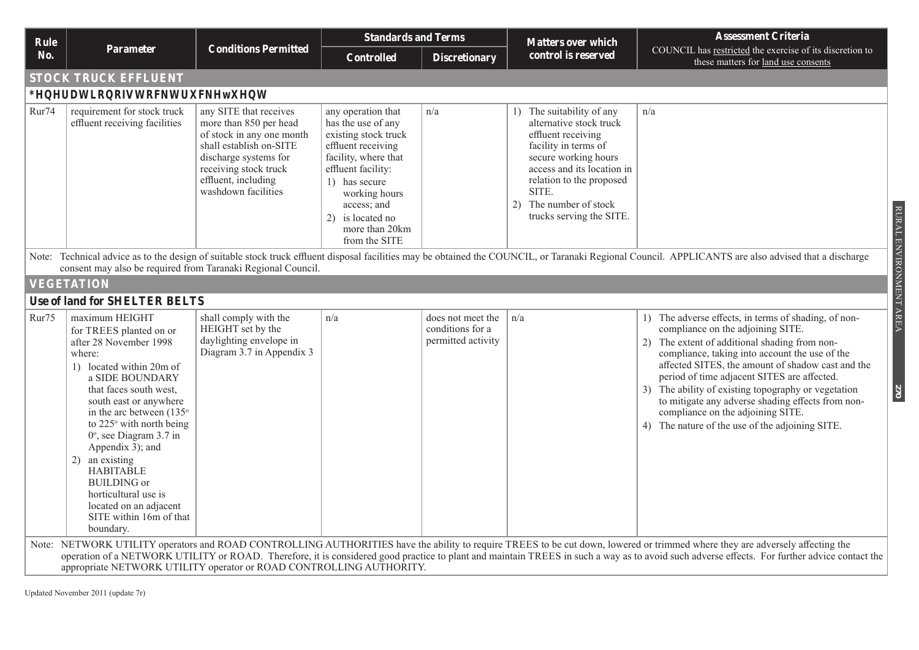| Rule No. | Parameter | Conditions Permitted | Standards and Terms | | Matters over which control is reserved | Assessment Criteria COUNCIL has restricted the exercise of its discretion to these matters for land use consents |
|---|---|---|---|---|---|---|
| | | | Controlled | Discretionary | | |
| **STOCK TRUCK EFFLUENT** | | | | | | |
| ***HQHUDWLRQRIVWRFNWUXFNHwXHQW** | | | | | | |
| Rur74 | requirement for stock truck effluent receiving facilities | any SITE that receives more than 850 per head of stock in any one month shall establish on-SITE discharge systems for receiving stock truck effluent, including washdown facilities | any operation that has the use of any existing stock truck effluent receiving facility, where that effluent facility: 1) has secure working hours access; and 2) is located no more than 20km from the SITE | n/a | 1) The suitability of any alternative stock truck effluent receiving facility in terms of secure working hours access and its location in relation to the proposed SITE. 2) The number of stock trucks serving the SITE. | n/a |
| Note: Technical advice as to the design of suitable stock truck effluent disposal facilities may be obtained the COUNCIL, or Taranaki Regional Council. APPLICANTS are also advised that a discharge consent may also be required from Taranaki Regional Council. | | | | | | |
| **VEGETATION** | | | | | | |
| **Use of land for SHELTER BELTS** | | | | | | |
| Rur75 | maximum HEIGHT for TREES planted on or after 28 November 1998 where: 1) located within 20m of a SIDE BOUNDARY that faces south west, south east or anywhere in the arc between (135° to 225° with north being 0°, see Diagram 3.7 in Appendix 3); and 2) an existing HABITABLE BUILDING or horticultural use is located on an adjacent SITE within 16m of that boundary. | shall comply with the HEIGHT set by the daylighting envelope in Diagram 3.7 in Appendix 3 | n/a | does not meet the conditions for a permitted activity | n/a | 1) The adverse effects, in terms of shading, of non-compliance on the adjoining SITE. 2) The extent of additional shading from non-compliance, taking into account the use of the affected SITES, the amount of shadow cast and the period of time adjacent SITES are affected. 3) The ability of existing topography or vegetation to mitigate any adverse shading effects from non-compliance on the adjoining SITE. 4) The nature of the use of the adjoining SITE. |
| Note: NETWORK UTILITY operators and ROAD CONTROLLING AUTHORITIES have the ability to require TREES to be cut down, lowered or trimmed where they are adversely affecting the operation of a NETWORK UTILITY or ROAD. Therefore, it is considered good practice to plant and maintain TREES in such a way as to avoid such adverse effects. For further advice contact the appropriate NETWORK UTILITY operator or ROAD CONTROLLING AUTHORITY. | | | | | | |

Updated November 2011 (update 7r)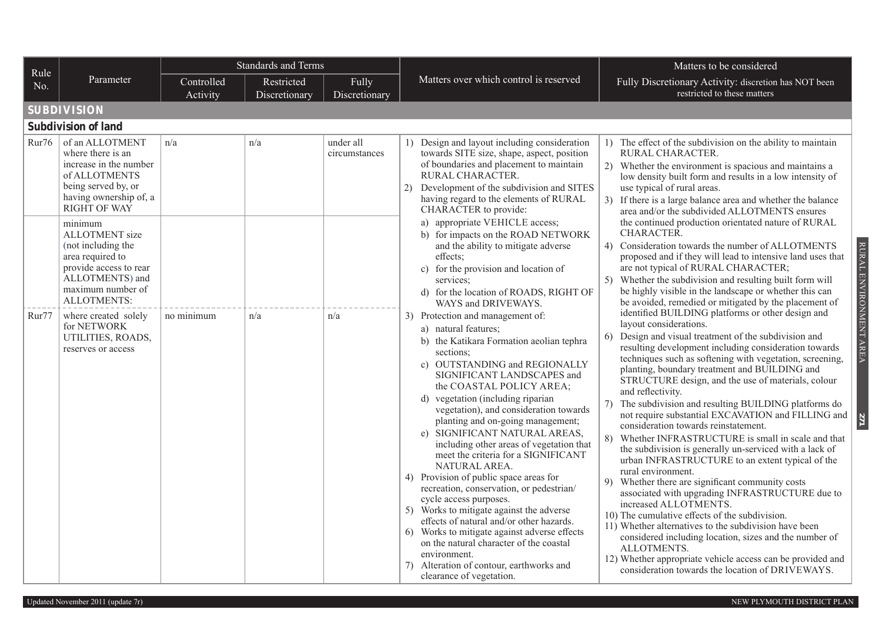| Rule No. | Parameter | Standards and Terms | | | Matters over which control is reserved | Matters to be considered |
|---|---|---|---|---|---|---|
| | | Controlled Activity | Restricted Discretionary | Fully Discretionary | | Fully Discretionary Activity: discretion has NOT been restricted to these matters |
| **SUBDIVISION** | | | | | | |
| **Subdivision of land** | | | | | | |
| Rur76 | of an ALLOTMENT where there is an increase in the number of ALLOTMENTS being served by, or having ownership of, a RIGHT OF WAY | n/a | n/a | under all circumstances | 1) Design and layout including consideration towards SITE size, shape, aspect, position of boundaries and placement to maintain RURAL CHARACTER.<br>2) Development of the subdivision and SITES having regard to the elements of RURAL CHARACTER to provide:<br>a) appropriate VEHICLE access;<br>b) for impacts on the ROAD NETWORK and the ability to mitigate adverse effects;<br>c) for the provision and location of services;<br>d) for the location of ROADS, RIGHT OF WAYS and DRIVEWAYS.<br>3) Protection and management of:<br>a) natural features;<br>b) the Katikara Formation aeolian tephra sections;<br>c) OUTSTANDING and REGIONALLY SIGNIFICANT LANDSCAPES and the COASTAL POLICY AREA;<br>d) vegetation (including riparian vegetation), and consideration towards planting and on-going management;<br>e) SIGNIFICANT NATURAL AREAS, including other areas of vegetation that meet the criteria for a SIGNIFICANT NATURAL AREA.<br>4) Provision of public space areas for recreation, conservation, or pedestrian/cycle access purposes.<br>5) Works to mitigate against the adverse effects of natural and/or other hazards.<br>6) Works to mitigate against adverse effects on the natural character of the coastal environment.<br>7) Alteration of contour, earthworks and clearance of vegetation. | 1) The effect of the subdivision on the ability to maintain RURAL CHARACTER.<br>2) Whether the environment is spacious and maintains a low density built form and results in a low intensity of use typical of rural areas.<br>3) If there is a large balance area and whether the balance area and/or the subdivided ALLOTMENTS ensures the continued production orientated nature of RURAL CHARACTER.<br>4) Consideration towards the number of ALLOTMENTS proposed and if they will lead to intensive land uses that are not typical of RURAL CHARACTER;<br>5) Whether the subdivision and resulting built form will be highly visible in the landscape or whether this can be avoided, remedied or mitigated by the placement of identified BUILDING platforms or other design and layout considerations.<br>6) Design and visual treatment of the subdivision and resulting development including consideration towards techniques such as softening with vegetation, screening, planting, boundary treatment and BUILDING and STRUCTURE design, and the use of materials, colour and reflectivity.<br>7) The subdivision and resulting BUILDING platforms do not require substantial EXCAVATION and FILLING and consideration towards reinstatement.<br>8) Whether INFRASTRUCTURE is small in scale and that the subdivision is generally un-serviced with a lack of urban INFRASTRUCTURE to an extent typical of the rural environment.<br>9) Whether there are significant community costs associated with upgrading INFRASTRUCTURE due to increased ALLOTMENTS.<br>10) The cumulative effects of the subdivision.<br>11) Whether alternatives to the subdivision have been considered including location, sizes and the number of ALLOTMENTS.<br>12) Whether appropriate vehicle access can be provided and consideration towards the location of DRIVEWAYS. |
| | minimum ALLOTMENT size (not including the area required to provide access to rear ALLOTMENTS) and maximum number of ALLOTMENTS: | | | | | |
| Rur77 | where created solely for NETWORK UTILITIES, ROADS, reserves or access | no minimum | n/a | n/a | | |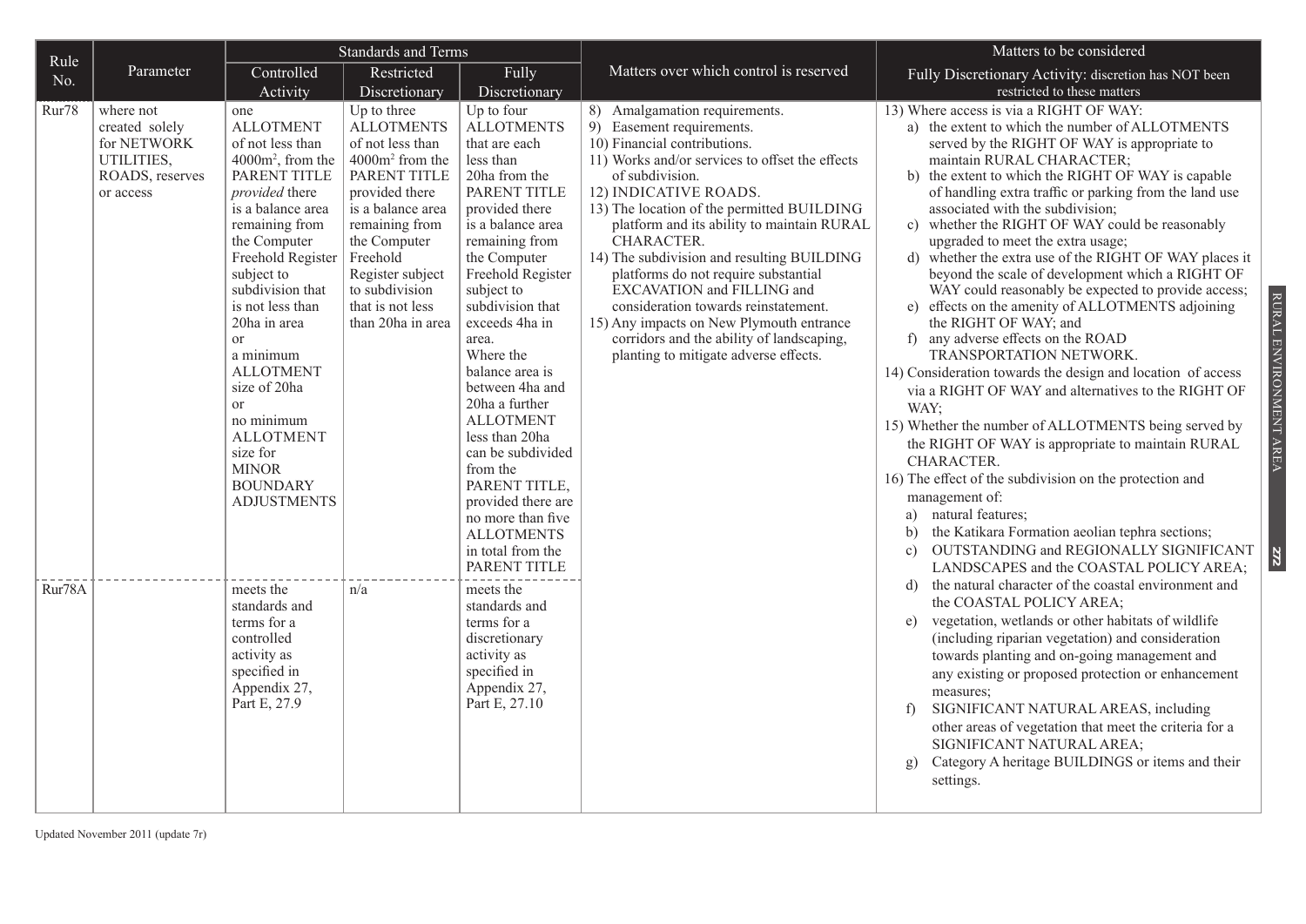| Rule No. | Parameter | Standards and Terms | | | Matters over which control is reserved | Matters to be considered |
|---|---|---|---|---|---|---|
| | | Controlled Activity | Restricted Discretionary | Fully Discretionary | | Fully Discretionary Activity: discretion has NOT been restricted to these matters |
| Rur78 | where not created solely for NETWORK UTILITIES, ROADS, reserves or access | one ALLOTMENT of not less than $4000m^2$, from the PARENT TITLE *provided* there is a balance area remaining from the Computer Freehold Register subject to subdivision that is not less than 20ha in area<br>or<br>a minimum ALLOTMENT size of 20ha<br>or<br>no minimum ALLOTMENT size for MINOR BOUNDARY ADJUSTMENTS | Up to three ALLOTMENTS of not less than $4000m^2$ from the PARENT TITLE provided there is a balance area remaining from the Computer Freehold Register subject to subdivision that is not less than 20ha in area | Up to four ALLOTMENTS that are each less than 20ha from the PARENT TITLE provided there is a balance area remaining from the Computer Freehold Register subject to subdivision that exceeds 4ha in area.<br>Where the balance area is between 4ha and 20ha a further ALLOTMENT less than 20ha can be subdivided from the PARENT TITLE, provided there are no more than five ALLOTMENTS in total from the PARENT TITLE | 8) Amalgamation requirements.<br>9) Easement requirements.<br>10) Financial contributions.<br>11) Works and/or services to offset the effects of subdivision.<br>12) INDICATIVE ROADS.<br>13) The location of the permitted BUILDING platform and its ability to maintain RURAL CHARACTER.<br>14) The subdivision and resulting BUILDING platforms do not require substantial EXCAVATION and FILLING and consideration towards reinstatement.<br>15) Any impacts on New Plymouth entrance corridors and the ability of landscaping, planting to mitigate adverse effects. | 13) Where access is via a RIGHT OF WAY:<br>a) the extent to which the number of ALLOTMENTS served by the RIGHT OF WAY is appropriate to maintain RURAL CHARACTER;<br>b) the extent to which the RIGHT OF WAY is capable of handling extra traffic or parking from the land use associated with the subdivision;<br>c) whether the RIGHT OF WAY could be reasonably upgraded to meet the extra usage;<br>d) whether the extra use of the RIGHT OF WAY places it beyond the scale of development which a RIGHT OF WAY could reasonably be expected to provide access;<br>e) effects on the amenity of ALLOTMENTS adjoining the RIGHT OF WAY; and<br>f) any adverse effects on the ROAD TRANSPORTATION NETWORK.<br>14) Consideration towards the design and location of access via a RIGHT OF WAY and alternatives to the RIGHT OF WAY;<br>15) Whether the number of ALLOTMENTS being served by the RIGHT OF WAY is appropriate to maintain RURAL CHARACTER.<br>16) The effect of the subdivision on the protection and management of:<br>a) natural features;<br>b) the Katikara Formation aeolian tephra sections;<br>c) OUTSTANDING and REGIONALLY SIGNIFICANT LANDSCAPES and the COASTAL POLICY AREA;<br>d) the natural character of the coastal environment and the COASTAL POLICY AREA;<br>e) vegetation, wetlands or other habitats of wildlife (including riparian vegetation) and consideration towards planting and on-going management and any existing or proposed protection or enhancement measures;<br>f) SIGNIFICANT NATURAL AREAS, including other areas of vegetation that meet the criteria for a SIGNIFICANT NATURAL AREA;<br>g) Category A heritage BUILDINGS or items and their settings. |
| Rur78A | | meets the standards and terms for a controlled activity as specified in Appendix 27, Part E, 27.9 | n/a | meets the standards and terms for a discretionary activity as specified in Appendix 27, Part E, 27.10 | | |

Updated November 2011 (update 7r)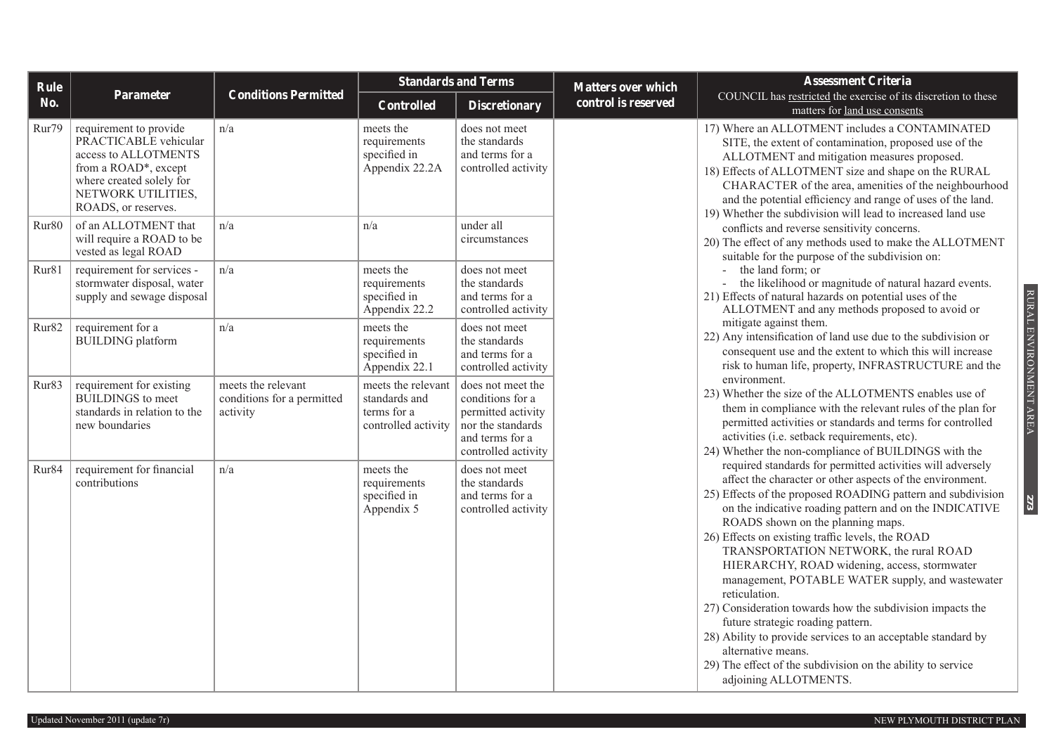| Rule No. | Parameter | Conditions Permitted | Standards and Terms | | Matters over which control is reserved | Assessment Criteria<br>COUNCIL has restricted the exercise of its discretion to these matters for land use consents |
|---|---|---|---|---|---|---|
| | | | Controlled | Discretionary | | |
| Rur79 | requirement to provide PRACTICABLE vehicular access to ALLOTMENTS from a ROAD*, except where created solely for NETWORK UTILITIES, ROADS, or reserves. | n/a | meets the requirements specified in Appendix 22.2A | does not meet the standards and terms for a controlled activity | | 17) Where an ALLOTMENT includes a CONTAMINATED SITE, the extent of contamination, proposed use of the ALLOTMENT and mitigation measures proposed.<br>18) Effects of ALLOTMENT size and shape on the RURAL CHARACTER of the area, amenities of the neighbourhood and the potential efficiency and range of uses of the land.<br>19) Whether the subdivision will lead to increased land use conflicts and reverse sensitivity concerns.<br>20) The effect of any methods used to make the ALLOTMENT suitable for the purpose of the subdivision on:<br>- the land form; or<br>- the likelihood or magnitude of natural hazard events.<br>21) Effects of natural hazards on potential uses of the ALLOTMENT and any methods proposed to avoid or mitigate against them.<br>22) Any intensification of land use due to the subdivision or consequent use and the extent to which this will increase risk to human life, property, INFRASTRUCTURE and the environment.<br>23) Whether the size of the ALLOTMENTS enables use of them in compliance with the relevant rules of the plan for permitted activities or standards and terms for controlled activities (i.e. setback requirements, etc).<br>24) Whether the non-compliance of BUILDINGS with the required standards for permitted activities will adversely affect the character or other aspects of the environment.<br>25) Effects of the proposed ROADING pattern and subdivision on the indicative roading pattern and on the INDICATIVE ROADS shown on the planning maps.<br>26) Effects on existing traffic levels, the ROAD TRANSPORTATION NETWORK, the rural ROAD HIERARCHY, ROAD widening, access, stormwater management, POTABLE WATER supply, and wastewater reticulation.<br>27) Consideration towards how the subdivision impacts the future strategic roading pattern.<br>28) Ability to provide services to an acceptable standard by alternative means.<br>29) The effect of the subdivision on the ability to service adjoining ALLOTMENTS. |
| Rur80 | of an ALLOTMENT that will require a ROAD to be vested as legal ROAD | n/a | n/a | under all circumstances | | |
| Rur81 | requirement for services - stormwater disposal, water supply and sewage disposal | n/a | meets the requirements specified in Appendix 22.2 | does not meet the standards and terms for a controlled activity | | |
| Rur82 | requirement for a BUILDING platform | n/a | meets the requirements specified in Appendix 22.1 | does not meet the standards and terms for a controlled activity | | |
| Rur83 | requirement for existing BUILDINGS to meet standards in relation to the new boundaries | meets the relevant conditions for a permitted activity | meets the relevant standards and terms for a controlled activity | does not meet the conditions for a permitted activity nor the standards and terms for a controlled activity | | |
| Rur84 | requirement for financial contributions | n/a | meets the requirements specified in Appendix 5 | does not meet the standards and terms for a controlled activity | | |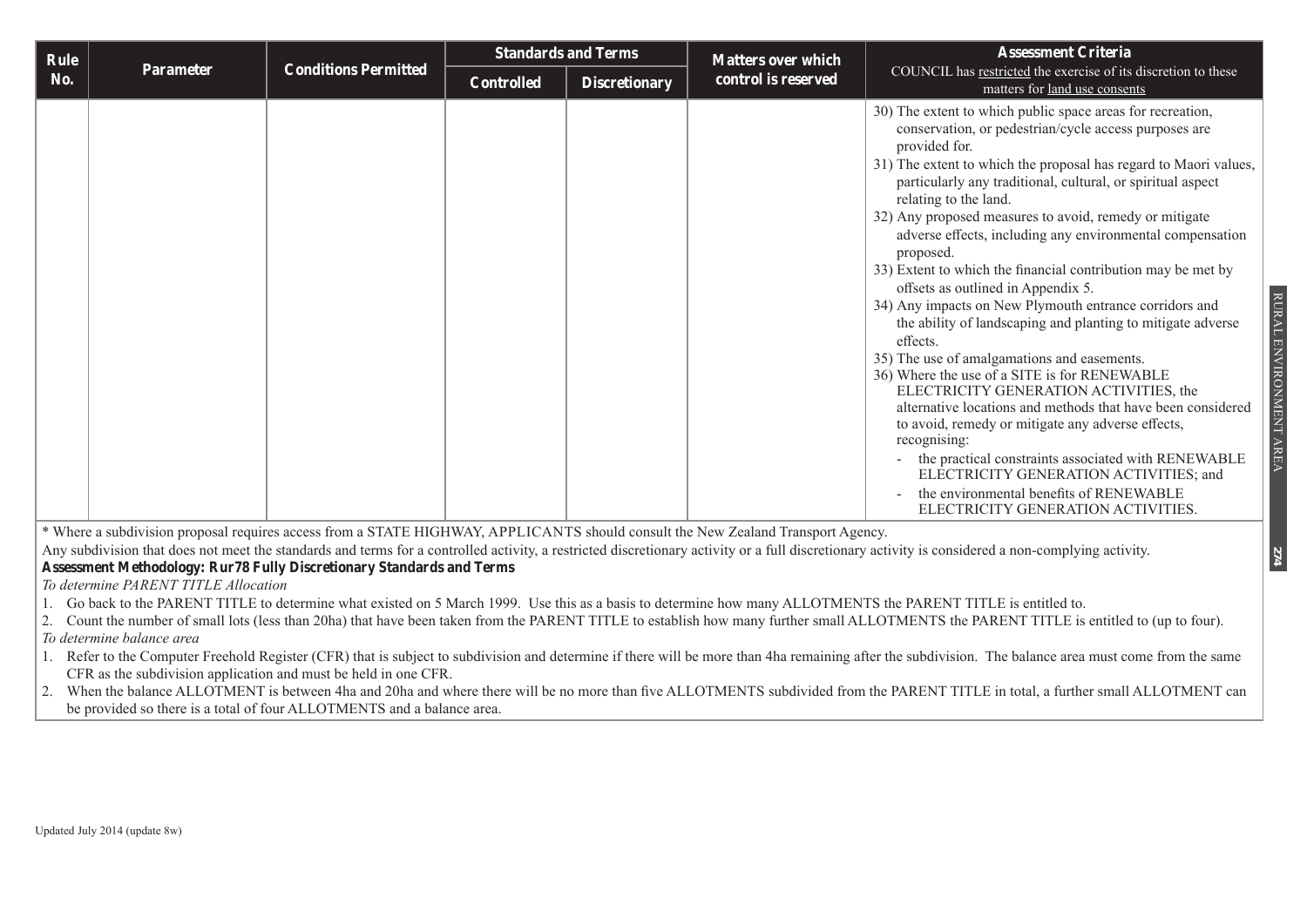| Rule No. | Parameter | Conditions Permitted | Standards and Terms | | Matters over which control is reserved | Assessment Criteria<br>COUNCIL has restricted the exercise of its discretion to these matters for land use consents |
|---|---|---|---|---|---|---|
| | | | Controlled | Discretionary | | |
| | | | | | | 30) The extent to which public space areas for recreation, conservation, or pedestrian/cycle access purposes are provided for.<br>31) The extent to which the proposal has regard to Maori values, particularly any traditional, cultural, or spiritual aspect relating to the land.<br>32) Any proposed measures to avoid, remedy or mitigate adverse effects, including any environmental compensation proposed.<br>33) Extent to which the financial contribution may be met by offsets as outlined in Appendix 5.<br>34) Any impacts on New Plymouth entrance corridors and the ability of landscaping and planting to mitigate adverse effects.<br>35) The use of amalgamations and easements.<br>36) Where the use of a SITE is for RENEWABLE ELECTRICITY GENERATION ACTIVITIES, the alternative locations and methods that have been considered to avoid, remedy or mitigate any adverse effects, recognising:<br>- the practical constraints associated with RENEWABLE ELECTRICITY GENERATION ACTIVITIES; and<br>- the environmental benefits of RENEWABLE ELECTRICITY GENERATION ACTIVITIES. |

\* Where a subdivision proposal requires access from a STATE HIGHWAY, APPLICANTS should consult the New Zealand Transport Agency.

Any subdivision that does not meet the standards and terms for a controlled activity, a restricted discretionary activity or a full discretionary activity is considered a non-complying activity.

**Assessment Methodology: Rur78 Fully Discretionary Standards and Terms**

*To determine PARENT TITLE Allocation*

1. Go back to the PARENT TITLE to determine what existed on 5 March 1999. Use this as a basis to determine how many ALLOTMENTS the PARENT TITLE is entitled to.
2. Count the number of small lots (less than 20ha) that have been taken from the PARENT TITLE to establish how many further small ALLOTMENTS the PARENT TITLE is entitled to (up to four).

*To determine balance area*

1. Refer to the Computer Freehold Register (CFR) that is subject to subdivision and determine if there will be more than 4ha remaining after the subdivision. The balance area must come from the same CFR as the subdivision application and must be held in one CFR.
2. When the balance ALLOTMENT is between 4ha and 20ha and where there will be no more than five ALLOTMENTS subdivided from the PARENT TITLE in total, a further small ALLOTMENT can be provided so there is a total of four ALLOTMENTS and a balance area.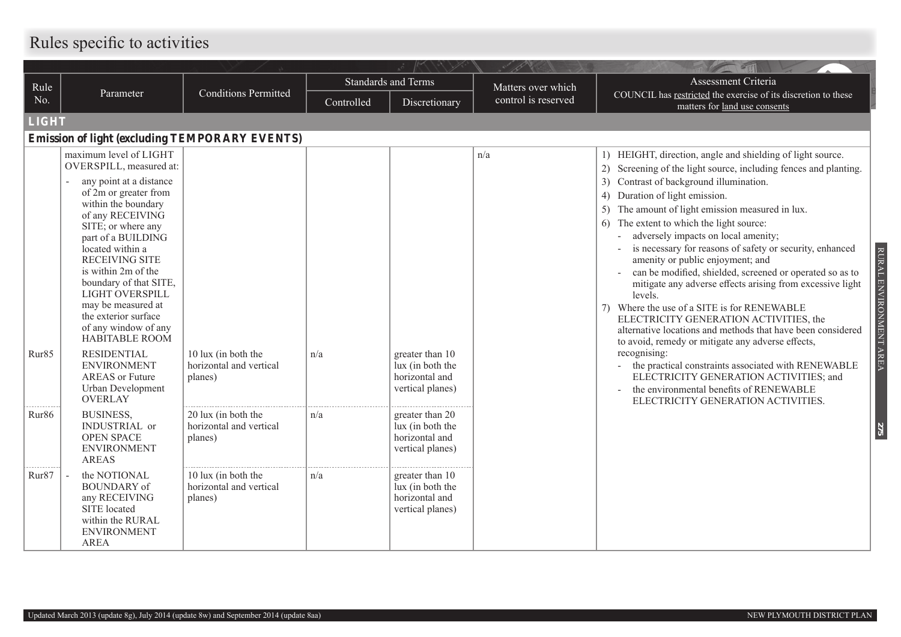# Rules specific to activities

| Rule No. | Parameter | Conditions Permitted | Standards and Terms | | Matters over which control is reserved | Assessment Criteria COUNCIL has restricted the exercise of its discretion to these matters for land use consents |
|---|---|---|---|---|---|---|
| | | | Controlled | Discretionary | | |
| **LIGHT** | | | | | | |
| **Emission of light (excluding TEMPORARY EVENTS)** | | | | | | |
| | maximum level of LIGHT OVERSPILL, measured at: - any point at a distance of 2m or greater from within the boundary of any RECEIVING SITE; or where any part of a BUILDING located within a RECEIVING SITE is within 2m of the boundary of that SITE, LIGHT OVERSPILL may be measured at the exterior surface of any window of any HABITABLE ROOM | | | | n/a | 1) HEIGHT, direction, angle and shielding of light source. 2) Screening of the light source, including fences and planting. 3) Contrast of background illumination. 4) Duration of light emission. 5) The amount of light emission measured in lux. 6) The extent to which the light source: - adversely impacts on local amenity; - is necessary for reasons of safety or security, enhanced amenity or public enjoyment; and - can be modified, shielded, screened or operated so as to mitigate any adverse effects arising from excessive light levels. 7) Where the use of a SITE is for RENEWABLE ELECTRICITY GENERATION ACTIVITIES, the alternative locations and methods that have been considered to avoid, remedy or mitigate any adverse effects, recognising: - the practical constraints associated with RENEWABLE ELECTRICITY GENERATION ACTIVITIES; and - the environmental benefits of RENEWABLE ELECTRICITY GENERATION ACTIVITIES. |
| Rur85 | RESIDENTIAL ENVIRONMENT AREAS or Future Urban Development OVERLAY | 10 lux (in both the horizontal and vertical planes) | n/a | greater than 10 lux (in both the horizontal and vertical planes) | | |
| Rur86 | BUSINESS, INDUSTRIAL or OPEN SPACE ENVIRONMENT AREAS | 20 lux (in both the horizontal and vertical planes) | n/a | greater than 20 lux (in both the horizontal and vertical planes) | | |
| Rur87 | - the NOTIONAL BOUNDARY of any RECEIVING SITE located within the RURAL ENVIRONMENT AREA | 10 lux (in both the horizontal and vertical planes) | n/a | greater than 10 lux (in both the horizontal and vertical planes) | | |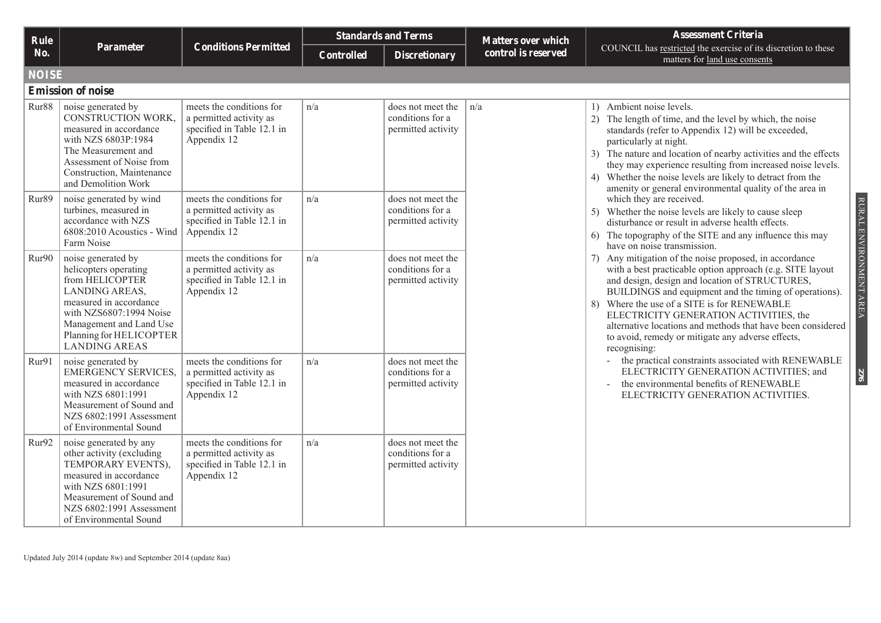| Rule No. | Parameter | Conditions Permitted | Standards and Terms | | Matters over which control is reserved | Assessment Criteria COUNCIL has restricted the exercise of its discretion to these matters for land use consents |
|---|---|---|---|---|---|---|
| | | | Controlled | Discretionary | | |
| **NOISE** | | | | | | |
| **Emission of noise** | | | | | | |
| Rur88 | noise generated by CONSTRUCTION WORK, measured in accordance with NZS 6803P:1984 The Measurement and Assessment of Noise from Construction, Maintenance and Demolition Work | meets the conditions for a permitted activity as specified in Table 12.1 in Appendix 12 | n/a | does not meet the conditions for a permitted activity | n/a | 1) Ambient noise levels.<br>2) The length of time, and the level by which, the noise standards (refer to Appendix 12) will be exceeded, particularly at night.<br>3) The nature and location of nearby activities and the effects they may experience resulting from increased noise levels.<br>4) Whether the noise levels are likely to detract from the amenity or general environmental quality of the area in which they are received.<br>5) Whether the noise levels are likely to cause sleep disturbance or result in adverse health effects.<br>6) The topography of the SITE and any influence this may have on noise transmission.<br>7) Any mitigation of the noise proposed, in accordance with a best practicable option approach (e.g. SITE layout and design, design and location of STRUCTURES, BUILDINGS and equipment and the timing of operations).<br>8) Where the use of a SITE is for RENEWABLE ELECTRICITY GENERATION ACTIVITIES, the alternative locations and methods that have been considered to avoid, remedy or mitigate any adverse effects, recognising:<br>- the practical constraints associated with RENEWABLE ELECTRICITY GENERATION ACTIVITIES; and<br>- the environmental benefits of RENEWABLE ELECTRICITY GENERATION ACTIVITIES. |
| Rur89 | noise generated by wind turbines, measured in accordance with NZS 6808:2010 Acoustics - Wind Farm Noise | meets the conditions for a permitted activity as specified in Table 12.1 in Appendix 12 | n/a | does not meet the conditions for a permitted activity | | |
| Rur90 | noise generated by helicopters operating from HELICOPTER LANDING AREAS, measured in accordance with NZS6807:1994 Noise Management and Land Use Planning for HELICOPTER LANDING AREAS | meets the conditions for a permitted activity as specified in Table 12.1 in Appendix 12 | n/a | does not meet the conditions for a permitted activity | | |
| Rur91 | noise generated by EMERGENCY SERVICES, measured in accordance with NZS 6801:1991 Measurement of Sound and NZS 6802:1991 Assessment of Environmental Sound | meets the conditions for a permitted activity as specified in Table 12.1 in Appendix 12 | n/a | does not meet the conditions for a permitted activity | | |
| Rur92 | noise generated by any other activity (excluding TEMPORARY EVENTS), measured in accordance with NZS 6801:1991 Measurement of Sound and NZS 6802:1991 Assessment of Environmental Sound | meets the conditions for a permitted activity as specified in Table 12.1 in Appendix 12 | n/a | does not meet the conditions for a permitted activity | | |

Updated July 2014 (update 8w) and September 2014 (update 8aa)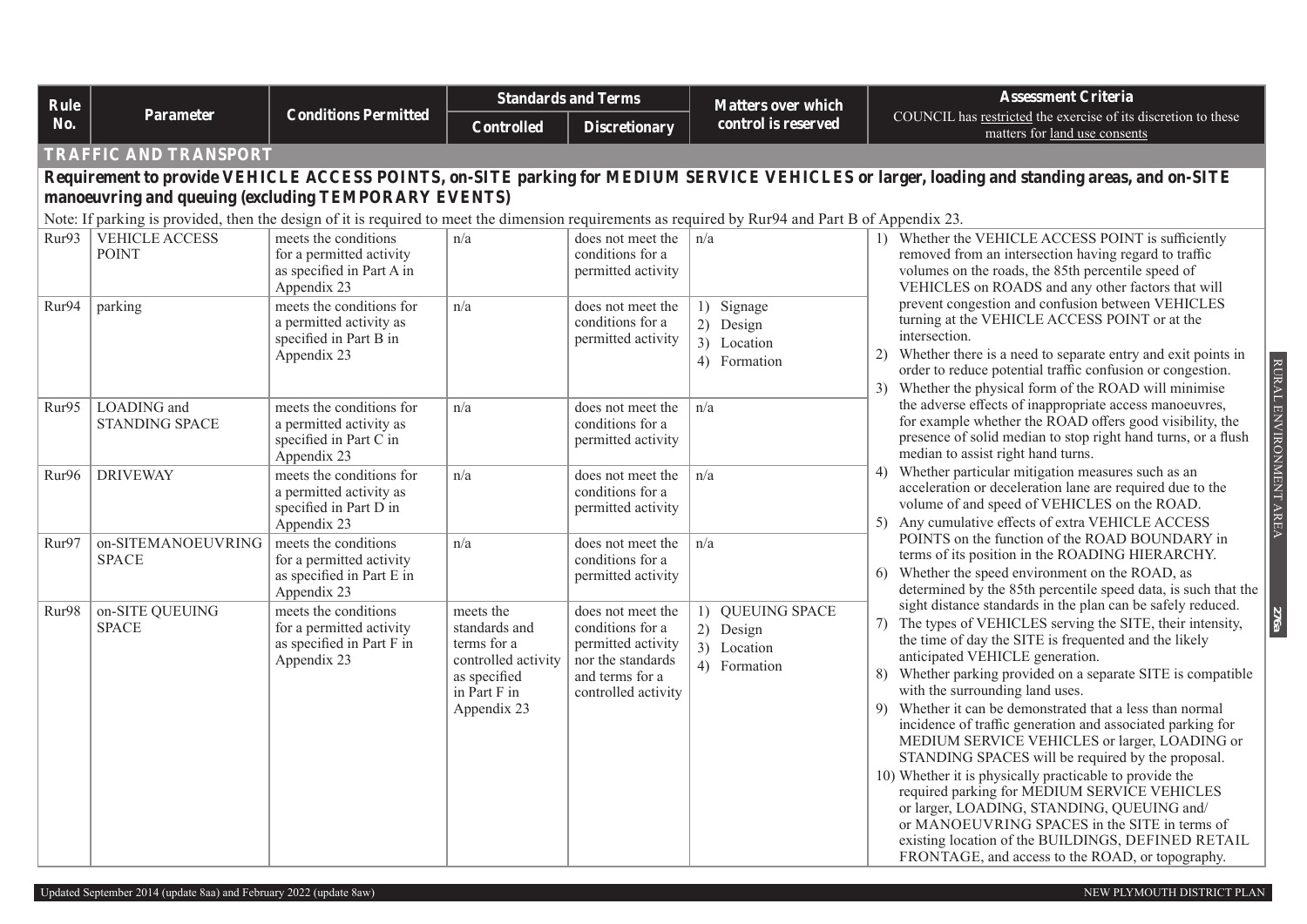| Rule No. | Parameter | Conditions Permitted | Standards and Terms | | Matters over which control is reserved | Assessment Criteria COUNCIL has restricted the exercise of its discretion to these matters for land use consents |
|---|---|---|---|---|---|---|
| | | | Controlled | Discretionary | | |
| **TRAFFIC AND TRANSPORT** | | | | | | |
| **Requirement to provide VEHICLE ACCESS POINTS, on-SITE parking for MEDIUM SERVICE VEHICLES or larger, loading and standing areas, and on-SITE manoeuvring and queuing (excluding TEMPORARY EVENTS)** | | | | | | |
| Note: If parking is provided, then the design of it is required to meet the dimension requirements as required by Rur94 and Part B of Appendix 23. | | | | | | |
| Rur93 | VEHICLE ACCESS POINT | meets the conditions for a permitted activity as specified in Part A in Appendix 23 | n/a | does not meet the conditions for a permitted activity | n/a | 1) Whether the VEHICLE ACCESS POINT is sufficiently removed from an intersection having regard to traffic volumes on the roads, the 85th percentile speed of VEHICLES on ROADS and any other factors that will prevent congestion and confusion between VEHICLES turning at the VEHICLE ACCESS POINT or at the intersection.<br>2) Whether there is a need to separate entry and exit points in order to reduce potential traffic confusion or congestion.<br>3) Whether the physical form of the ROAD will minimise the adverse effects of inappropriate access manoeuvres, for example whether the ROAD offers good visibility, the presence of solid median to stop right hand turns, or a flush median to assist right hand turns.<br>4) Whether particular mitigation measures such as an acceleration or deceleration lane are required due to the volume of and speed of VEHICLES on the ROAD.<br>5) Any cumulative effects of extra VEHICLE ACCESS POINTS on the ROAD BOUNDARY in terms of its position in the ROADING HIERARCHY.<br>6) Whether the speed environment on the ROAD, as determined by the 85th percentile speed data, is such that the sight distance standards in the plan can be safely reduced.<br>7) The types of VEHICLES serving the SITE, their intensity, the time of day the SITE is frequented and the likely anticipated VEHICLE generation.<br>8) Whether parking provided on a separate SITE is compatible with the surrounding land uses.<br>9) Whether it can be demonstrated that a less than normal incidence of traffic generation and associated parking for MEDIUM SERVICE VEHICLES or larger, LOADING or STANDING SPACES will be required by the proposal.<br>10) Whether it is physically practicable to provide the required parking for MEDIUM SERVICE VEHICLES or larger, LOADING, STANDING, QUEUING and/ or MANOEUVRING SPACES in the SITE in terms of existing location of the BUILDINGS, DEFINED RETAIL FRONTAGE, and access to the ROAD, or topography. |
| Rur94 | parking | meets the conditions for a permitted activity as specified in Part B in Appendix 23 | n/a | does not meet the conditions for a permitted activity | 1) Signage<br>2) Design<br>3) Location<br>4) Formation | |
| Rur95 | LOADING and STANDING SPACE | meets the conditions for a permitted activity as specified in Part C in Appendix 23 | n/a | does not meet the conditions for a permitted activity | n/a | |
| Rur96 | DRIVEWAY | meets the conditions for a permitted activity as specified in Part D in Appendix 23 | n/a | does not meet the conditions for a permitted activity | n/a | |
| Rur97 | on-SITEMANOEUVRING SPACE | meets the conditions for a permitted activity as specified in Part E in Appendix 23 | n/a | does not meet the conditions for a permitted activity | n/a | |
| Rur98 | on-SITE QUEUING SPACE | meets the conditions for a permitted activity as specified in Part F in Appendix 23 | meets the standards and terms for a controlled activity as specified in Part F in Appendix 23 | does not meet the conditions for a permitted activity nor the standards and terms for a controlled activity | 1) QUEUING SPACE<br>2) Design<br>3) Location<br>4) Formation | |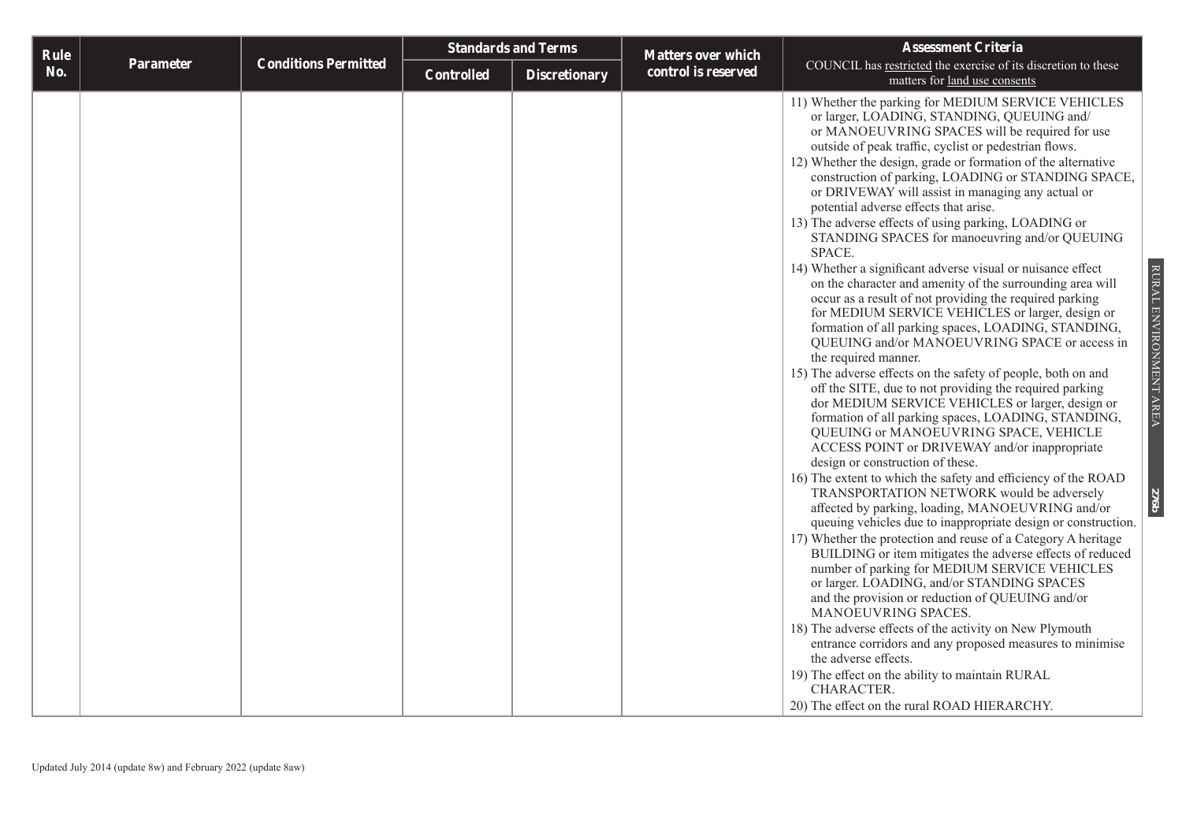| Rule No. | Parameter | Conditions Permitted | Standards and Terms | | Matters over which control is reserved | Assessment Criteria<br>COUNCIL has restricted the exercise of its discretion to these matters for land use consents |
|---|---|---|---|---|---|---|
| | | | Controlled | Discretionary | | |
| | | | | | | 11) Whether the parking for MEDIUM SERVICE VEHICLES or larger, LOADING, STANDING, QUEUING and/ or MANOEUVRING SPACES will be required for use outside of peak traffic, cyclist or pedestrian flows.<br>12) Whether the design, grade or formation of the alternative construction of parking, LOADING or STANDING SPACE, or DRIVEWAY will assist in managing any actual or potential adverse effects that arise.<br>13) The adverse effects of using parking, LOADING or STANDING SPACES for manoeuvring and/or QUEUING SPACE.<br>14) Whether a significant adverse visual or nuisance effect on the character and amenity of the surrounding area will occur as a result of not providing the required parking for MEDIUM SERVICE VEHICLES or larger, design or formation of all parking spaces, LOADING, STANDING, QUEUING and/or MANOEUVRING SPACE or access in the required manner.<br>15) The adverse effects on the safety of people, both on and off the SITE, due to not providing the required parking dor MEDIUM SERVICE VEHICLES or larger, design or formation of all parking spaces, LOADING, STANDING, QUEUING or MANOEUVRING SPACE, VEHICLE ACCESS POINT or DRIVEWAY and/or inappropriate design or construction of these.<br>16) The extent to which the safety and efficiency of the ROAD TRANSPORTATION NETWORK would be adversely affected by parking, loading, MANOEUVRING and/or queuing vehicles due to inappropriate design or construction.<br>17) Whether the protection and reuse of a Category A heritage BUILDING or item mitigates the adverse effects of reduced number of parking for MEDIUM SERVICE VEHICLES or larger. LOADING, and/or STANDING SPACES and the provision or reduction of QUEUING and/or MANOEUVRING SPACES.<br>18) The adverse effects of the activity on New Plymouth entrance corridors and any proposed measures to minimise the adverse effects.<br>19) The effect on the ability to maintain RURAL CHARACTER.<br>20) The effect on the rural ROAD HIERARCHY. |

Updated July 2014 (update 8w) and February 2022 (update 8aw)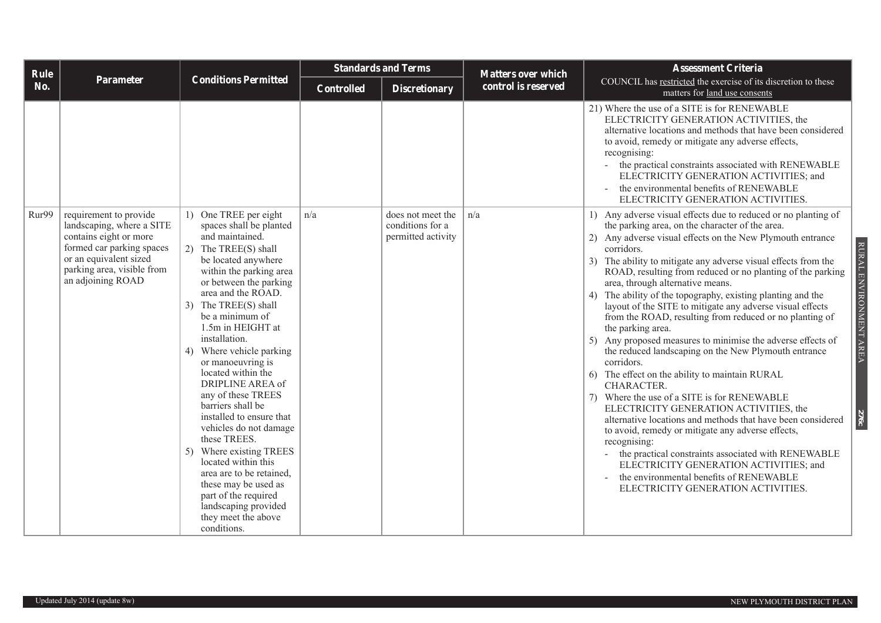| Rule No. | Parameter | Conditions Permitted | Standards and Terms | | Matters over which control is reserved | Assessment Criteria |
|---|---|---|---|---|---|---|
| | | | Controlled | Discretionary | | COUNCIL has restricted the exercise of its discretion to these matters for land use consents |
| | | | | | | 21) Where the use of a SITE is for RENEWABLE ELECTRICITY GENERATION ACTIVITIES, the alternative locations and methods that have been considered to avoid, remedy or mitigate any adverse effects, recognising: <br> - the practical constraints associated with RENEWABLE ELECTRICITY GENERATION ACTIVITIES; and <br> - the environmental benefits of RENEWABLE ELECTRICITY GENERATION ACTIVITIES. |
| Rur99 | requirement to provide landscaping, where a SITE contains eight or more formed car parking spaces or an equivalent sized parking area, visible from an adjoining ROAD | 1) One TREE per eight spaces shall be planted and maintained. <br> 2) The TREE(S) shall be located anywhere within the parking area or between the parking area and the ROAD. <br> 3) The TREE(S) shall be a minimum of 1.5m in HEIGHT at installation. <br> 4) Where vehicle parking or manoeuvring is located within the DRIPLINE AREA of any of these TREES barriers shall be installed to ensure that vehicles do not damage these TREES. <br> 5) Where existing TREES located within this area are to be retained, these may be used as part of the required landscaping provided they meet the above conditions. | n/a | does not meet the conditions for a permitted activity | n/a | 1) Any adverse visual effects due to reduced or no planting of the parking area, on the character of the area. <br> 2) Any adverse visual effects on the New Plymouth entrance corridors. <br> 3) The ability to mitigate any adverse visual effects from the ROAD, resulting from reduced or no planting of the parking area, through alternative means. <br> 4) The ability of the topography, existing planting and the layout of the SITE to mitigate any adverse visual effects from the ROAD, resulting from reduced or no planting of the parking area. <br> 5) Any proposed measures to minimise the adverse effects of the reduced landscaping on the New Plymouth entrance corridors. <br> 6) The effect on the ability to maintain RURAL CHARACTER. <br> 7) Where the use of a SITE is for RENEWABLE ELECTRICITY GENERATION ACTIVITIES, the alternative locations and methods that have been considered to avoid, remedy or mitigate any adverse effects, recognising: <br> - the practical constraints associated with RENEWABLE ELECTRICITY GENERATION ACTIVITIES; and <br> - the environmental benefits of RENEWABLE ELECTRICITY GENERATION ACTIVITIES. |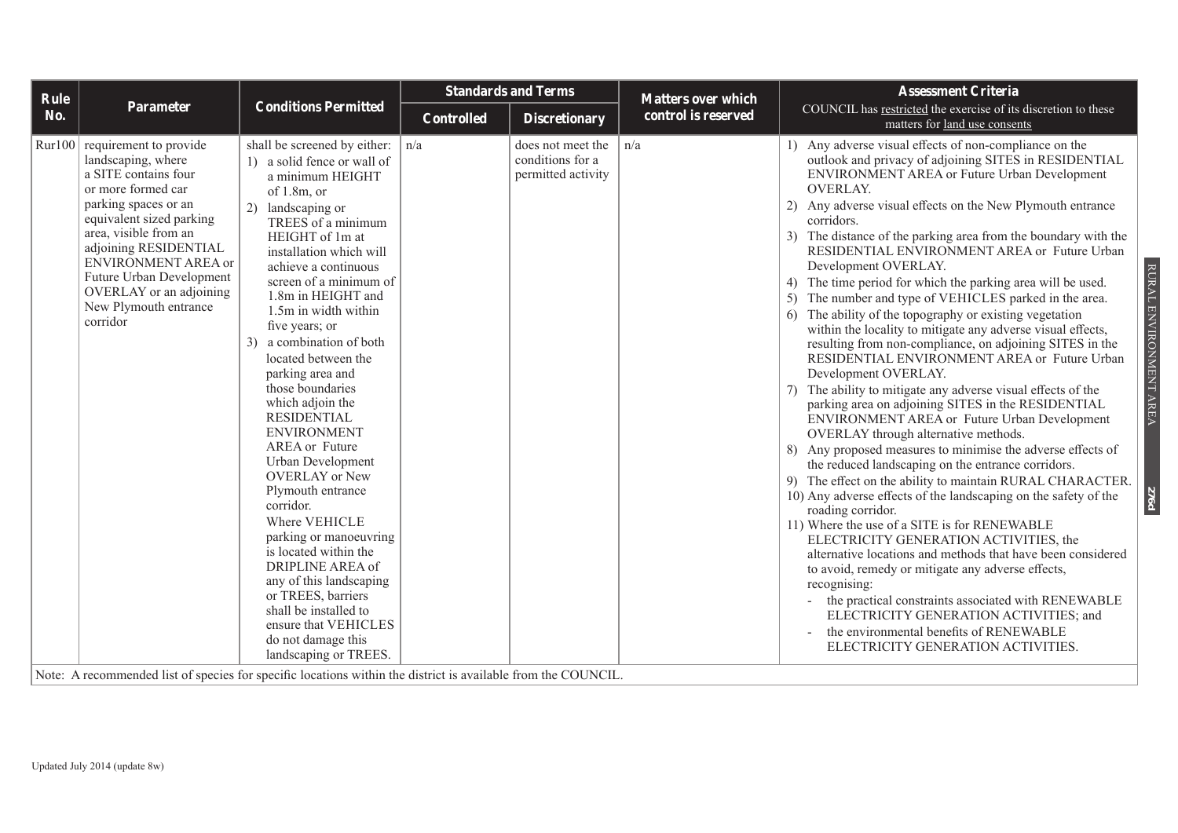| Rule No. | Parameter | Conditions Permitted | Standards and Terms | | Matters over which control is reserved | Assessment Criteria COUNCIL has restricted the exercise of its discretion to these matters for land use consents |
|---|---|---|---|---|---|---|
| | | | Controlled | Discretionary | | |
| Rur100 | requirement to provide landscaping, where a SITE contains four or more formed car parking spaces or an equivalent sized parking area, visible from an adjoining RESIDENTIAL ENVIRONMENT AREA or Future Urban Development OVERLAY or an adjoining New Plymouth entrance corridor | shall be screened by either: 1) a solid fence or wall of a minimum HEIGHT of 1.8m, or 2) landscaping or TREES of a minimum HEIGHT of 1m at installation which will achieve a continuous screen of a minimum of 1.8m in HEIGHT and 1.5m in width within five years; or 3) a combination of both located between the parking area and those boundaries which adjoin the RESIDENTIAL ENVIRONMENT AREA or Future Urban Development OVERLAY or New Plymouth entrance corridor. Where VEHICLE parking or manoeuvring is located within the DRIPLINE AREA of any of this landscaping or TREES, barriers shall be installed to ensure that VEHICLES do not damage this landscaping or TREES. | n/a | does not meet the conditions for a permitted activity | n/a | 1) Any adverse visual effects of non-compliance on the outlook and privacy of adjoining SITES in RESIDENTIAL ENVIRONMENT AREA or Future Urban Development OVERLAY. 2) Any adverse visual effects on the New Plymouth entrance corridors. 3) The distance of the parking area from the boundary with the RESIDENTIAL ENVIRONMENT AREA or Future Urban Development OVERLAY. 4) The time period for which the parking area will be used. 5) The number and type of VEHICLES parked in the area. 6) The ability of the topography or existing vegetation within the locality to mitigate any adverse visual effects, resulting from non-compliance, on adjoining SITES in the RESIDENTIAL ENVIRONMENT AREA or Future Urban Development OVERLAY. 7) The ability to mitigate any adverse visual effects of the parking area on adjoining SITES in the RESIDENTIAL ENVIRONMENT AREA or Future Urban Development OVERLAY through alternative methods. 8) Any proposed measures to minimise the adverse effects of the reduced landscaping on the entrance corridors. 9) The effect on the ability to maintain RURAL CHARACTER. 10) Any adverse effects of the landscaping on the safety of the roading corridor. 11) Where the use of a SITE is for RENEWABLE ELECTRICITY GENERATION ACTIVITIES, the alternative locations and methods that have been considered to avoid, remedy or mitigate any adverse effects, recognising: - the practical constraints associated with RENEWABLE ELECTRICITY GENERATION ACTIVITIES; and - the environmental benefits of RENEWABLE ELECTRICITY GENERATION ACTIVITIES. |

Note: A recommended list of species for specific locations within the district is available from the COUNCIL.

Updated July 2014 (update 8w)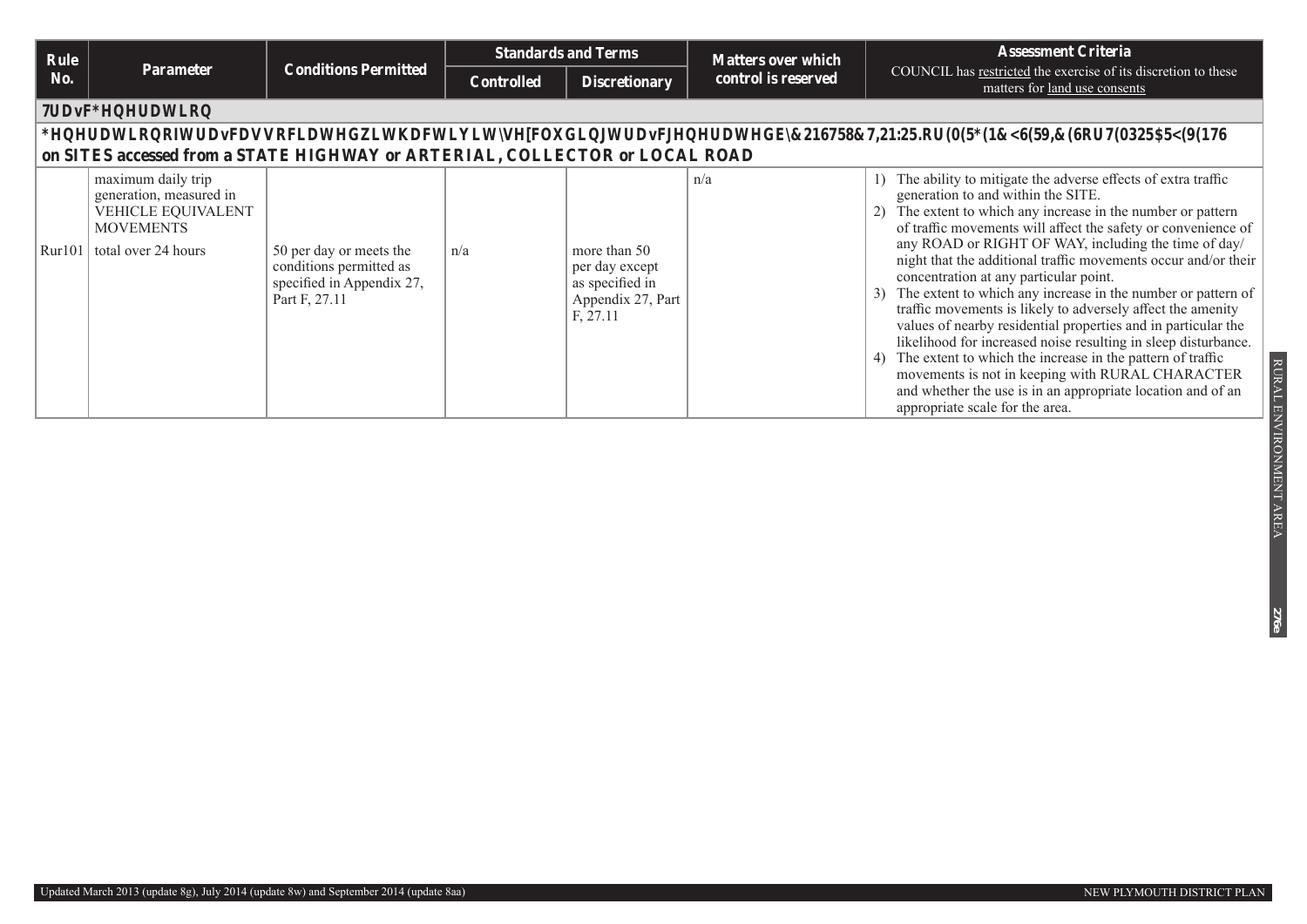| Rule No. | Parameter | Conditions Permitted | Standards and Terms | | Matters over which control is reserved | Assessment Criteria<br>COUNCIL has restricted the exercise of its discretion to these matters for land use consents |
|---|---|---|---|---|---|---|
| | | | Controlled | Discretionary | | |
| **Traffic Generation** | | | | | | |
| **Generation of traffic associated with activities excluding traffic generated by CONSTRUCTION WORK or EMERGENCY SERVICES or TEMPORARY EVENTS on SITES accessed from a STATE HIGHWAY or ARTERIAL, COLLECTOR or LOCAL ROAD** | | | | | | |
| Rur101 | maximum daily trip generation, measured in VEHICLE EQUIVALENT MOVEMENTS total over 24 hours | 50 per day or meets the conditions permitted as specified in Appendix 27, Part F, 27.11 | n/a | more than 50 per day except as specified in Appendix 27, Part F, 27.11 | n/a | 1) The ability to mitigate the adverse effects of extra traffic generation to and within the SITE.<br>2) The extent to which any increase in the number or pattern of traffic movements will affect the safety or convenience of any ROAD or RIGHT OF WAY, including the time of day/night that the additional traffic movements occur and/or their concentration at any particular point.<br>3) The extent to which any increase in the number or pattern of traffic movements is likely to adversely affect the amenity values of nearby residential properties and in particular the likelihood for increased noise resulting in sleep disturbance.<br>4) The extent to which the increase in the pattern of traffic movements is not in keeping with RURAL CHARACTER and whether the use is in an appropriate location and of an appropriate scale for the area. |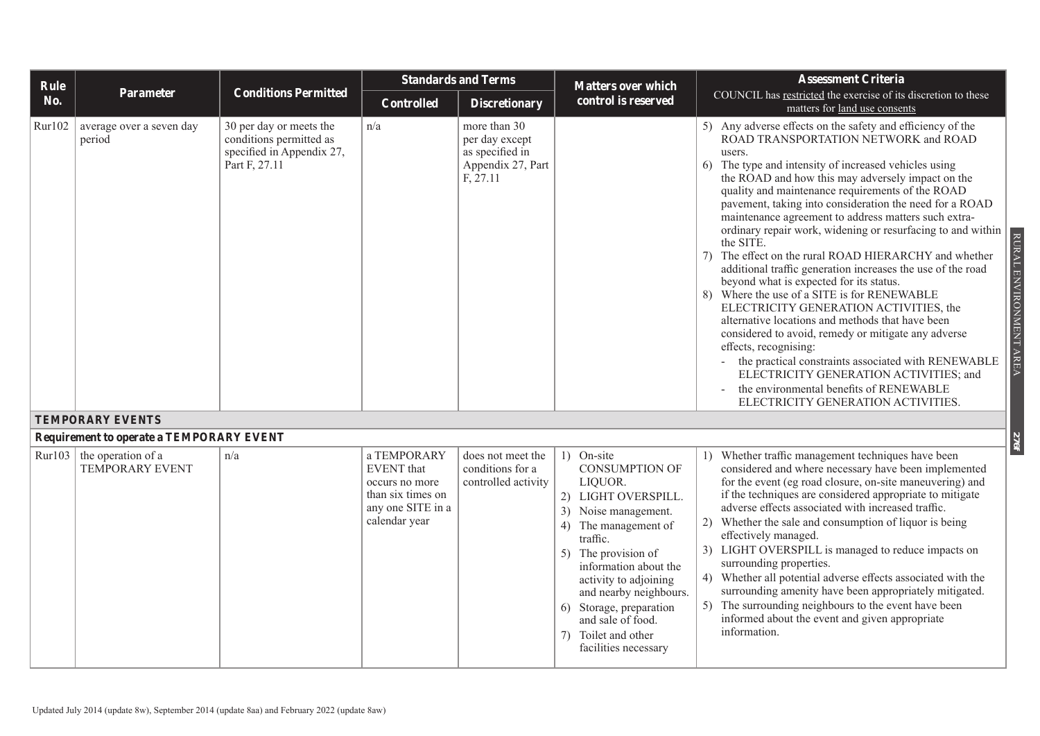| Rule No. | Parameter | Conditions Permitted | Standards and Terms | | Matters over which control is reserved | Assessment Criteria<br>COUNCIL has restricted the exercise of its discretion to these matters for land use consents |
|---|---|---|---|---|---|---|
| | | | Controlled | Discretionary | | |
| Rur102 | average over a seven day period | 30 per day or meets the conditions permitted as specified in Appendix 27, Part F, 27.11 | n/a | more than 30 per day except as specified in Appendix 27, Part F, 27.11 | | 5) Any adverse effects on the safety and efficiency of the ROAD TRANSPORTATION NETWORK and ROAD users.<br>6) The type and intensity of increased vehicles using the ROAD and how this may adversely impact on the quality and maintenance requirements of the ROAD pavement, taking into consideration the need for a ROAD maintenance agreement to address matters such extra-ordinary repair work, widening or resurfacing to and within the SITE.<br>7) The effect on the rural ROAD HIERARCHY and whether additional traffic generation increases the use of the road beyond what is expected for its status.<br>8) Where the use of a SITE is for RENEWABLE ELECTRICITY GENERATION ACTIVITIES, the alternative locations and methods that have been considered to avoid, remedy or mitigate any adverse effects, recognising:<br>- the practical constraints associated with RENEWABLE ELECTRICITY GENERATION ACTIVITIES; and<br>- the environmental benefits of RENEWABLE ELECTRICITY GENERATION ACTIVITIES. |
| **TEMPORARY EVENTS** | | | | | | |
| ***Requirement to operate a TEMPORARY EVENT*** | | | | | | |
| Rur103 | the operation of a TEMPORARY EVENT | n/a | a TEMPORARY EVENT that occurs no more than six times on any one SITE in a calendar year | does not meet the conditions for a controlled activity | 1) On-site CONSUMPTION OF LIQUOR.<br>2) LIGHT OVERSPILL.<br>3) Noise management.<br>4) The management of traffic.<br>5) The provision of information about the activity to adjoining and nearby neighbours.<br>6) Storage, preparation and sale of food.<br>7) Toilet and other facilities necessary | 1) Whether traffic management techniques have been considered and where necessary have been implemented for the event (eg road closure, on-site maneuvering) and if the techniques are considered appropriate to mitigate adverse effects associated with increased traffic.<br>2) Whether the sale and consumption of liquor is being effectively managed.<br>3) LIGHT OVERSPILL is managed to reduce impacts on surrounding properties.<br>4) Whether all potential adverse effects associated with the surrounding amenity have been appropriately mitigated.<br>5) The surrounding neighbours to the event have been informed about the event and given appropriate information. |

Updated July 2014 (update 8w), September 2014 (update 8aa) and February 2022 (update 8aw)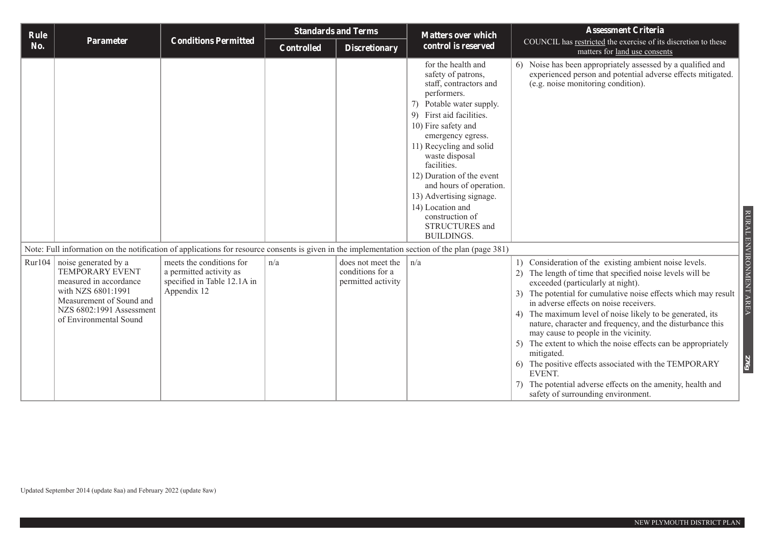| Rule No. | Parameter | Conditions Permitted | Standards and Terms | | Matters over which control is reserved | Assessment Criteria COUNCIL has restricted the exercise of its discretion to these matters for land use consents |
|---|---|---|---|---|---|---|
| | | | Controlled | Discretionary | | |
| | | | | | for the health and safety of patrons, staff, contractors and performers.<br>7) Potable water supply.<br>9) First aid facilities.<br>10) Fire safety and emergency egress.<br>11) Recycling and solid waste disposal facilities.<br>12) Duration of the event and hours of operation.<br>13) Advertising signage.<br>14) Location and construction of STRUCTURES and BUILDINGS. | 6) Noise has been appropriately assessed by a qualified and experienced person and potential adverse effects mitigated. (e.g. noise monitoring condition). |
| Note: Full information on the notification of applications for resource consents is given in the implementation section of the plan (page 381) | | | | | | |
| Rur104 | noise generated by a TEMPORARY EVENT measured in accordance with NZS 6801:1991 Measurement of Sound and NZS 6802:1991 Assessment of Environmental Sound | meets the conditions for a permitted activity as specified in Table 12.1A in Appendix 12 | n/a | does not meet the conditions for a permitted activity | n/a | 1) Consideration of the existing ambient noise levels.<br>2) The length of time that specified noise levels will be exceeded (particularly at night).<br>3) The potential for cumulative noise effects which may result in adverse effects on noise receivers.<br>4) The maximum level of noise likely to be generated, its nature, character and frequency, and the disturbance this may cause to people in the vicinity.<br>5) The extent to which the noise effects can be appropriately mitigated.<br>6) The positive effects associated with the TEMPORARY EVENT.<br>7) The potential adverse effects on the amenity, health and safety of surrounding environment. |

Updated September 2014 (update 8aa) and February 2022 (update 8aw)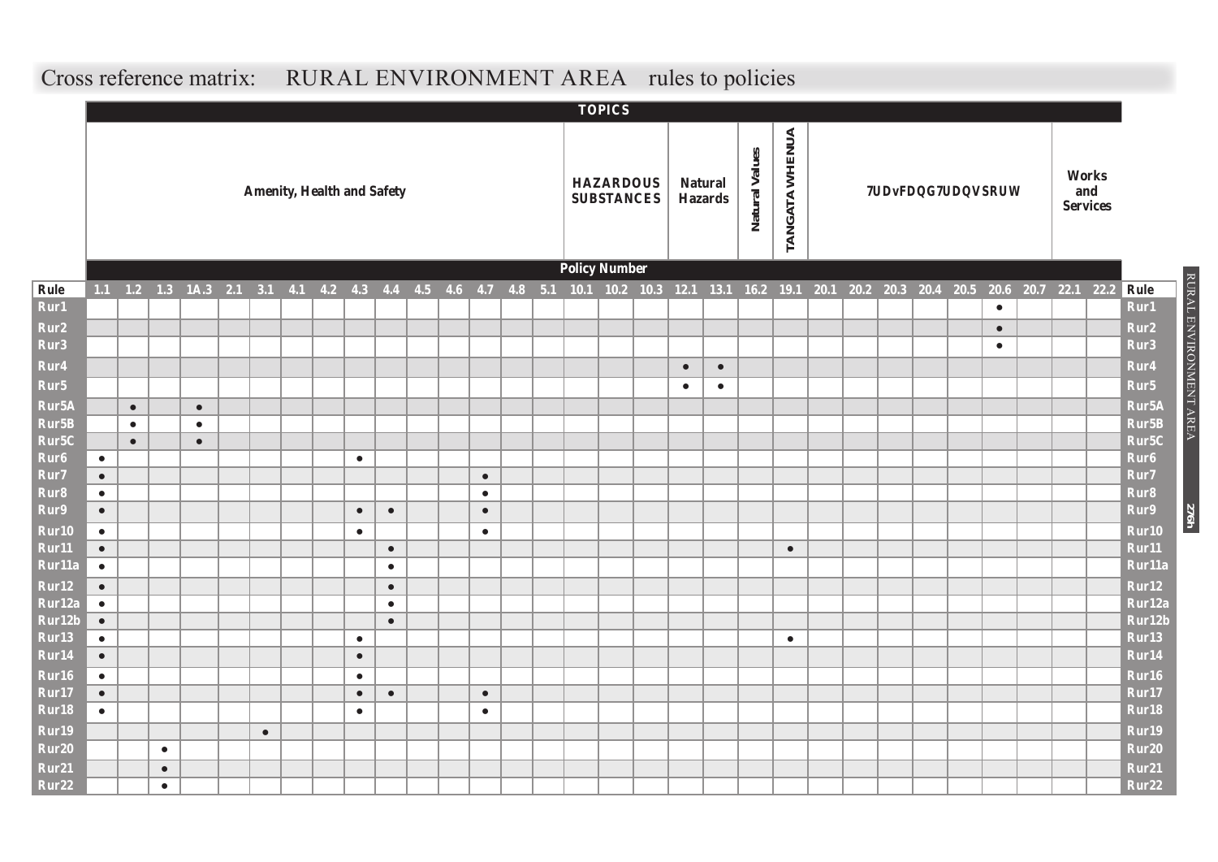# Cross reference matrix: RURAL ENVIRONMENT AREA rules to policies

| TOPICS | Amenity, Health and Safety | | | | | | | | | | | | | | | HAZARDOUS SUBSTANCES | | | Natural Hazards | | Natural Values | TANGATA WHENUA | Traffic and Transport | | | | | | | Works and Services | |
|---|---|---|---|---|---|---|---|---|---|---|---|---|---|---|---|---|---|---|---|---|---|---|---|---|---|---|---|---|---|---|---|
| **Rule** | 1.1 | 1.2 | 1.3 | 1A.3 | 2.1 | 3.1 | 4.1 | 4.2 | 4.3 | 4.4 | 4.5 | 4.6 | 4.7 | 4.8 | 5.1 | 10.1 | 10.2 | 10.3 | 12.1 | 13.1 | 16.2 | 19.1 | 20.1 | 20.2 | 20.3 | 20.4 | 20.5 | 20.6 | 20.7 | 22.1 | 22.2 |
| Rur1 | | | | | | | | | | | | | | | | | | | | | | | | | | | | • | | | |
| Rur2 | | | | | | | | | | | | | | | | | | | | | | | | | | | | • | | | |
| Rur3 | | | | | | | | | | | | | | | | | | | | | | | | | | | | • | | | |
| Rur4 | | | | | | | | | | | | | | | | | | | • | • | | | | | | | | | | | |
| Rur5 | | | | | | | | | | | | | | | | | | | • | • | | | | | | | | | | | |
| Rur5A | | • | | • | | | | | | | | | | | | | | | | | | | | | | | | | | | |
| Rur5B | | • | | • | | | | | | | | | | | | | | | | | | | | | | | | | | | |
| Rur5C | | • | | • | | | | | | | | | | | | | | | | | | | | | | | | | | | |
| Rur6 | • | | | | | | | | • | | | | | | | | | | | | | | | | | | | | | | |
| Rur7 | • | | | | | | | | | | | | • | | | | | | | | | | | | | | | | | | |
| Rur8 | • | | | | | | | | | | | | • | | | | | | | | | | | | | | | | | | |
| Rur9 | • | | | | | | | | • | • | | | • | | | | | | | | | | | | | | | | | | |
| Rur10 | • | | | | | | | | • | | | | • | | | | | | | | | | | | | | | | | | |
| Rur11 | • | | | | | | | | | • | | | | | | | | | | | | • | | | | | | | | | |
| Rur11a | • | | | | | | | | | • | | | | | | | | | | | | | | | | | | | | | |
| Rur12 | • | | | | | | | | | • | | | | | | | | | | | | | | | | | | | | | |
| Rur12a | • | | | | | | | | | • | | | | | | | | | | | | | | | | | | | | | |
| Rur12b | • | | | | | | | | | • | | | | | | | | | | | | | | | | | | | | | |
| Rur13 | • | | | | | | | | • | | | | | | | | | | | | | • | | | | | | | | | |
| Rur14 | • | | | | | | | | • | | | | | | | | | | | | | | | | | | | | | | |
| Rur16 | • | | | | | | | | • | | | | | | | | | | | | | | | | | | | | | | |
| Rur17 | • | | | | | | | | • | • | | | • | | | | | | | | | | | | | | | | | | |
| Rur18 | • | | | | | | | | • | | | | • | | | | | | | | | | | | | | | | | | |
| Rur19 | | | | | | • | | | | | | | | | | | | | | | | | | | | | | | | | |
| Rur20 | | | • | | | | | | | | | | | | | | | | | | | | | | | | | | | | |
| Rur21 | | | • | | | | | | | | | | | | | | | | | | | | | | | | | | | | |
| Rur22 | | | • | | | | | | | | | | | | | | | | | | | | | | | | | | | | |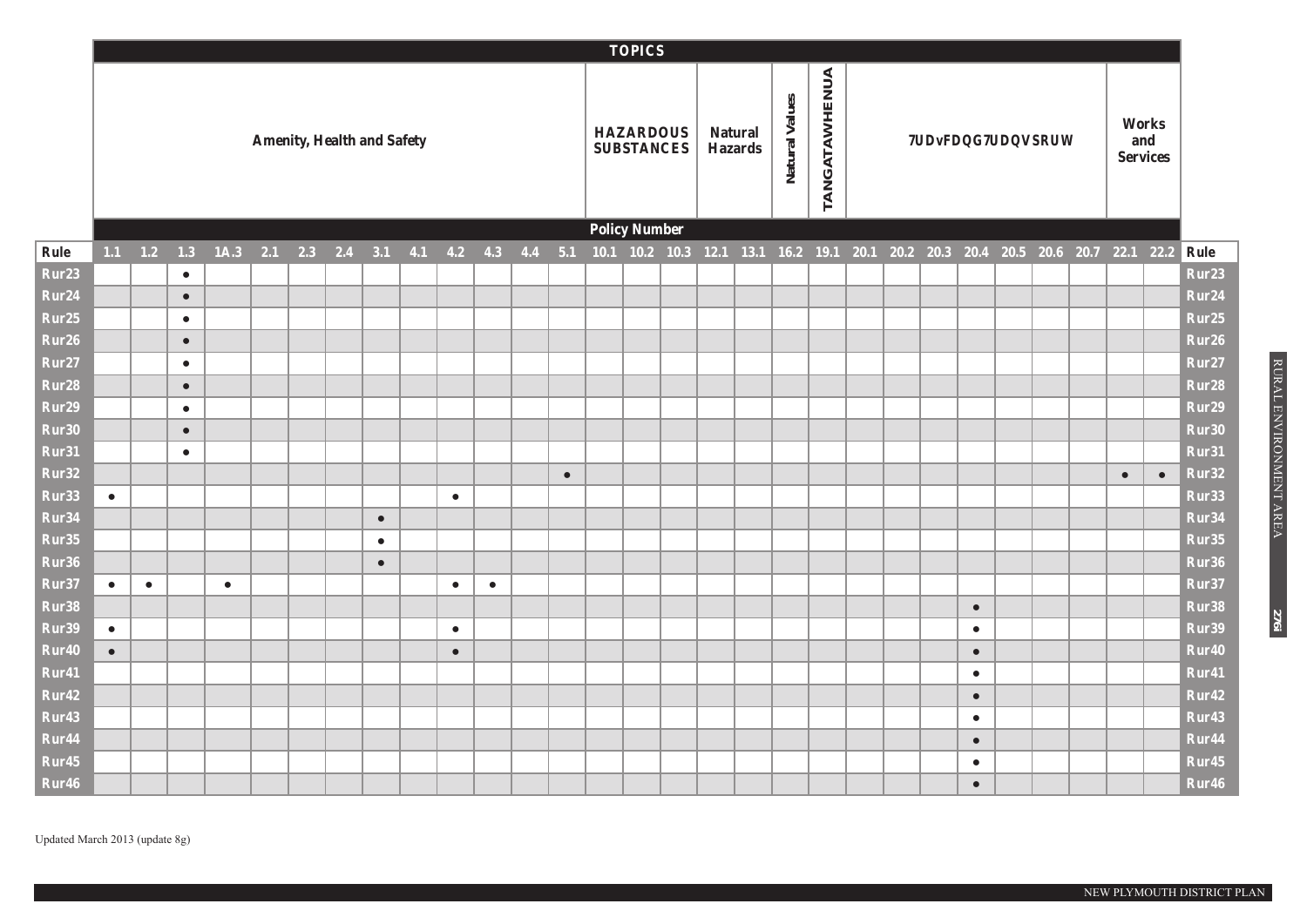**TOPICS**

| Rule | Amenity, Health and Safety | | | | | | | | | | | | | HAZARDOUS SUBSTANCES | | | Natural Hazards | | Natural Values | TANGATAWHENUA | Traffic and Transport | | | | | | | Works and Services | | Rule |
|---|---|---|---|---|---|---|---|---|---|---|---|---|---|---|---|---|---|---|---|---|---|---|---|---|---|---|---|---|---|---|
| **Policy Number** | | | | | | | | | | | | | | | | | | | | | | | | | | | | | | |
| Rule | 1.1 | 1.2 | 1.3 | 1A.3 | 2.1 | 2.3 | 2.4 | 3.1 | 4.1 | 4.2 | 4.3 | 4.4 | 5.1 | 10.1 | 10.2 | 10.3 | 12.1 | 13.1 | 16.2 | 19.1 | 20.1 | 20.2 | 20.3 | 20.4 | 20.5 | 20.6 | 20.7 | 22.1 | 22.2 | Rule |
| Rur23 | | | • | | | | | | | | | | | | | | | | | | | | | | | | | | | Rur23 |
| Rur24 | | | • | | | | | | | | | | | | | | | | | | | | | | | | | | | Rur24 |
| Rur25 | | | • | | | | | | | | | | | | | | | | | | | | | | | | | | | Rur25 |
| Rur26 | | | • | | | | | | | | | | | | | | | | | | | | | | | | | | | Rur26 |
| Rur27 | | | • | | | | | | | | | | | | | | | | | | | | | | | | | | | Rur27 |
| Rur28 | | | • | | | | | | | | | | | | | | | | | | | | | | | | | | | Rur28 |
| Rur29 | | | • | | | | | | | | | | | | | | | | | | | | | | | | | | | Rur29 |
| Rur30 | | | • | | | | | | | | | | | | | | | | | | | | | | | | | | | Rur30 |
| Rur31 | | | • | | | | | | | | | | | | | | | | | | | | | | | | | | | Rur31 |
| Rur32 | | | | | | | | | | | | | • | | | | | | | | | | | | | | | • | • | Rur32 |
| Rur33 | • | | | | | | | | | • | | | | | | | | | | | | | | | | | | | | Rur33 |
| Rur34 | | | | | | | | • | | | | | | | | | | | | | | | | | | | | | | Rur34 |
| Rur35 | | | | | | | | • | | | | | | | | | | | | | | | | | | | | | | Rur35 |
| Rur36 | | | | | | | | • | | | | | | | | | | | | | | | | | | | | | | Rur36 |
| Rur37 | • | • | | • | | | | | | • | • | | | | | | | | | | | | | | | | | | | Rur37 |
| Rur38 | | | | | | | | | | | | | | | | | | | | | | | | • | | | | | | Rur38 |
| Rur39 | • | | | | | | | | | • | | | | | | | | | | | | | | • | | | | | | Rur39 |
| Rur40 | • | | | | | | | | | • | | | | | | | | | | | | | | • | | | | | | Rur40 |
| Rur41 | | | | | | | | | | | | | | | | | | | | | | | | • | | | | | | Rur41 |
| Rur42 | | | | | | | | | | | | | | | | | | | | | | | | • | | | | | | Rur42 |
| Rur43 | | | | | | | | | | | | | | | | | | | | | | | | • | | | | | | Rur43 |
| Rur44 | | | | | | | | | | | | | | | | | | | | | | | | • | | | | | | Rur44 |
| Rur45 | | | | | | | | | | | | | | | | | | | | | | | | • | | | | | | Rur45 |
| Rur46 | | | | | | | | | | | | | | | | | | | | | | | | • | | | | | | Rur46 |

Updated March 2013 (update 8g)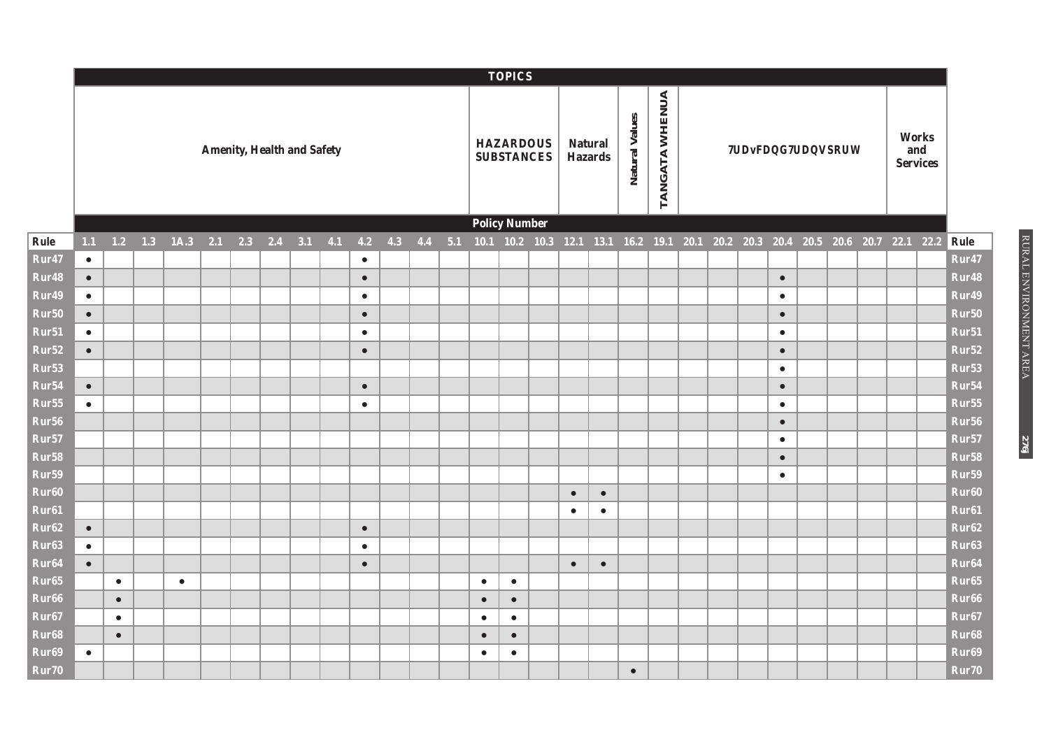| | TOPICS | | | | | | | | | | | | | | | | | | | | | | | | | | | | | |
|---|---|---|---|---|---|---|---|---|---|---|---|---|---|---|---|---|---|---|---|---|---|---|---|---|---|---|---|---|---|---|
| | Amenity, Health and Safety | | | | | | | | | | | | | HAZARDOUS SUBSTANCES | | | Natural Hazards | | Natural Values | TANGATA WHENUA | Traffic and Transport | | | | | | | Works and Services | | |
| | Policy Number | | | | | | | | | | | | | | | | | | | | | | | | | | | | | |
| Rule | 1.1 | 1.2 | 1.3 | 1A.3 | 2.1 | 2.3 | 2.4 | 3.1 | 4.1 | 4.2 | 4.3 | 4.4 | 5.1 | 10.1 | 10.2 | 10.3 | 12.1 | 13.1 | 16.2 | 19.1 | 20.1 | 20.2 | 20.3 | 20.4 | 20.5 | 20.6 | 20.7 | 22.1 | 22.2 | Rule |
| Rur47 | • | | | | | | | | | • | | | | | | | | | | | | | | | | | | | | Rur47 |
| Rur48 | • | | | | | | | | | • | | | | | | | | | | | | | | • | | | | | | Rur48 |
| Rur49 | • | | | | | | | | | • | | | | | | | | | | | | | | • | | | | | | Rur49 |
| Rur50 | • | | | | | | | | | • | | | | | | | | | | | | | | • | | | | | | Rur50 |
| Rur51 | • | | | | | | | | | • | | | | | | | | | | | | | | • | | | | | | Rur51 |
| Rur52 | • | | | | | | | | | • | | | | | | | | | | | | | | • | | | | | | Rur52 |
| Rur53 | | | | | | | | | | | | | | | | | | | | | | | | • | | | | | | Rur53 |
| Rur54 | • | | | | | | | | | • | | | | | | | | | | | | | | • | | | | | | Rur54 |
| Rur55 | • | | | | | | | | | • | | | | | | | | | | | | | | • | | | | | | Rur55 |
| Rur56 | | | | | | | | | | | | | | | | | | | | | | | | • | | | | | | Rur56 |
| Rur57 | | | | | | | | | | | | | | | | | | | | | | | | • | | | | | | Rur57 |
| Rur58 | | | | | | | | | | | | | | | | | | | | | | | | • | | | | | | Rur58 |
| Rur59 | | | | | | | | | | | | | | | | | | | | | | | | • | | | | | | Rur59 |
| Rur60 | | | | | | | | | | | | | | | | | • | • | | | | | | | | | | | | Rur60 |
| Rur61 | | | | | | | | | | | | | | | | | • | • | | | | | | | | | | | | Rur61 |
| Rur62 | • | | | | | | | | | • | | | | | | | | | | | | | | | | | | | | Rur62 |
| Rur63 | • | | | | | | | | | • | | | | | | | | | | | | | | | | | | | | Rur63 |
| Rur64 | • | | | | | | | | | • | | | | | | | • | • | | | | | | | | | | | | Rur64 |
| Rur65 | | • | | • | | | | | | | | | | • | • | | | | | | | | | | | | | | | Rur65 |
| Rur66 | | • | | | | | | | | | | | | • | • | | | | | | | | | | | | | | | Rur66 |
| Rur67 | | • | | | | | | | | | | | | • | • | | | | | | | | | | | | | | | Rur67 |
| Rur68 | | • | | | | | | | | | | | | • | • | | | | | | | | | | | | | | | Rur68 |
| Rur69 | • | | | | | | | | | | | | | • | • | | | | | | | | | | | | | | | Rur69 |
| Rur70 | | | | | | | | | | | | | | | | | | | • | | | | | | | | | | | Rur70 |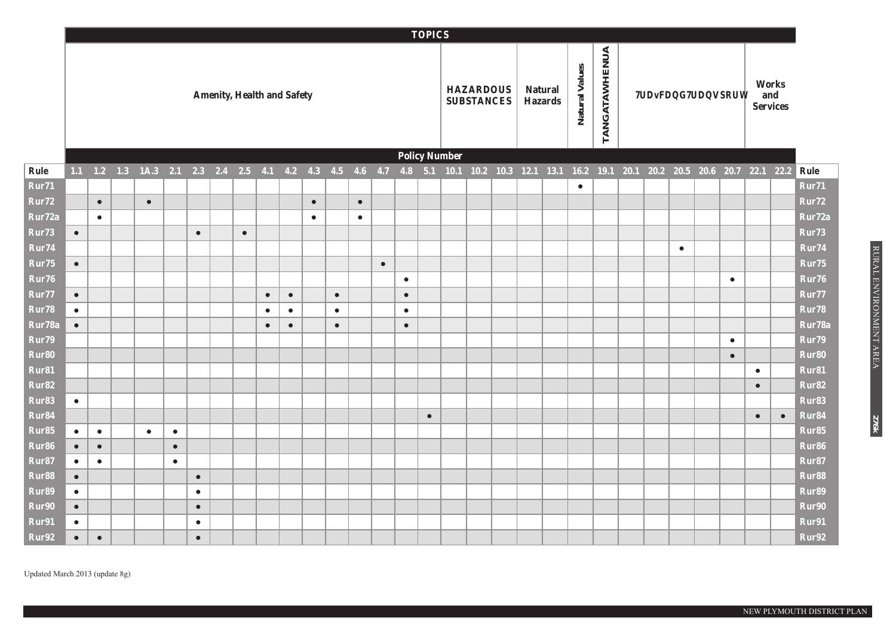| | TOPICS | | | | | | | | | | | | | | | | | | | | | | | | | | | | | | |
|---|---|---|---|---|---|---|---|---|---|---|---|---|---|---|---|---|---|---|---|---|---|---|---|---|---|---|---|---|---|---|---|
| | Amenity, Health and Safety | | | | | | | | | | | | | | | | HAZARDOUS SUBSTANCES | | | Natural Hazards | | Natural Values | TANGATAWHENUA | 7UDvFDQG7UDQVSRUW | | | | | Works and Services | | |
| | Policy Number | | | | | | | | | | | | | | | | | | | | | | | | | | | | | | |
| Rule | 1.1 | 1.2 | 1.3 | 1A.3 | 2.1 | 2.3 | 2.4 | 2.5 | 4.1 | 4.2 | 4.3 | 4.5 | 4.6 | 4.7 | 4.8 | 5.1 | 10.1 | 10.2 | 10.3 | 12.1 | 13.1 | 16.2 | 19.1 | 20.1 | 20.2 | 20.5 | 20.6 | 20.7 | 22.1 | 22.2 | Rule |
| Rur71 | | | | | | | | | | | | | | | | | | | | | | ● | | | | | | | | | Rur71 |
| Rur72 | | ● | | ● | | | | | | | ● | | ● | | | | | | | | | | | | | | | | | | Rur72 |
| Rur72a | | ● | | | | | | | | | ● | | ● | | | | | | | | | | | | | | | | | | Rur72a |
| Rur73 | ● | | | | | ● | | ● | | | | | | | | | | | | | | | | | | | | | | | Rur73 |
| Rur74 | | | | | | | | | | | | | | | | | | | | | | | | | | ● | | | | | Rur74 |
| Rur75 | ● | | | | | | | | | | | | | ● | | | | | | | | | | | | | | | | | Rur75 |
| Rur76 | | | | | | | | | | | | | | | ● | | | | | | | | | | | | | ● | | | Rur76 |
| Rur77 | ● | | | | | | | | ● | ● | | ● | | | ● | | | | | | | | | | | | | | | | Rur77 |
| Rur78 | ● | | | | | | | | ● | ● | | ● | | | ● | | | | | | | | | | | | | | | | Rur78 |
| Rur78a | ● | | | | | | | | ● | ● | | ● | | | ● | | | | | | | | | | | | | | | | Rur78a |
| Rur79 | | | | | | | | | | | | | | | | | | | | | | | | | | | | ● | | | Rur79 |
| Rur80 | | | | | | | | | | | | | | | | | | | | | | | | | | | | ● | | | Rur80 |
| Rur81 | | | | | | | | | | | | | | | | | | | | | | | | | | | | | ● | | Rur81 |
| Rur82 | | | | | | | | | | | | | | | | | | | | | | | | | | | | | ● | | Rur82 |
| Rur83 | ● | | | | | | | | | | | | | | | | | | | | | | | | | | | | | | Rur83 |
| Rur84 | | | | | | | | | | | | | | | | ● | | | | | | | | | | | | | ● | ● | Rur84 |
| Rur85 | ● | ● | | ● | ● | | | | | | | | | | | | | | | | | | | | | | | | | | Rur85 |
| Rur86 | ● | ● | | | ● | | | | | | | | | | | | | | | | | | | | | | | | | | Rur86 |
| Rur87 | ● | ● | | | ● | | | | | | | | | | | | | | | | | | | | | | | | | | Rur87 |
| Rur88 | ● | | | | | ● | | | | | | | | | | | | | | | | | | | | | | | | | Rur88 |
| Rur89 | ● | | | | | ● | | | | | | | | | | | | | | | | | | | | | | | | | Rur89 |
| Rur90 | ● | | | | | ● | | | | | | | | | | | | | | | | | | | | | | | | | Rur90 |
| Rur91 | ● | | | | | ● | | | | | | | | | | | | | | | | | | | | | | | | | Rur91 |
| Rur92 | ● | ● | | | | ● | | | | | | | | | | | | | | | | | | | | | | | | | Rur92 |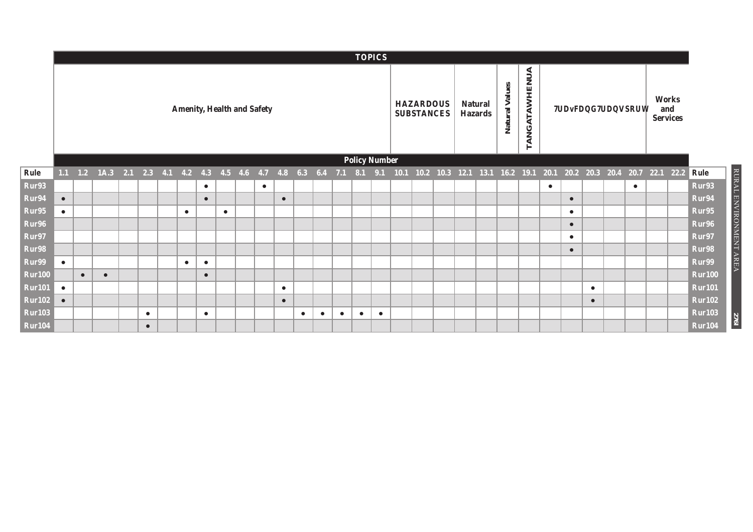| | TOPICS | | | | | | | | | | | | | | | | | | | | | | | | | | | | | | | |
|---|---|---|---|---|---|---|---|---|---|---|---|---|---|---|---|---|---|---|---|---|---|---|---|---|---|---|---|---|---|---|---|---|
| | Amenity, Health and Safety | | | | | | | | | | | | | | | | | HAZARDOUS SUBSTANCES | | | Natural Hazards | | Natural Values | TANGATAWHENUA | 7UDvFDQG7UDQVSRUW | | | | | Works and Services | | |
| | Policy Number | | | | | | | | | | | | | | | | | | | | | | | | | | | | | | | |
| Rule | 1.1 | 1.2 | 1A.3 | 2.1 | 2.3 | 4.1 | 4.2 | 4.3 | 4.5 | 4.6 | 4.7 | 4.8 | 6.3 | 6.4 | 7.1 | 8.1 | 9.1 | 10.1 | 10.2 | 10.3 | 12.1 | 13.1 | 16.2 | 19.1 | 20.1 | 20.2 | 20.3 | 20.4 | 20.7 | 22.1 | 22.2 | Rule |
| Rur93 | | | | | | | | • | | | • | | | | | | | | | | | | | | • | | | | • | | | Rur93 |
| Rur94 | • | | | | | | | • | | | | • | | | | | | | | | | | | | | • | | | | | | Rur94 |
| Rur95 | • | | | | | | • | | • | | | | | | | | | | | | | | | | | • | | | | | | Rur95 |
| Rur96 | | | | | | | | | | | | | | | | | | | | | | | | | | • | | | | | | Rur96 |
| Rur97 | | | | | | | | | | | | | | | | | | | | | | | | | | • | | | | | | Rur97 |
| Rur98 | | | | | | | | | | | | | | | | | | | | | | | | | | • | | | | | | Rur98 |
| Rur99 | • | | | | | | • | • | | | | | | | | | | | | | | | | | | | | | | | | Rur99 |
| Rur100 | | • | • | | | | | • | | | | | | | | | | | | | | | | | | | | | | | | Rur100 |
| Rur101 | • | | | | | | | | | | | • | | | | | | | | | | | | | | | • | | | | | Rur101 |
| Rur102 | • | | | | | | | | | | | • | | | | | | | | | | | | | | | • | | | | | Rur102 |
| Rur103 | | | | | • | | | • | | | | | • | • | • | • | • | | | | | | | | | | | | | | | Rur103 |
| Rur104 | | | | | • | | | | | | | | | | | | | | | | | | | | | | | | | | | Rur104 |